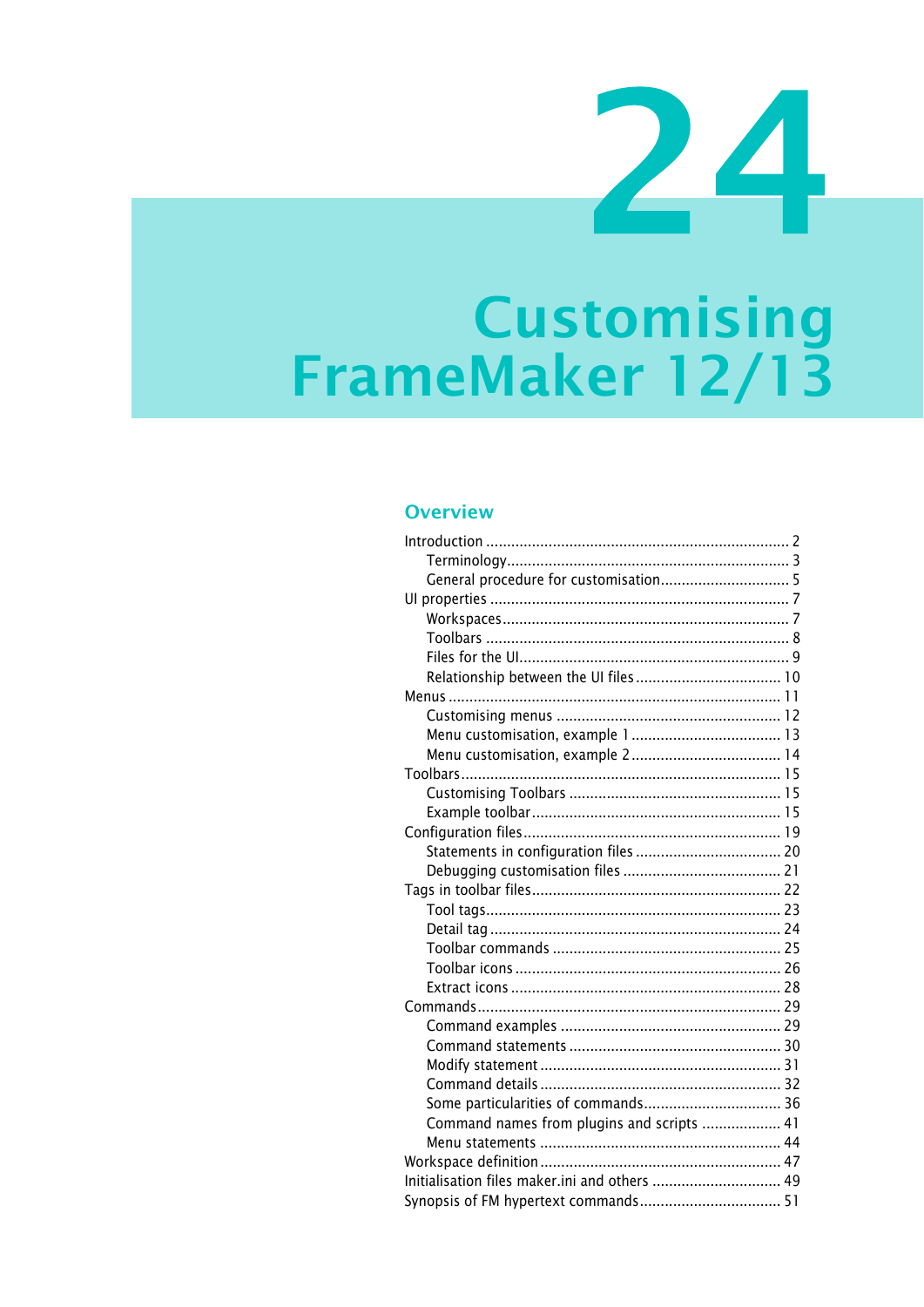# 24

# Customising FrameMaker 12/13

## Overview

- Introduction ........ 2
  - Terminology ........ 3
  - General procedure for customisation ........ 5
- UI properties ........ 7
  - Workspaces ........ 7
  - Toolbars ........ 8
  - Files for the UI ........ 9
  - Relationship between the UI files ........ 10
- Menus ........ 11
  - Customising menus ........ 12
  - Menu customisation, example 1 ........ 13
  - Menu customisation, example 2 ........ 14
- Toolbars ........ 15
  - Customising Toolbars ........ 15
  - Example toolbar ........ 15
- Configuration files ........ 19
  - Statements in configuration files ........ 20
  - Debugging customisation files ........ 21
- Tags in toolbar files ........ 22
  - Tool tags ........ 23
  - Detail tag ........ 24
  - Toolbar commands ........ 25
  - Toolbar icons ........ 26
  - Extract icons ........ 28
- Commands ........ 29
  - Command examples ........ 29
  - Command statements ........ 30
  - Modify statement ........ 31
  - Command details ........ 32
  - Some particularities of commands ........ 36
  - Command names from plugins and scripts ........ 41
  - Menu statements ........ 44
- Workspace definition ........ 47
- Initialisation files maker.ini and others ........ 49
- Synopsis of FM hypertext commands ........ 51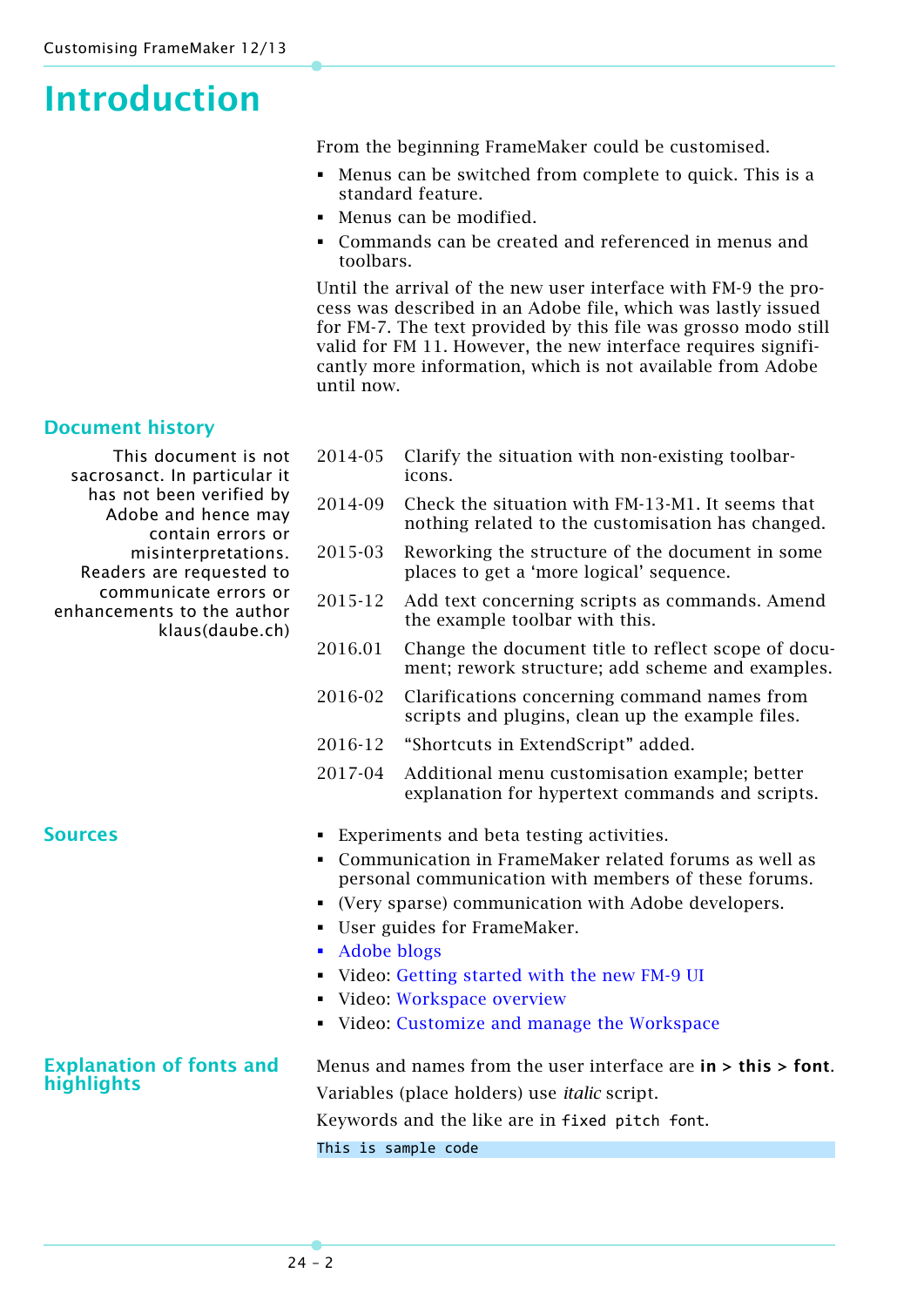# Introduction

From the beginning FrameMaker could be customised.

- Menus can be switched from complete to quick. This is a standard feature.
- Menus can be modified.
- Commands can be created and referenced in menus and toolbars.

Until the arrival of the new user interface with FM-9 the process was described in an Adobe file, which was lastly issued for FM-7. The text provided by this file was grosso modo still valid for FM 11. However, the new interface requires significantly more information, which is not available from Adobe until now.

## Document history

This document is not sacrosanct. In particular it has not been verified by Adobe and hence may contain errors or misinterpretations. Readers are requested to communicate errors or enhancements to the author klaus(daube.ch)

| | |
|---|---|
| 2014-05 | Clarify the situation with non-existing toolbar-icons. |
| 2014-09 | Check the situation with FM-13-M1. It seems that nothing related to the customisation has changed. |
| 2015-03 | Reworking the structure of the document in some places to get a ‘more logical’ sequence. |
| 2015-12 | Add text concerning scripts as commands. Amend the example toolbar with this. |
| 2016.01 | Change the document title to reflect scope of document; rework structure; add scheme and examples. |
| 2016-02 | Clarifications concerning command names from scripts and plugins, clean up the example files. |
| 2016-12 | “Shortcuts in ExtendScript” added. |
| 2017-04 | Additional menu customisation example; better explanation for hypertext commands and scripts. |

## Sources

- Experiments and beta testing activities.
- Communication in FrameMaker related forums as well as personal communication with members of these forums.
- (Very sparse) communication with Adobe developers.
- User guides for FrameMaker.
- Adobe blogs
- Video: Getting started with the new FM-9 UI
- Video: Workspace overview
- Video: Customize and manage the Workspace

## Explanation of fonts and highlights

Menus and names from the user interface are **in > this > font**.

Variables (place holders) use *italic* script.

Keywords and the like are in `fixed pitch font`.

```
This is sample code
```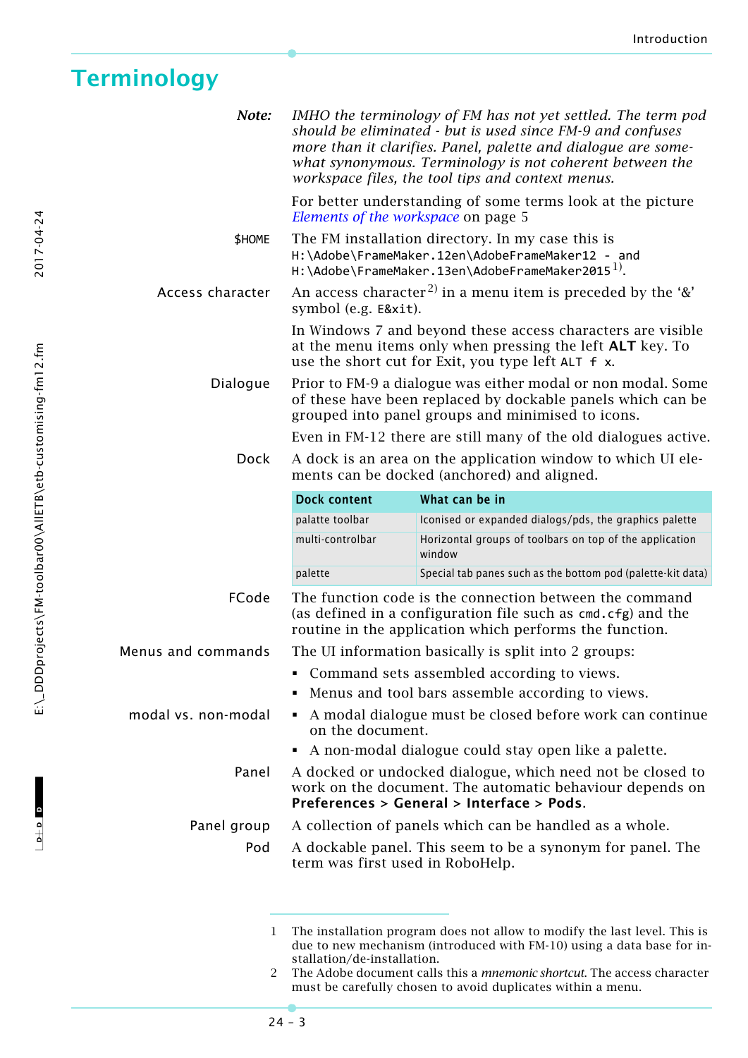# Terminology

***Note:*** *IMHO the terminology of FM has not yet settled. The term pod should be eliminated - but is used since FM-9 and confuses more than it clarifies. Panel, palette and dialogue are somewhat synonymous. Terminology is not coherent between the workspace files, the tool tips and context menus.*

For better understanding of some terms look at the picture *Elements of the workspace* on page 5

**$HOME** The FM installation directory. In my case this is `H:\Adobe\FrameMaker.12en\AdobeFrameMaker12` - and `H:\Adobe\FrameMaker.13en\AdobeFrameMaker2015`[1].

**Access character** An access character[2] in a menu item is preceded by the '&' symbol (e.g. `E&xit`).

In Windows 7 and beyond these access characters are visible at the menu items only when pressing the left **ALT** key. To use the short cut for Exit, you type left `ALT f x`.

**Dialogue** Prior to FM-9 a dialogue was either modal or non modal. Some of these have been replaced by dockable panels which can be grouped into panel groups and minimised to icons.

Even in FM-12 there are still many of the old dialogues active.

**Dock** A dock is an area on the application window to which UI elements can be docked (anchored) and aligned.

| Dock content | What can be in |
|---|---|
| palatte toolbar | Iconised or expanded dialogs/pds, the graphics palette |
| multi-controlbar | Horizontal groups of toolbars on top of the application window |
| palette | Special tab panes such as the bottom pod (palette-kit data) |

**FCode** The function code is the connection between the command (as defined in a configuration file such as `cmd.cfg`) and the routine in the application which performs the function.

**Menus and commands** The UI information basically is split into 2 groups:

- Command sets assembled according to views.
- Menus and tool bars assemble according to views.

**modal vs. non-modal**

- A modal dialogue must be closed before work can continue on the document.
- A non-modal dialogue could stay open like a palette.

**Panel** A docked or undocked dialogue, which need not be closed to work on the document. The automatic behaviour depends on **Preferences > General > Interface > Pods**.

**Panel group** A collection of panels which can be handled as a whole.

**Pod** A dockable panel. This seem to be a synonym for panel. The term was first used in RoboHelp.

---

1 The installation program does not allow to modify the last level. This is due to new mechanism (introduced with FM-10) using a data base for installation/de-installation.

2 The Adobe document calls this a *mnemonic shortcut*. The access character must be carefully chosen to avoid duplicates within a menu.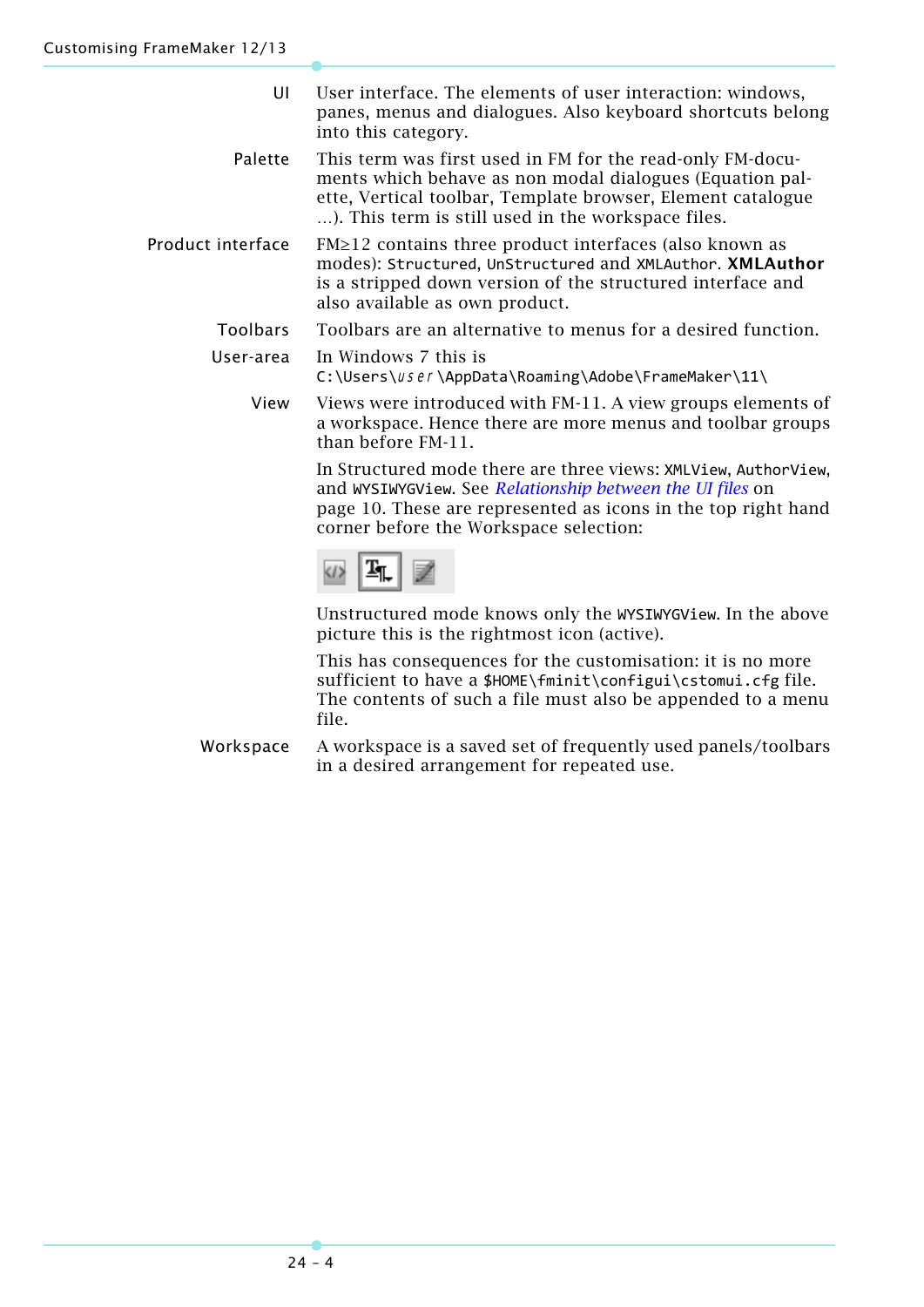**UI** User interface. The elements of user interaction: windows, panes, menus and dialogues. Also keyboard shortcuts belong into this category.

**Palette** This term was first used in FM for the read-only FM-documents which behave as non modal dialogues (Equation palette, Vertical toolbar, Template browser, Element catalogue …). This term is still used in the workspace files.

**Product interface** FM≥12 contains three product interfaces (also known as modes): `Structured`, `UnStructured` and `XMLAuthor`. **XMLAuthor** is a stripped down version of the structured interface and also available as own product.

**Toolbars** Toolbars are an alternative to menus for a desired function.

**User-area** In Windows 7 this is `C:\Users\`*`user`*`\AppData\Roaming\Adobe\FrameMaker\11\`

**View** Views were introduced with FM-11. A view groups elements of a workspace. Hence there are more menus and toolbar groups than before FM-11.

In Structured mode there are three views: `XMLView`, `AuthorView`, and `WYSIWYGView`. See *Relationship between the UI files* on page 10. These are represented as icons in the top right hand corner before the Workspace selection:

Unstructured mode knows only the `WYSIWYGView`. In the above picture this is the rightmost icon (active).

This has consequences for the customisation: it is no more sufficient to have a `$HOME\fminit\configui\cstomui.cfg` file. The contents of such a file must also be appended to a menu file.

**Workspace** A workspace is a saved set of frequently used panels/toolbars in a desired arrangement for repeated use.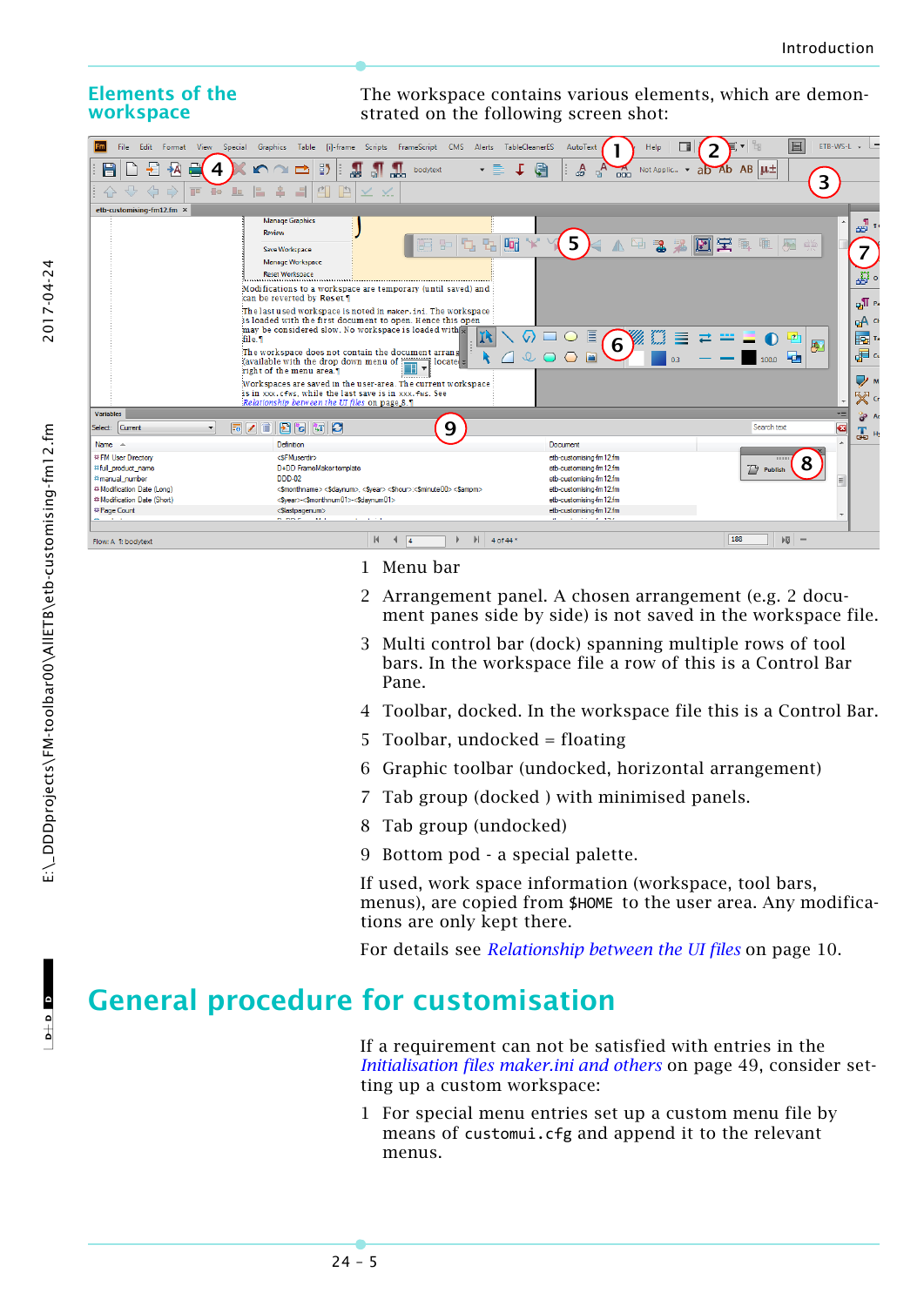## Elements of the workspace

The workspace contains various elements, which are demonstrated on the following screen shot:

1. Menu bar
2. Arrangement panel. A chosen arrangement (e.g. 2 document panes side by side) is not saved in the workspace file.
3. Multi control bar (dock) spanning multiple rows of tool bars. In the workspace file a row of this is a Control Bar Pane.
4. Toolbar, docked. In the workspace file this is a Control Bar.
5. Toolbar, undocked = floating
6. Graphic toolbar (undocked, horizontal arrangement)
7. Tab group (docked ) with minimised panels.
8. Tab group (undocked)
9. Bottom pod - a special palette.

If used, work space information (workspace, tool bars, menus), are copied from `$HOME` to the user area. Any modifications are only kept there.

For details see *Relationship between the UI files* on page 10.

# General procedure for customisation

If a requirement can not be satisfied with entries in the *Initialisation files maker.ini and others* on page 49, consider setting up a custom workspace:

1. For special menu entries set up a custom menu file by means of `customui.cfg` and append it to the relevant menus.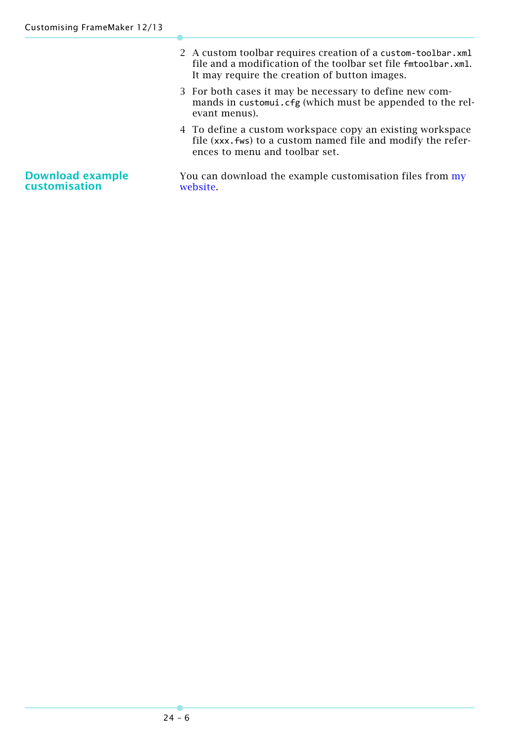2. A custom toolbar requires creation of a `custom-toolbar.xml` file and a modification of the toolbar set file `fmtoolbar.xml`. It may require the creation of button images.
3. For both cases it may be necessary to define new commands in `customui.cfg` (which must be appended to the relevant menus).
4. To define a custom workspace copy an existing workspace file (`xxx.fws`) to a custom named file and modify the references to menu and toolbar set.

## Download example customisation

You can download the example customisation files from my website.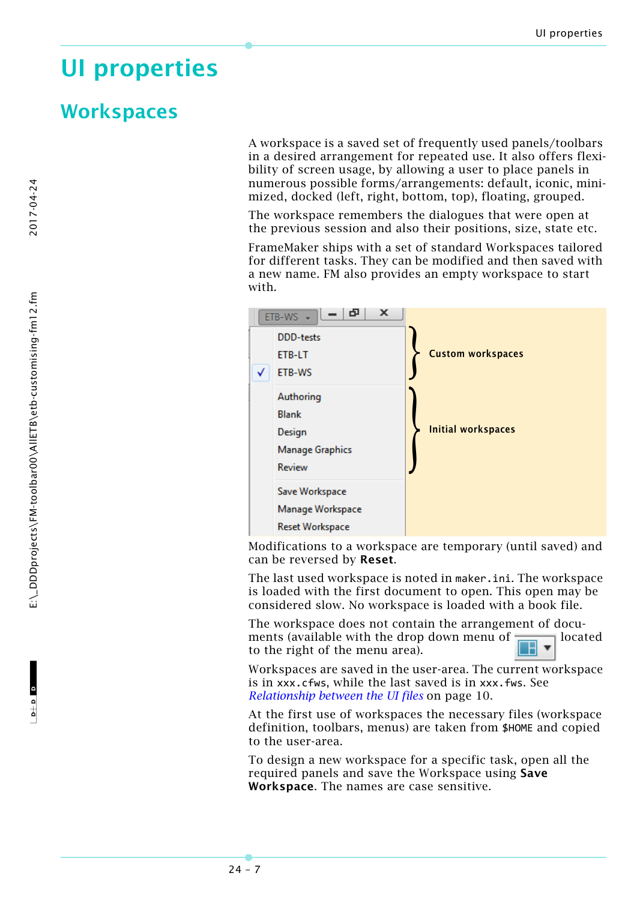# UI properties

## Workspaces

A workspace is a saved set of frequently used panels/toolbars in a desired arrangement for repeated use. It also offers flexibility of screen usage, by allowing a user to place panels in numerous possible forms/arrangements: default, iconic, minimized, docked (left, right, bottom, top), floating, grouped.

The workspace remembers the dialogues that were open at the previous session and also their positions, size, state etc.

FrameMaker ships with a set of standard Workspaces tailored for different tasks. They can be modified and then saved with a new name. FM also provides an empty workspace to start with.

ETB-WS

DDD-tests
ETB-LT
ETB-WS

Custom workspaces

Authoring
Blank
Design
Manage Graphics
Review

Initial workspaces

Save Workspace
Manage Workspace
Reset Workspace

Modifications to a workspace are temporary (until saved) and can be reversed by **Reset**.

The last used workspace is noted in `maker.ini`. The workspace is loaded with the first document to open. This open may be considered slow. No workspace is loaded with a book file.

The workspace does not contain the arrangement of documents (available with the drop down menu of located to the right of the menu area).

Workspaces are saved in the user-area. The current workspace is in `xxx.cfws`, while the last saved is in `xxx.fws`. See *Relationship between the UI files* on page 10.

At the first use of workspaces the necessary files (workspace definition, toolbars, menus) are taken from `$HOME` and copied to the user-area.

To design a new workspace for a specific task, open all the required panels and save the Workspace using **Save Workspace**. The names are case sensitive.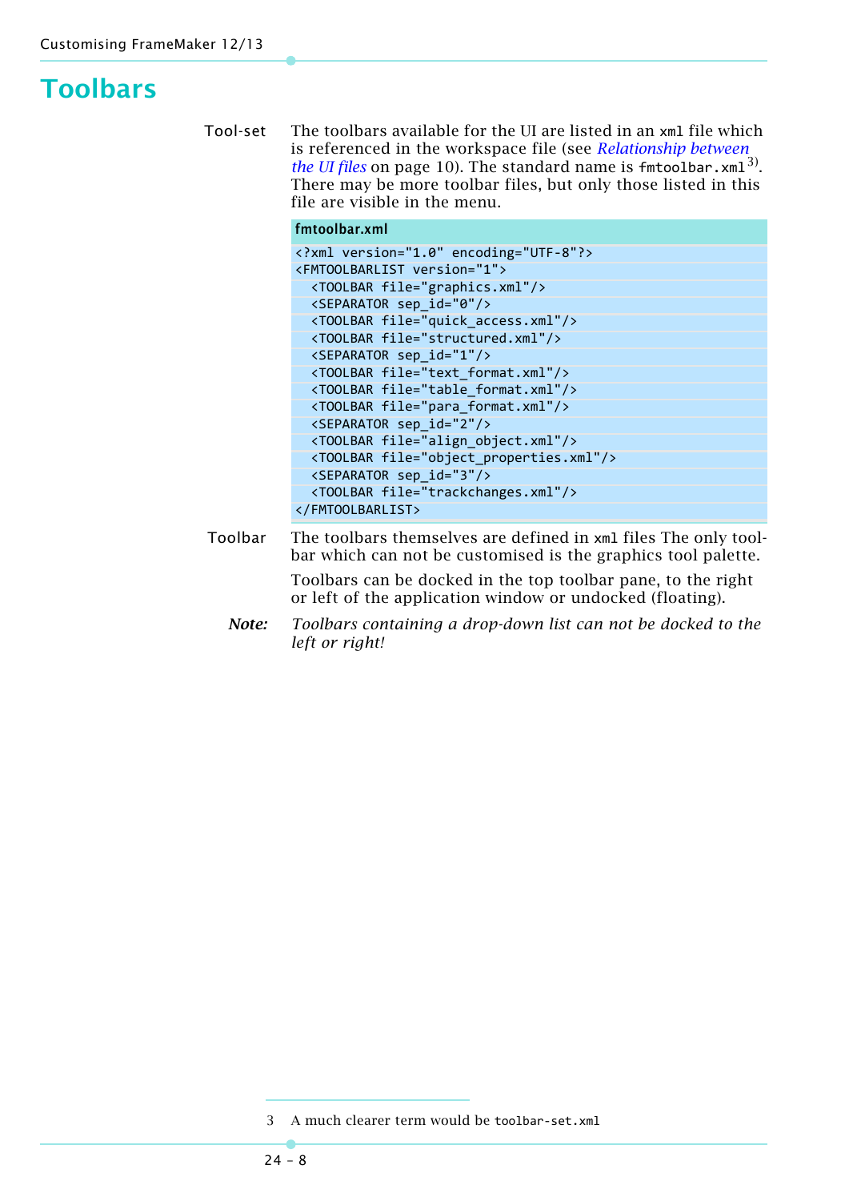# Toolbars

**Tool-set** The toolbars available for the UI are listed in an `xml` file which is referenced in the workspace file (see *Relationship between the UI files* on page 10). The standard name is `fmtoolbar.xml`[3]. There may be more toolbar files, but only those listed in this file are visible in the menu.

**fmtoolbar.xml**

```
<?xml version="1.0" encoding="UTF-8"?>
<FMTOOLBARLIST version="1">
  <TOOLBAR file="graphics.xml"/>
  <SEPARATOR sep_id="0"/>
  <TOOLBAR file="quick_access.xml"/>
  <TOOLBAR file="structured.xml"/>
  <SEPARATOR sep_id="1"/>
  <TOOLBAR file="text_format.xml"/>
  <TOOLBAR file="table_format.xml"/>
  <TOOLBAR file="para_format.xml"/>
  <SEPARATOR sep_id="2"/>
  <TOOLBAR file="align_object.xml"/>
  <TOOLBAR file="object_properties.xml"/>
  <SEPARATOR sep_id="3"/>
  <TOOLBAR file="trackchanges.xml"/>
</FMTOOLBARLIST>
```

**Toolbar** The toolbars themselves are defined in `xml` files The only toolbar which can not be customised is the graphics tool palette.

Toolbars can be docked in the top toolbar pane, to the right or left of the application window or undocked (floating).

***Note:*** *Toolbars containing a drop-down list can not be docked to the left or right!*

---

3 A much clearer term would be `toolbar-set.xml`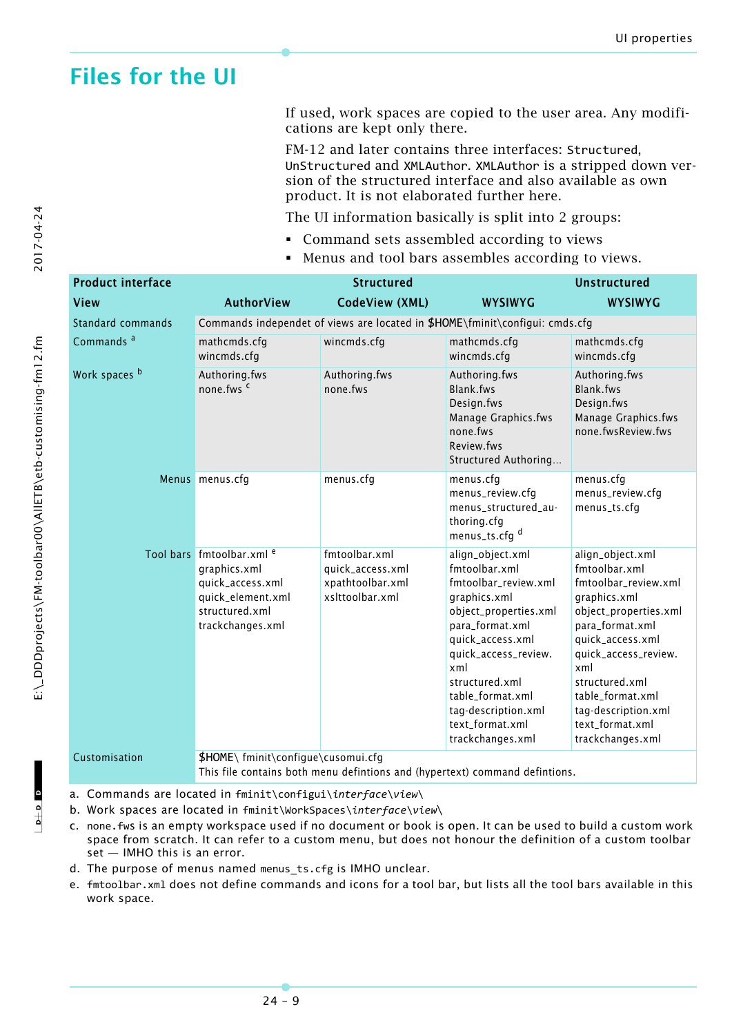# Files for the UI

If used, work spaces are copied to the user area. Any modifications are kept only there.

FM-12 and later contains three interfaces: `Structured`, `UnStructured` and `XMLAuthor`. `XMLAuthor` is a stripped down version of the structured interface and also available as own product. It is not elaborated further here.

The UI information basically is split into 2 groups:

- Command sets assembled according to views
- Menus and tool bars assembles according to views.

| Product interface | Structured | | | Unstructured |
|---|---|---|---|---|
| View | AuthorView | CodeView (XML) | WYSIWYG | WYSIWYG |
| Standard commands | Commands independet of views are located in $HOME\fminit\configui: cmds.cfg | | | |
| Commands [a] | mathcmds.cfg<br>wincmds.cfg | wincmds.cfg | mathcmds.cfg<br>wincmds.cfg | mathcmds.cfg<br>wincmds.cfg |
| Work spaces [b] | Authoring.fws<br>none.fws [c] | Authoring.fws<br>none.fws | Authoring.fws<br>Blank.fws<br>Design.fws<br>Manage Graphics.fws<br>none.fws<br>Review.fws<br>Structured Authoring... | Authoring.fws<br>Blank.fws<br>Design.fws<br>Manage Graphics.fws<br>none.fwsReview.fws |
| Menus | menus.cfg | menus.cfg | menus.cfg<br>menus_review.cfg<br>menus_structured_authoring.cfg<br>menus_ts.cfg [d] | menus.cfg<br>menus_review.cfg<br>menus_ts.cfg |
| Tool bars | fmtoolbar.xml [e]<br>graphics.xml<br>quick_access.xml<br>quick_element.xml<br>structured.xml<br>trackchanges.xml | fmtoolbar.xml<br>quick_access.xml<br>xpathtoolbar.xml<br>xslttoolbar.xml | align_object.xml<br>fmtoolbar.xml<br>fmtoolbar_review.xml<br>graphics.xml<br>object_properties.xml<br>para_format.xml<br>quick_access.xml<br>quick_access_review.xml<br>structured.xml<br>table_format.xml<br>tag-description.xml<br>text_format.xml<br>trackchanges.xml | align_object.xml<br>fmtoolbar.xml<br>fmtoolbar_review.xml<br>graphics.xml<br>object_properties.xml<br>para_format.xml<br>quick_access.xml<br>quick_access_review.xml<br>structured.xml<br>table_format.xml<br>tag-description.xml<br>text_format.xml<br>trackchanges.xml |
| Customisation | $HOME\ fminit\configue\cusomui.cfg<br>This file contains both menu defintions and (hypertext) command defintions. | | | |

a. Commands are located in `fminit\configui\`*interface*`\`*view*`\`

b. Work spaces are located in `fminit\WorkSpaces\`*interface*`\`*view*`\`

c. `none.fws` is an empty workspace used if no document or book is open. It can be used to build a custom work space from scratch. It can refer to a custom menu, but does not honour the definition of a custom toolbar set — IMHO this is an error.

d. The purpose of menus named `menus_ts.cfg` is IMHO unclear.

e. `fmtoolbar.xml` does not define commands and icons for a tool bar, but lists all the tool bars available in this work space.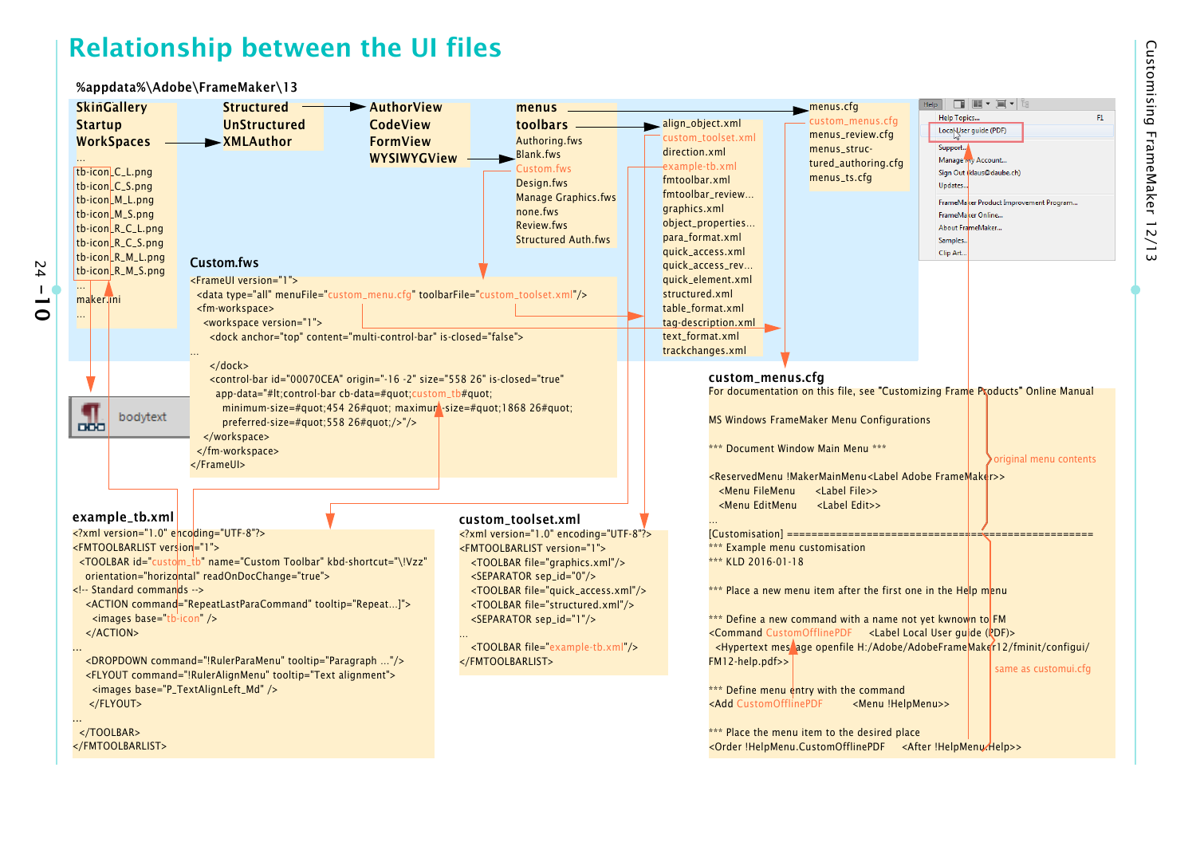# Relationship between the UI files

%appdata%\Adobe\FrameMaker\13

SkinGallery
Startup
WorkSpaces
...
tb-icon_C_L.png
tb-icon_C_S.png
tb-icon_M_L.png
tb-icon_M_S.png
tb-icon_R_C_L.png
tb-icon_R_C_S.png
tb-icon_R_M_L.png
tb-icon_R_M_S.png
...
maker.ini
...

Structured
UnStructured
XMLAuthor

AuthorView
CodeView
FormView
WYSIWYGView

menus
toolbars
Authoring.fws
Blank.fws
Custom.fws
Design.fws
Manage Graphics.fws
none.fws
Review.fws
Structured Auth.fws

align_object.xml
custom_toolset.xml
direction.xml
example-tb.xml
fmtoolbar.xml
fmtoolbar_review...
graphics.xml
object_properties...
para_format.xml
quick_access.xml
quick_access_rev...
quick_element.xml
structured.xml
table_format.xml
tag-description.xml
text_format.xml
trackchanges.xml

menus.cfg
custom_menus.cfg
menus_review.cfg
menus_struc-tured_authoring.cfg
menus_ts.cfg

Help Topics... F1
Local User guide (PDF)
Support...
Manage My Account...
Sign Out (klaus@daube.ch)
Updates...
FrameMaker Product Improvement Program...
FrameMaker Online...
About FrameMaker...
Samples...
Clip Art...

bodytext

### Custom.fws

```
<FrameUI version="1">
  <data type="all" menuFile="custom_menu.cfg" toolbarFile="custom_toolset.xml"/>
  <fm-workspace>
    <workspace version="1">
      <dock anchor="top" content="multi-control-bar" is-closed="false">
...
      </dock>
      <control-bar id="00070CEA" origin="-16 -2" size="558 26" is-closed="true"
       app-data="#lt;control-bar cb-data=#quot;custom_tb#quot;
        minimum-size=#quot;454 26#quot; maximum-size=#quot;1868 26#quot;
        preferred-size=#quot;558 26#quot;/>"/>
    </workspace>
  </fm-workspace>
</FrameUI>
```

### example_tb.xml

```
<?xml version="1.0" encoding="UTF-8"?>
<FMTOOLBARLIST version="1">
  <TOOLBAR id="custom_tb" name="Custom Toolbar" kbd-shortcut="\!Vzz"
   orientation="horizontal" readOnDocChange="true">
<!-- Standard commands -->
    <ACTION command="RepeatLastParaCommand" tooltip="Repeat...]">
      <images base="tb-icon" />
    </ACTION>
...
    <DROPDOWN command="!RulerParaMenu" tooltip="Paragraph ..."/>
    <FLYOUT command="!RulerAlignMenu" tooltip="Text alignment">
      <images base="P_TextAlignLeft_Md" />
    </FLYOUT>
...
  </TOOLBAR>
</FMTOOLBARLIST>
```

### custom_toolset.xml

```
<?xml version="1.0" encoding="UTF-8"?>
<FMTOOLBARLIST version="1">
  <TOOLBAR file="graphics.xml"/>
  <SEPARATOR sep_id="0"/>
  <TOOLBAR file="quick_access.xml"/>
  <TOOLBAR file="structured.xml"/>
  <SEPARATOR sep_id="1"/>
...
  <TOOLBAR file="example-tb.xml"/>
</FMTOOLBARLIST>
```

### custom_menus.cfg

```
For documentation on this file, see "Customizing Frame Products" Online Manual

MS Windows FrameMaker Menu Configurations

*** Document Window Main Menu ***

<ReservedMenu !MakerMainMenu<Label Adobe FrameMaker>>
  <Menu FileMenu     <Label File>>
  <Menu EditMenu     <Label Edit>>
...
[Customisation] =================================================
*** Example menu customisation
*** KLD 2016-01-18

*** Place a new menu item after the first one in the Help menu

*** Define a new command with a name not yet kwnown to FM
<Command CustomOfflinePDF     <Label Local User guide (PDF)>
  <Hypertext message openfile H:/Adobe/AdobeFrameMaker12/fminit/configui/
FM12-help.pdf>>

*** Define menu entry with the command
<Add CustomOfflinePDF        <Menu !HelpMenu>>

*** Place the menu item to the desired place
<Order !HelpMenu.CustomOfflinePDF     <After !HelpMenu.Help>>
```

original menu contents

same as customui.cfg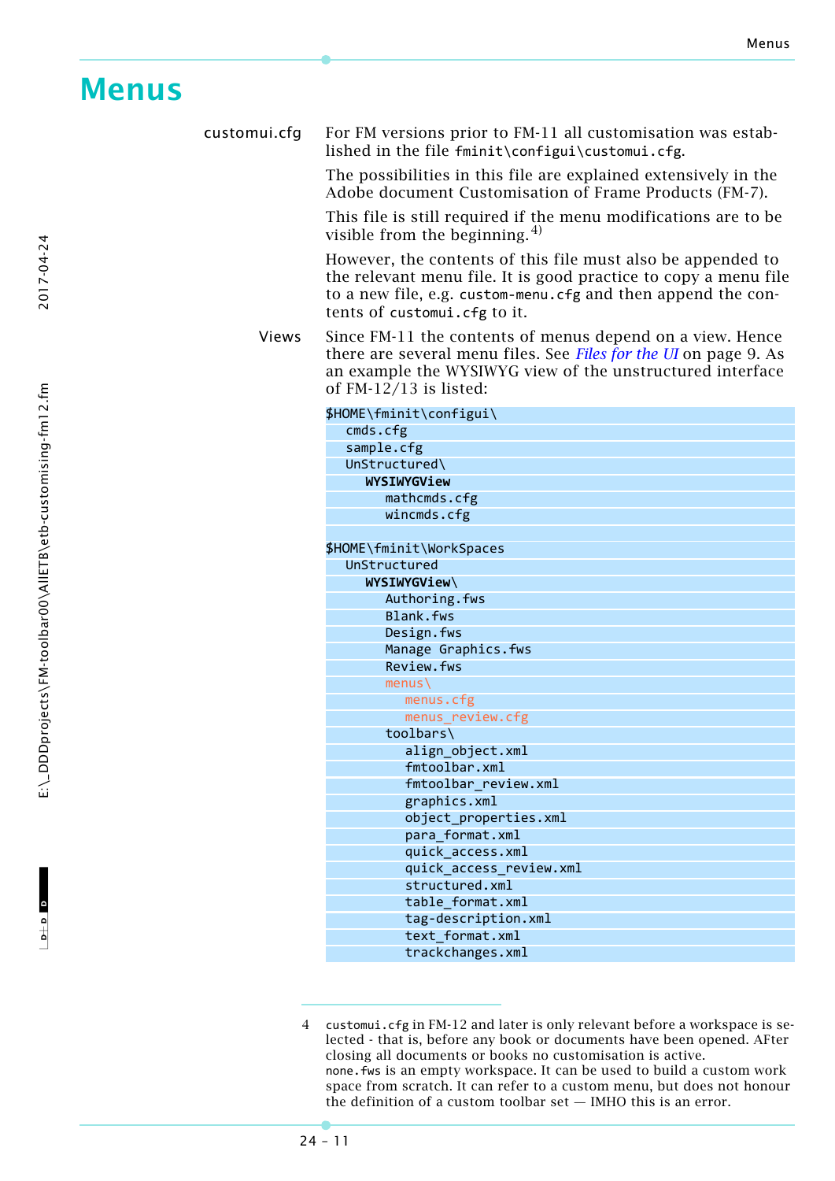# Menus

**customui.cfg**

For FM versions prior to FM-11 all customisation was established in the file `fminit\configui\customui.cfg`.

The possibilities in this file are explained extensively in the Adobe document Customisation of Frame Products (FM-7).

This file is still required if the menu modifications are to be visible from the beginning.[4]

However, the contents of this file must also be appended to the relevant menu file. It is good practice to copy a menu file to a new file, e.g. `custom-menu.cfg` and then append the contents of `customui.cfg` to it.

**Views**

Since FM-11 the contents of menus depend on a view. Hence there are several menu files. See *Files for the UI* on page 9. As an example the WYSIWYG view of the unstructured interface of FM-12/13 is listed:

```
$HOME\fminit\configui\
  cmds.cfg
  sample.cfg
  UnStructured\
    WYSIWYGView
      mathcmds.cfg
      wincmds.cfg

$HOME\fminit\WorkSpaces
  UnStructured
    WYSIWYGView\
      Authoring.fws
      Blank.fws
      Design.fws
      Manage Graphics.fws
      Review.fws
      menus\
        menus.cfg
        menus_review.cfg
      toolbars\
        align_object.xml
        fmtoolbar.xml
        fmtoolbar_review.xml
        graphics.xml
        object_properties.xml
        para_format.xml
        quick_access.xml
        quick_access_review.xml
        structured.xml
        table_format.xml
        tag-description.xml
        text_format.xml
        trackchanges.xml
```

4 `customui.cfg` in FM-12 and later is only relevant before a workspace is selected - that is, before any book or documents have been opened. AFter closing all documents or books no customisation is active.
`none.fws` is an empty workspace. It can be used to build a custom work space from scratch. It can refer to a custom menu, but does not honour the definition of a custom toolbar set — IMHO this is an error.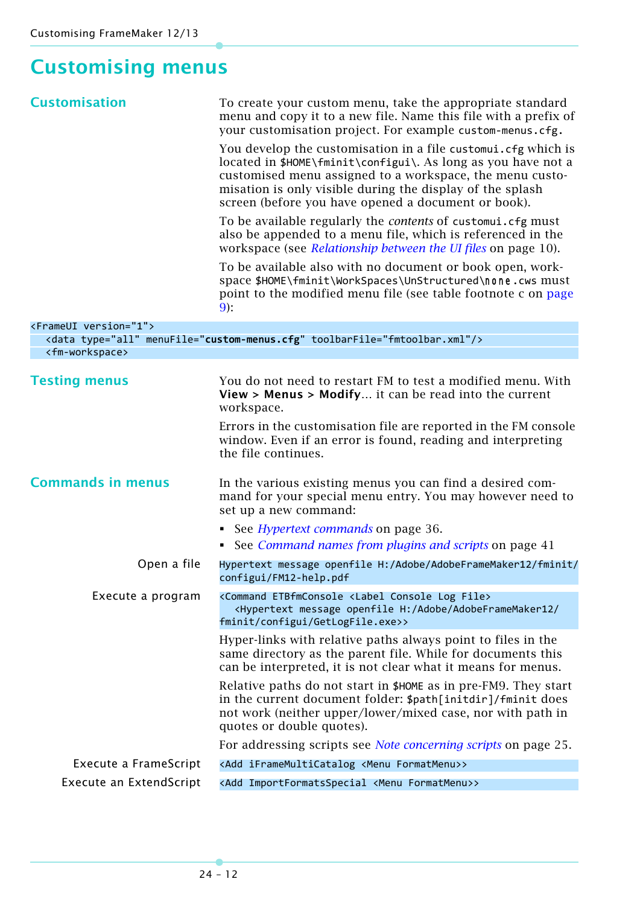# Customising menus

## Customisation

To create your custom menu, take the appropriate standard menu and copy it to a new file. Name this file with a prefix of your customisation project. For example `custom-menus.cfg`.

You develop the customisation in a file `customui.cfg` which is located in `$HOME\fminit\configui\`. As long as you have not a customised menu assigned to a workspace, the menu customisation is only visible during the display of the splash screen (before you have opened a document or book).

To be available regularly the *contents* of `customui.cfg` must also be appended to a menu file, which is referenced in the workspace (see *Relationship between the UI files* on page 10).

To be available also with no document or book open, workspace `$HOME\fminit\WorkSpaces\UnStructured\none.cws` must point to the modified menu file (see table footnote c on page 9):

```
<FrameUI version="1">
  <data type="all" menuFile="custom-menus.cfg" toolbarFile="fmtoolbar.xml"/>
  <fm-workspace>
```

## Testing menus

You do not need to restart FM to test a modified menu. With **View > Menus > Modify**... it can be read into the current workspace.

Errors in the customisation file are reported in the FM console window. Even if an error is found, reading and interpreting the file continues.

## Commands in menus

In the various existing menus you can find a desired command for your special menu entry. You may however need to set up a new command:

- See *Hypertext commands* on page 36.
- See *Command names from plugins and scripts* on page 41

Open a file

```
Hypertext message openfile H:/Adobe/AdobeFrameMaker12/fminit/configui/FM12-help.pdf
```

Execute a program

```
<Command ETBfmConsole <Label Console Log File>
  <Hypertext message openfile H:/Adobe/AdobeFrameMaker12/fminit/configui/GetLogFile.exe>>
```

Hyper-links with relative paths always point to files in the same directory as the parent file. While for documents this can be interpreted, it is not clear what it means for menus.

Relative paths do not start in `$HOME` as in pre-FM9. They start in the current document folder: `$path[initdir]/fminit` does not work (neither upper/lower/mixed case, nor with path in quotes or double quotes).

For addressing scripts see *Note concerning scripts* on page 25.

Execute a FrameScript

```
<Add iFrameMultiCatalog <Menu FormatMenu>>
```

Execute an ExtendScript

```
<Add ImportFormatsSpecial <Menu FormatMenu>>
```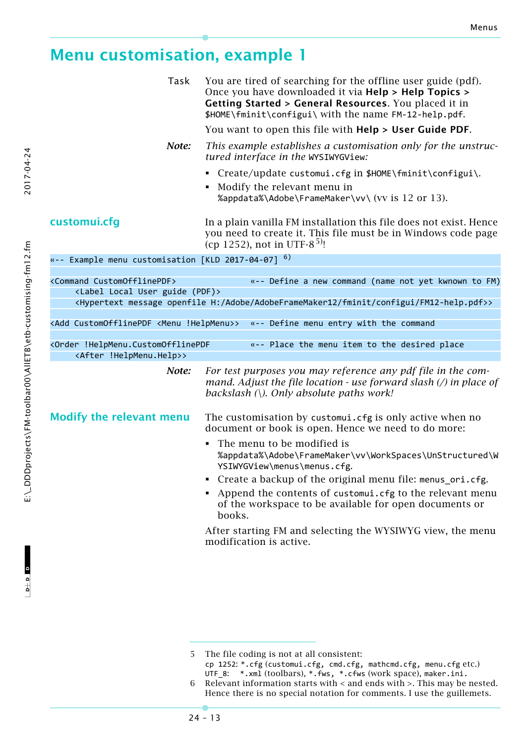# Menu customisation, example 1

Task
: You are tired of searching for the offline user guide (pdf). Once you have downloaded it via **Help > Help Topics > Getting Started > General Resources**. You placed it in `$HOME\fminit\configui\` with the name `FM-12-help.pdf`.

You want to open this file with **Help > User Guide PDF**.

**Note:** *This example establishes a customisation only for the unstructured interface in the* `WYSIWYGView`*:*

- Create/update `customui.cfg` in `$HOME\fminit\configui\`.
- Modify the relevant menu in `%appdata%\Adobe\FrameMaker\vv\` (vv is 12 or 13).

## customui.cfg

In a plain vanilla FM installation this file does not exist. Hence you need to create it. This file must be in Windows code page (cp 1252), not in UTF-8 [5])!

```
«-- Example menu customisation [KLD 2017-04-07] 6)

<Command CustomOfflinePDF>              «-- Define a new command (name not yet kwnown to FM)
     <Label Local User guide (PDF)>
     <Hypertext message openfile H:/Adobe/AdobeFrameMaker12/fminit/configui/FM12-help.pdf>>

<Add CustomOfflinePDF <Menu !HelpMenu>>  «-- Define menu entry with the command

<Order !HelpMenu.CustomOfflinePDF        «-- Place the menu item to the desired place
     <After !HelpMenu.Help>>
```

**Note:** *For test purposes you may reference any pdf file in the command. Adjust the file location - use forward slash (/) in place of backslash (\). Only absolute paths work!*

## Modify the relevant menu

The customisation by `customui.cfg` is only active when no document or book is open. Hence we need to do more:

- The menu to be modified is `%appdata%\Adobe\FrameMaker\vv\WorkSpaces\UnStructured\WYSIWYGView\menus\menus.cfg`.
- Create a backup of the original menu file: `menus_ori.cfg`.
- Append the contents of `customui.cfg` to the relevant menu of the workspace to be available for open documents or books.

After starting FM and selecting the WYSIWYG view, the menu modification is active.

---

5 The file coding is not at all consistent:
`cp 1252`: `*.cfg` (`customui.cfg, cmd.cfg, mathcmd.cfg, menu.cfg` etc.)
`UTF_8`: `*.xml` (toolbars), `*.fws, *.cfws` (work space), `maker.ini`.

6 Relevant information starts with < and ends with >. This may be nested. Hence there is no special notation for comments. I use the guillemets.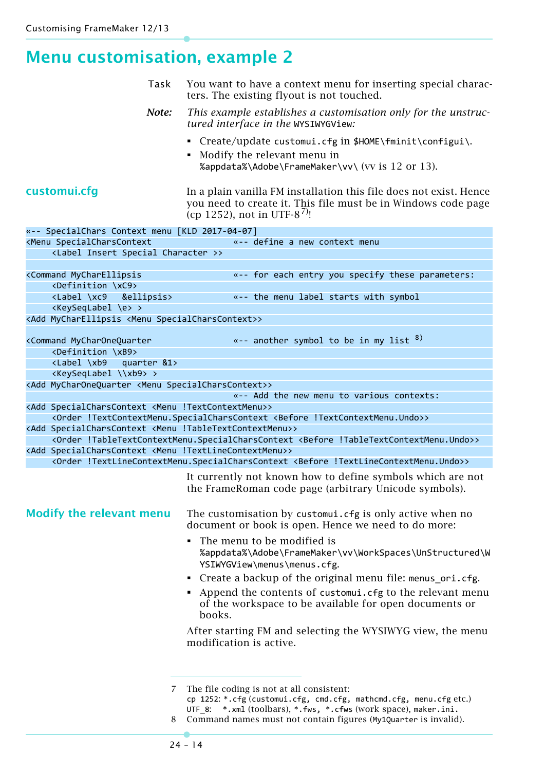# Menu customisation, example 2

Task — You want to have a context menu for inserting special characters. The existing flyout is not touched.

***Note:*** *This example establishes a customisation only for the unstructured interface in the* `WYSIWYGView`*:*

- Create/update `customui.cfg` in `$HOME\fminit\configui\`.
- Modify the relevant menu in `%appdata%\Adobe\FrameMaker\vv\` (vv is 12 or 13).

## customui.cfg

In a plain vanilla FM installation this file does not exist. Hence you need to create it. This file must be in Windows code page (cp 1252), not in UTF-8[7]!

```
«-- SpecialChars Context menu [KLD 2017-04-07]
<Menu SpecialCharsContext                «-- define a new context menu
     <Label Insert Special Character >>

<Command MyCharEllipsis                  «-- for each entry you specify these parameters:
     <Definition \xC9>
     <Label \xc9   &ellipsis>            «-- the menu label starts with symbol
     <KeySeqLabel \e> >
<Add MyCharEllipsis <Menu SpecialCharsContext>>

<Command MyCharOneQuarter                «-- another symbol to be in my list 8)
     <Definition \xB9>
     <Label \xb9   quarter &1>
     <KeySeqLabel \\xb9> >
<Add MyCharOneQuarter <Menu SpecialCharsContext>>
                                         «-- Add the new menu to various contexts:
<Add SpecialCharsContext <Menu !TextContextMenu>>
     <Order !TextContextMenu.SpecialCharsContext <Before !TextContextMenu.Undo>>
<Add SpecialCharsContext <Menu !TableTextContextMenu>>
     <Order !TableTextContextMenu.SpecialCharsContext <Before !TableTextContextMenu.Undo>>
<Add SpecialCharsContext <Menu !TextLineContextMenu>>
     <Order !TextLineContextMenu.SpecialCharsContext <Before !TextLineContextMenu.Undo>>
```

It currently not known how to define symbols which are not the FrameRoman code page (arbitrary Unicode symbols).

## Modify the relevant menu

The customisation by `customui.cfg` is only active when no document or book is open. Hence we need to do more:

- The menu to be modified is `%appdata%\Adobe\FrameMaker\vv\WorkSpaces\UnStructured\WYSIWYGView\menus\menus.cfg`.
- Create a backup of the original menu file: `menus_ori.cfg`.
- Append the contents of `customui.cfg` to the relevant menu of the workspace to be available for open documents or books.

After starting FM and selecting the WYSIWYG view, the menu modification is active.

---

7 The file coding is not at all consistent:
`cp 1252`: `*.cfg` (`customui.cfg`, `cmd.cfg`, `mathcmd.cfg`, `menu.cfg` etc.)
`UTF_8`: `*.xml` (toolbars), `*.fws`, `*.cfws` (work space), `maker.ini`.

8 Command names must not contain figures (`My1Quarter` is invalid).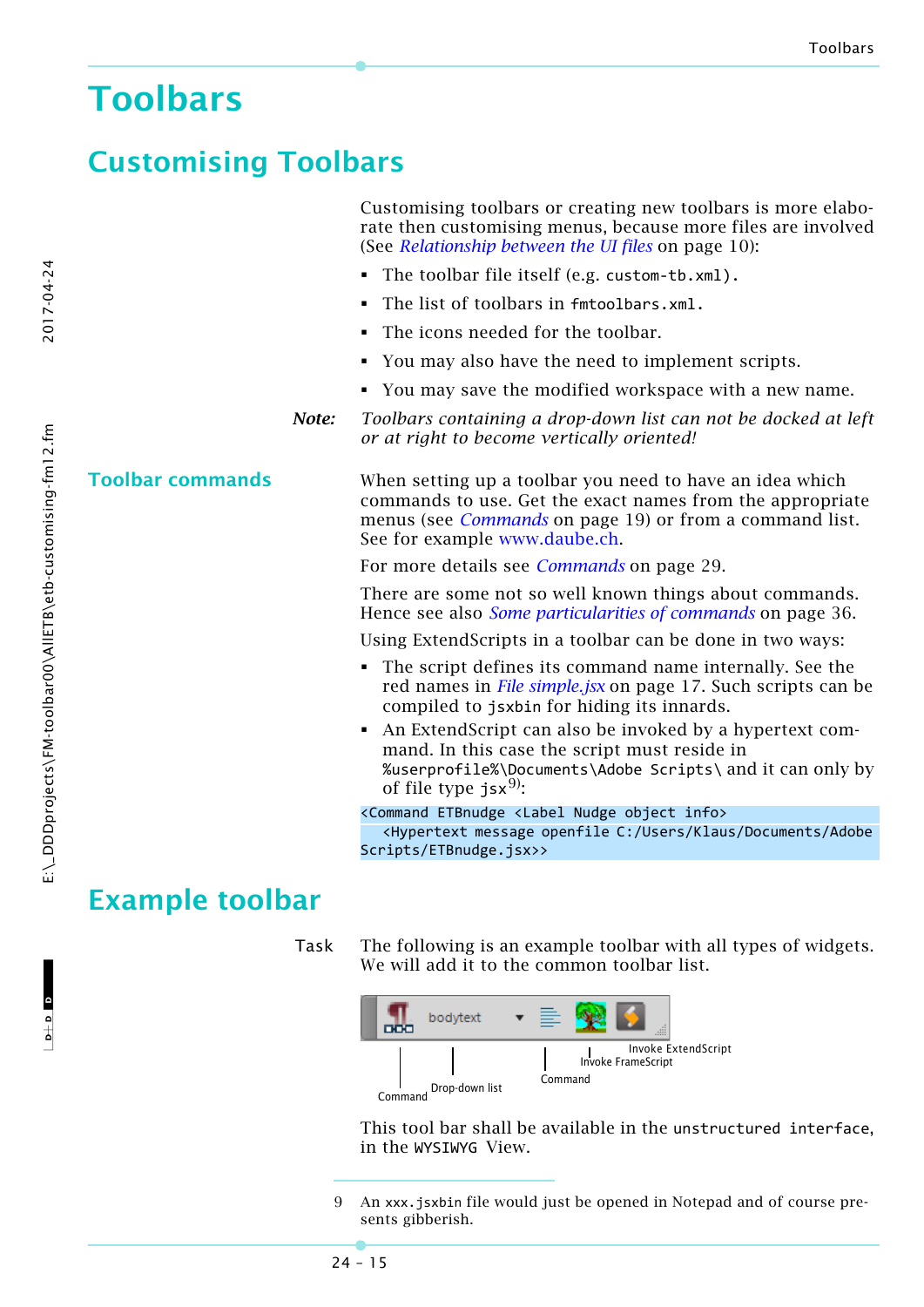# Toolbars

## Customising Toolbars

Customising toolbars or creating new toolbars is more elaborate then customising menus, because more files are involved (See *Relationship between the UI files* on page 10):

- The toolbar file itself (e.g. `custom-tb.xml`).
- The list of toolbars in `fmtoolbars.xml`.
- The icons needed for the toolbar.
- You may also have the need to implement scripts.
- You may save the modified workspace with a new name.

***Note:*** *Toolbars containing a drop-down list can not be docked at left or at right to become vertically oriented!*

### Toolbar commands

When setting up a toolbar you need to have an idea which commands to use. Get the exact names from the appropriate menus (see *Commands* on page 19) or from a command list. See for example www.daube.ch.

For more details see *Commands* on page 29.

There are some not so well known things about commands. Hence see also *Some particularities of commands* on page 36.

Using ExtendScripts in a toolbar can be done in two ways:

- The script defines its command name internally. See the red names in *File simple.jsx* on page 17. Such scripts can be compiled to `jsxbin` for hiding its innards.
- An ExtendScript can also be invoked by a hypertext command. In this case the script must reside in `%userprofile%\Documents\Adobe Scripts\` and it can only by of file type `jsx`[9]:

```
<Command ETBnudge <Label Nudge object info>
  <Hypertext message openfile C:/Users/Klaus/Documents/Adobe
Scripts/ETBnudge.jsx>>
```

## Example toolbar

Task The following is an example toolbar with all types of widgets. We will add it to the common toolbar list.

bodytext

Command
Drop-down list
Command
Invoke FrameScript
Invoke ExtendScript

This tool bar shall be available in the `unstructured interface`, in the `WYSIWYG` View.

9 An `xxx.jsxbin` file would just be opened in Notepad and of course presents gibberish.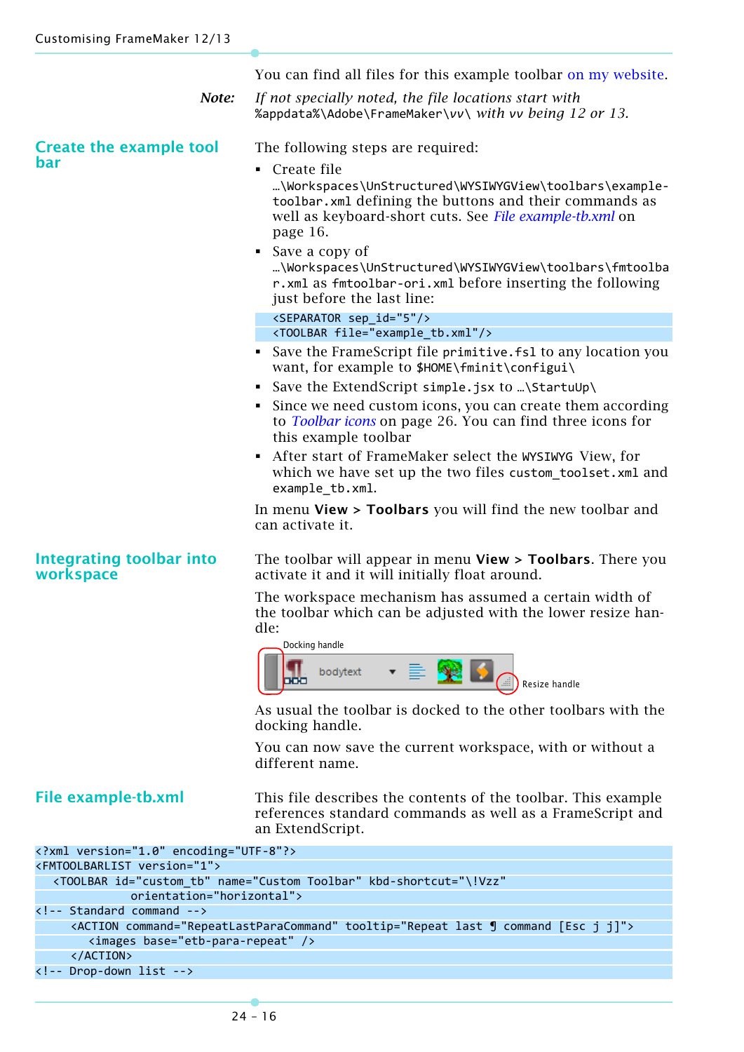You can find all files for this example toolbar on my website.

***Note:*** *If not specially noted, the file locations start with* `%appdata%\Adobe\FrameMaker\vv\` *with vv being 12 or 13.*

## Create the example tool bar

The following steps are required:

- Create file `…\Workspaces\UnStructured\WYSIWYGView\toolbars\example-toolbar.xml` defining the buttons and their commands as well as keyboard-short cuts. See *File example-tb.xml* on page 16.
- Save a copy of `…\Workspaces\UnStructured\WYSIWYGView\toolbars\fmtoolbar.xml` as `fmtoolbar-ori.xml` before inserting the following just before the last line:

```
<SEPARATOR sep_id="5"/>
<TOOLBAR file="example_tb.xml"/>
```

- Save the FrameScript file `primitive.fsl` to any location you want, for example to `$HOME\fminit\configui\`
- Save the ExtendScript `simple.jsx` to `…\StartuUp\`
- Since we need custom icons, you can create them according to *Toolbar icons* on page 26. You can find three icons for this example toolbar
- After start of FrameMaker select the `WYSIWYG` View, for which we have set up the two files `custom_toolset.xml` and `example_tb.xml`.

In menu **View > Toolbars** you will find the new toolbar and can activate it.

## Integrating toolbar into workspace

The toolbar will appear in menu **View > Toolbars**. There you activate it and it will initially float around.

The workspace mechanism has assumed a certain width of the toolbar which can be adjusted with the lower resize handle:

Docking handle

bodytext

Resize handle

As usual the toolbar is docked to the other toolbars with the docking handle.

You can now save the current workspace, with or without a different name.

## File example-tb.xml

This file describes the contents of the toolbar. This example references standard commands as well as a FrameScript and an ExtendScript.

```
<?xml version="1.0" encoding="UTF-8"?>
<FMTOOLBARLIST version="1">
  <TOOLBAR id="custom_tb" name="Custom Toolbar" kbd-shortcut="\!Vzz"
             orientation="horizontal">
<!-- Standard command -->
    <ACTION command="RepeatLastParaCommand" tooltip="Repeat last ¶ command [Esc j j]">
      <images base="etb-para-repeat" />
    </ACTION>
<!-- Drop-down list -->
```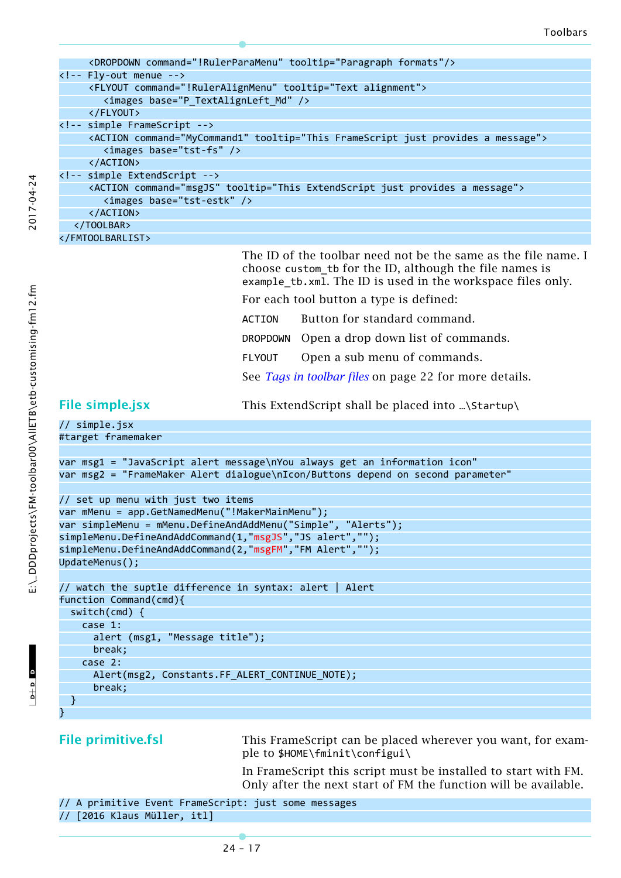```
    <DROPDOWN command="!RulerParaMenu" tooltip="Paragraph formats"/>
<!-- Fly-out menue -->
    <FLYOUT command="!RulerAlignMenu" tooltip="Text alignment">
      <images base="P_TextAlignLeft_Md" />
    </FLYOUT>
<!-- simple FrameScript -->
    <ACTION command="MyCommand1" tooltip="This FrameScript just provides a message">
      <images base="tst-fs" />
    </ACTION>
<!-- simple ExtendScript -->
    <ACTION command="msgJS" tooltip="This ExtendScript just provides a message">
      <images base="tst-estk" />
    </ACTION>
  </TOOLBAR>
</FMTOOLBARLIST>
```

The ID of the toolbar need not be the same as the file name. I choose `custom_tb` for the ID, although the file names is `example_tb.xml`. The ID is used in the workspace files only.

For each tool button a type is defined:

| | |
|---|---|
| `ACTION` | Button for standard command. |
| `DROPDOWN` | Open a drop down list of commands. |
| `FLYOUT` | Open a sub menu of commands. |

See *Tags in toolbar files* on page 22 for more details.

## File simple.jsx

This ExtendScript shall be placed into …`\Startup\`

```
// simple.jsx
#target framemaker

var msg1 = "JavaScript alert message\nYou always get an information icon"
var msg2 = "FrameMaker Alert dialogue\nIcon/Buttons depend on second parameter"

// set up menu with just two items
var mMenu = app.GetNamedMenu("!MakerMainMenu");
var simpleMenu = mMenu.DefineAndAddMenu("Simple", "Alerts");
simpleMenu.DefineAndAddCommand(1,"msgJS","JS alert","");
simpleMenu.DefineAndAddCommand(2,"msgFM","FM Alert","");
UpdateMenus();

// watch the suptle difference in syntax: alert | Alert
function Command(cmd){
  switch(cmd) {
    case 1:
      alert (msg1, "Message title");
      break;
    case 2:
      Alert(msg2, Constants.FF_ALERT_CONTINUE_NOTE);
      break;
  }
}
```

## File primitive.fsl

This FrameScript can be placed wherever you want, for example to `$HOME\fminit\configui\`

In FrameScript this script must be installed to start with FM. Only after the next start of FM the function will be available.

```
// A primitive Event FrameScript: just some messages
// [2016 Klaus Müller, itl]
```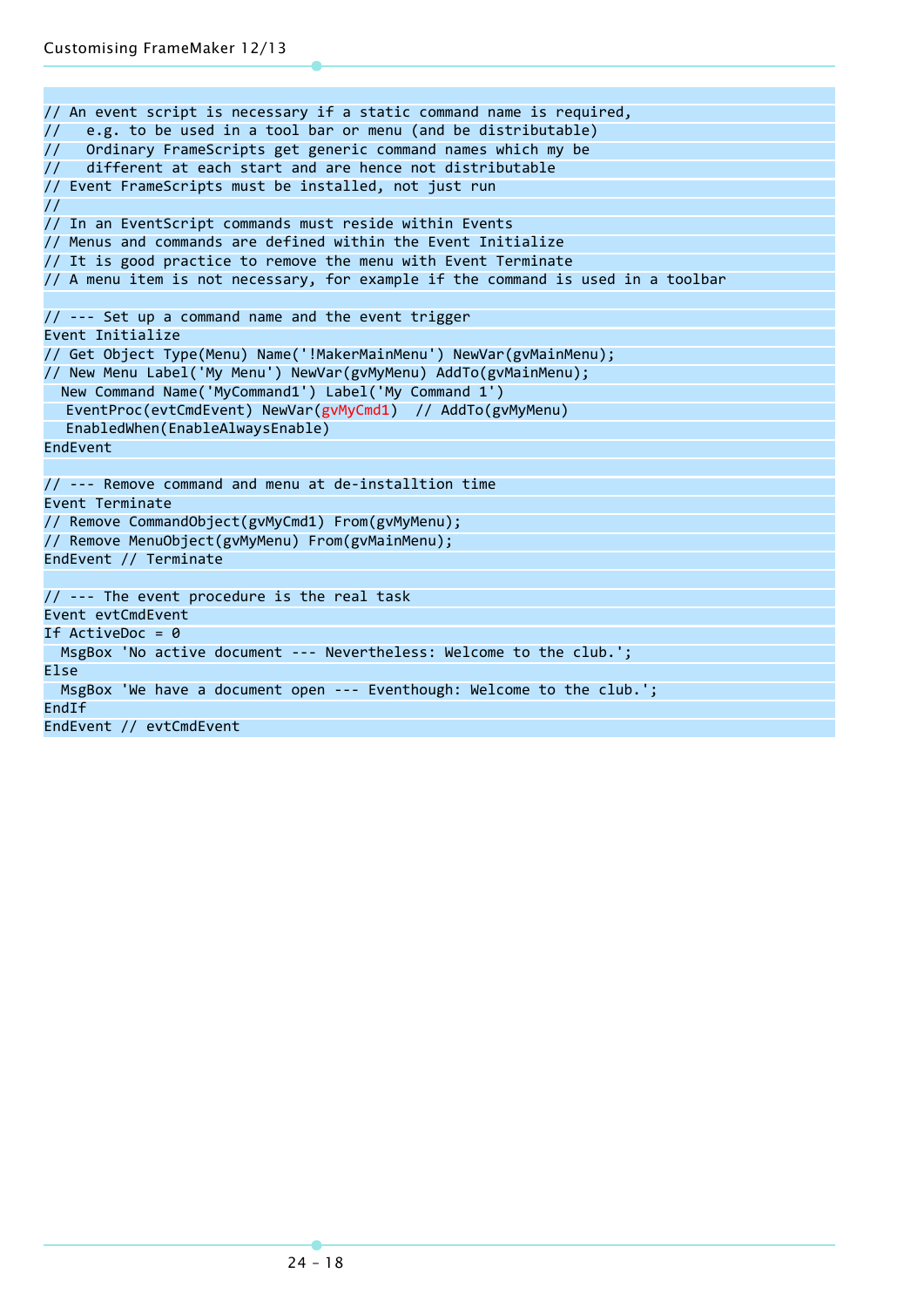```
// An event script is necessary if a static command name is required,
//   e.g. to be used in a tool bar or menu (and be distributable)
//   Ordinary FrameScripts get generic command names which my be
//   different at each start and are hence not distributable
// Event FrameScripts must be installed, not just run
//
// In an EventScript commands must reside within Events
// Menus and commands are defined within the Event Initialize
// It is good practice to remove the menu with Event Terminate
// A menu item is not necessary, for example if the command is used in a toolbar

// --- Set up a command name and the event trigger
Event Initialize
// Get Object Type(Menu) Name('!MakerMainMenu') NewVar(gvMainMenu);
// New Menu Label('My Menu') NewVar(gvMyMenu) AddTo(gvMainMenu);
  New Command Name('MyCommand1') Label('My Command 1')
   EventProc(evtCmdEvent) NewVar(gvMyCmd1)  // AddTo(gvMyMenu)
   EnabledWhen(EnableAlwaysEnable)
EndEvent

// --- Remove command and menu at de-installtion time
Event Terminate
// Remove CommandObject(gvMyCmd1) From(gvMyMenu);
// Remove MenuObject(gvMyMenu) From(gvMainMenu);
EndEvent // Terminate

// --- The event procedure is the real task
Event evtCmdEvent
If ActiveDoc = 0
  MsgBox 'No active document --- Nevertheless: Welcome to the club.';
Else
  MsgBox 'We have a document open --- Eventhough: Welcome to the club.';
EndIf
EndEvent // evtCmdEvent
```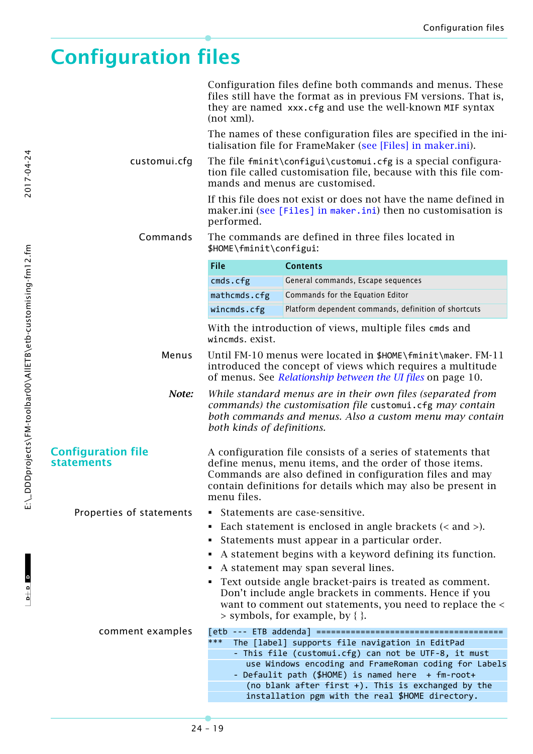# Configuration files

Configuration files define both commands and menus. These files still have the format as in previous FM versions. That is, they are named `xxx.cfg` and use the well-known MIF syntax (not xml).

The names of these configuration files are specified in the initialisation file for FrameMaker (see [Files] in maker.ini).

**customui.cfg**

The file `fminit\configui\customui.cfg` is a special configuration file called customisation file, because with this file commands and menus are customised.

If this file does not exist or does not have the name defined in maker.ini (see `[Files]` in `maker.ini`) then no customisation is performed.

**Commands**

The commands are defined in three files located in `$HOME\fminit\configui`:

| File | Contents |
|---|---|
| `cmds.cfg` | General commands, Escape sequences |
| `mathcmds.cfg` | Commands for the Equation Editor |
| `wincmds.cfg` | Platform dependent commands, definition of shortcuts |

With the introduction of views, multiple files `cmds` and `wincmds.` exist.

**Menus**

Until FM-10 menus were located in `$HOME\fminit\maker`. FM-11 introduced the concept of views which requires a multitude of menus. See *Relationship between the UI files* on page 10.

***Note:*** *While standard menus are in their own files (separated from commands) the customisation file* `customui.cfg` *may contain both commands and menus. Also a custom menu may contain both kinds of definitions.*

## Configuration file statements

A configuration file consists of a series of statements that define menus, menu items, and the order of those items. Commands are also defined in configuration files and may contain definitions for details which may also be present in menu files.

**Properties of statements**

- Statements are case-sensitive.
- Each statement is enclosed in angle brackets (< and >).
- Statements must appear in a particular order.
- A statement begins with a keyword defining its function.
- A statement may span several lines.
- Text outside angle bracket-pairs is treated as comment. Don't include angle brackets in comments. Hence if you want to comment out statements, you need to replace the < > symbols, for example, by { }.

**comment examples**

```
[etb --- ETB addenda] =====================================
***  The [label] supports file navigation in EditPad
     - This file (customui.cfg) can not be UTF-8, it must
       use Windows encoding and FrameRoman coding for Labels
     - Defaullt path ($HOME) is named here  + fm-root+
       (no blank after first +). This is exchanged by the
       installation pgm with the real $HOME directory.
```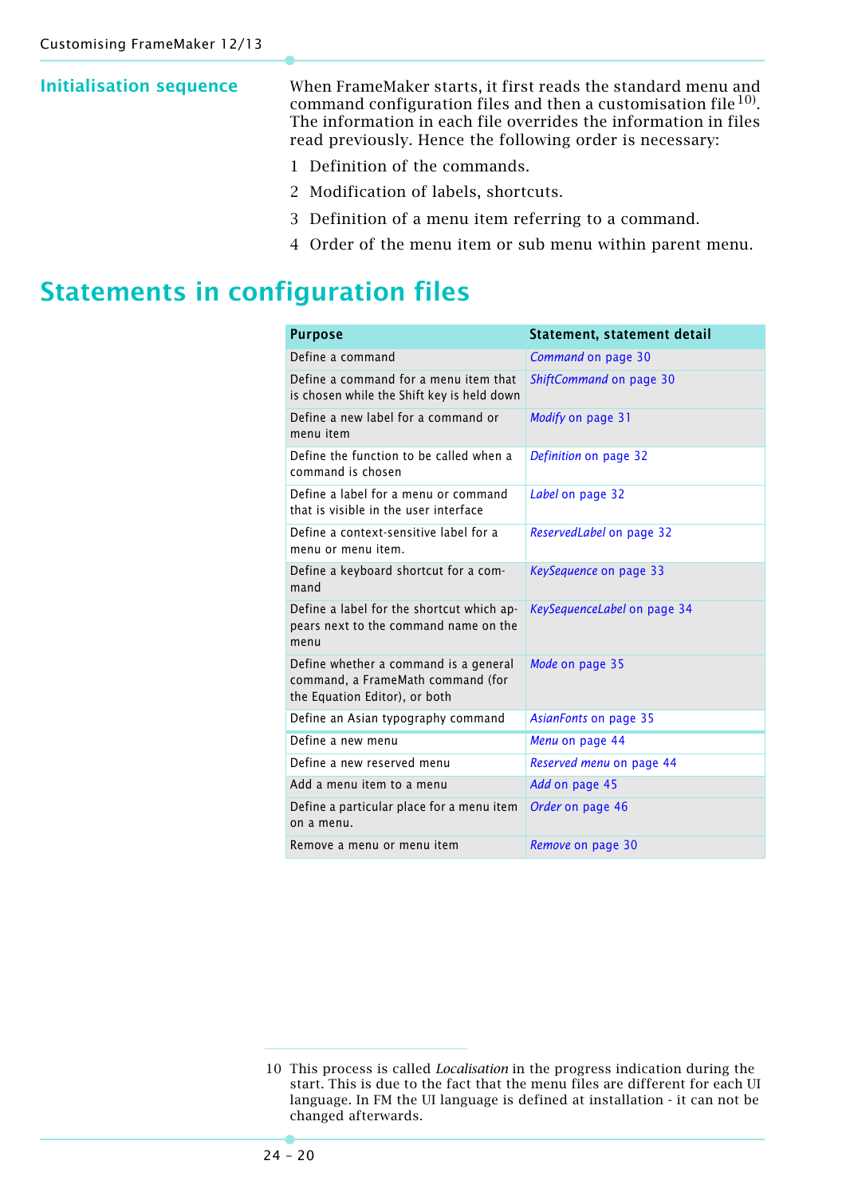### Initialisation sequence

When FrameMaker starts, it first reads the standard menu and command configuration files and then a customisation file[10]. The information in each file overrides the information in files read previously. Hence the following order is necessary:

1. Definition of the commands.
2. Modification of labels, shortcuts.
3. Definition of a menu item referring to a command.
4. Order of the menu item or sub menu within parent menu.

## Statements in configuration files

| Purpose | Statement, statement detail |
|---|---|
| Define a command | *Command* on page 30 |
| Define a command for a menu item that is chosen while the Shift key is held down | *ShiftCommand* on page 30 |
| Define a new label for a command or menu item | *Modify* on page 31 |
| Define the function to be called when a command is chosen | *Definition* on page 32 |
| Define a label for a menu or command that is visible in the user interface | *Label* on page 32 |
| Define a context-sensitive label for a menu or menu item. | *ReservedLabel* on page 32 |
| Define a keyboard shortcut for a command | *KeySequence* on page 33 |
| Define a label for the shortcut which appears next to the command name on the menu | *KeySequenceLabel* on page 34 |
| Define whether a command is a general command, a FrameMath command (for the Equation Editor), or both | *Mode* on page 35 |
| Define an Asian typography command | *AsianFonts* on page 35 |
| Define a new menu | *Menu* on page 44 |
| Define a new reserved menu | *Reserved menu* on page 44 |
| Add a menu item to a menu | *Add* on page 45 |
| Define a particular place for a menu item on a menu. | *Order* on page 46 |
| Remove a menu or menu item | *Remove* on page 30 |

10 This process is called *Localisation* in the progress indication during the start. This is due to the fact that the menu files are different for each UI language. In FM the UI language is defined at installation - it can not be changed afterwards.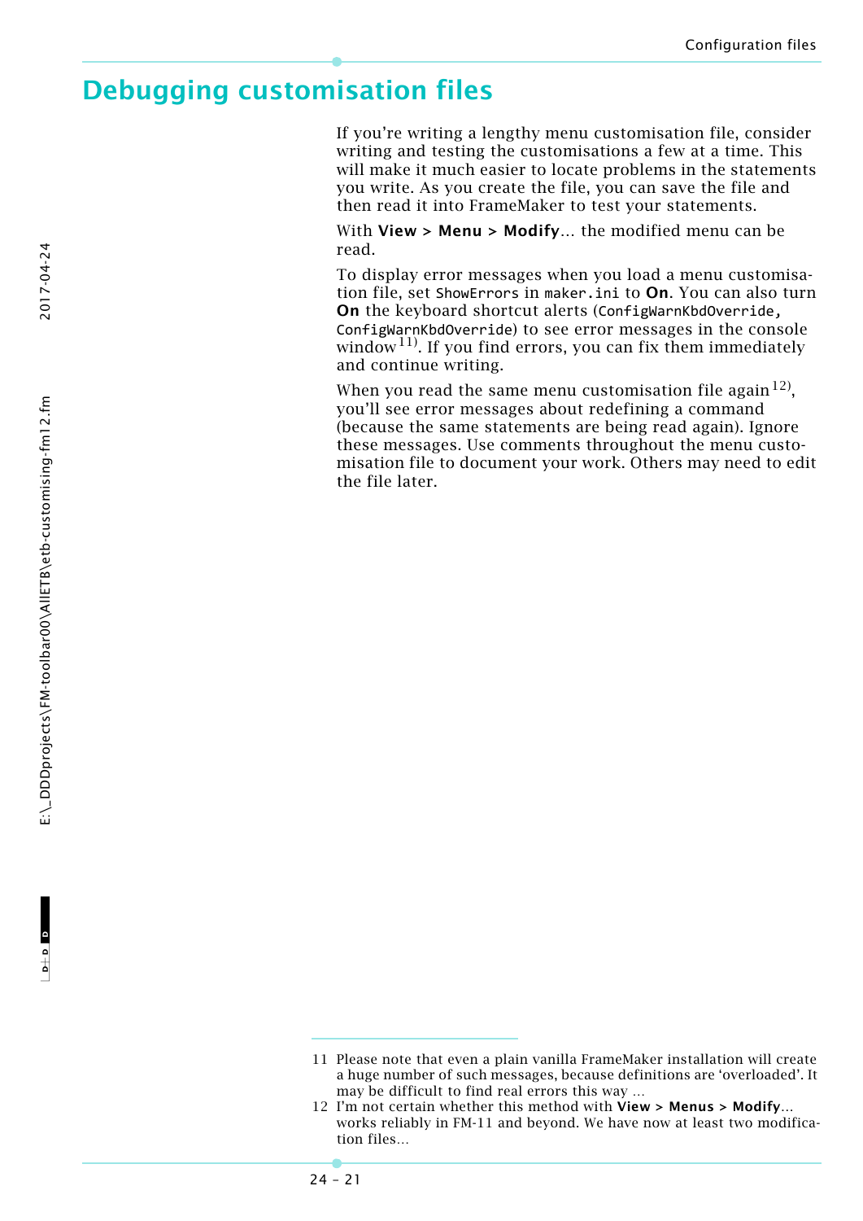# Debugging customisation files

If you're writing a lengthy menu customisation file, consider writing and testing the customisations a few at a time. This will make it much easier to locate problems in the statements you write. As you create the file, you can save the file and then read it into FrameMaker to test your statements.

With **View > Menu > Modify**... the modified menu can be read.

To display error messages when you load a menu customisation file, set `ShowErrors` in `maker.ini` to **On**. You can also turn **On** the keyboard shortcut alerts (`ConfigWarnKbdOverride, ConfigWarnKbdOverride`) to see error messages in the console window[11]. If you find errors, you can fix them immediately and continue writing.

When you read the same menu customisation file again[12], you'll see error messages about redefining a command (because the same statements are being read again). Ignore these messages. Use comments throughout the menu customisation file to document your work. Others may need to edit the file later.

---

11 Please note that even a plain vanilla FrameMaker installation will create a huge number of such messages, because definitions are 'overloaded'. It may be difficult to find real errors this way ...

12 I'm not certain whether this method with **View > Menus > Modify**... works reliably in FM-11 and beyond. We have now at least two modification files...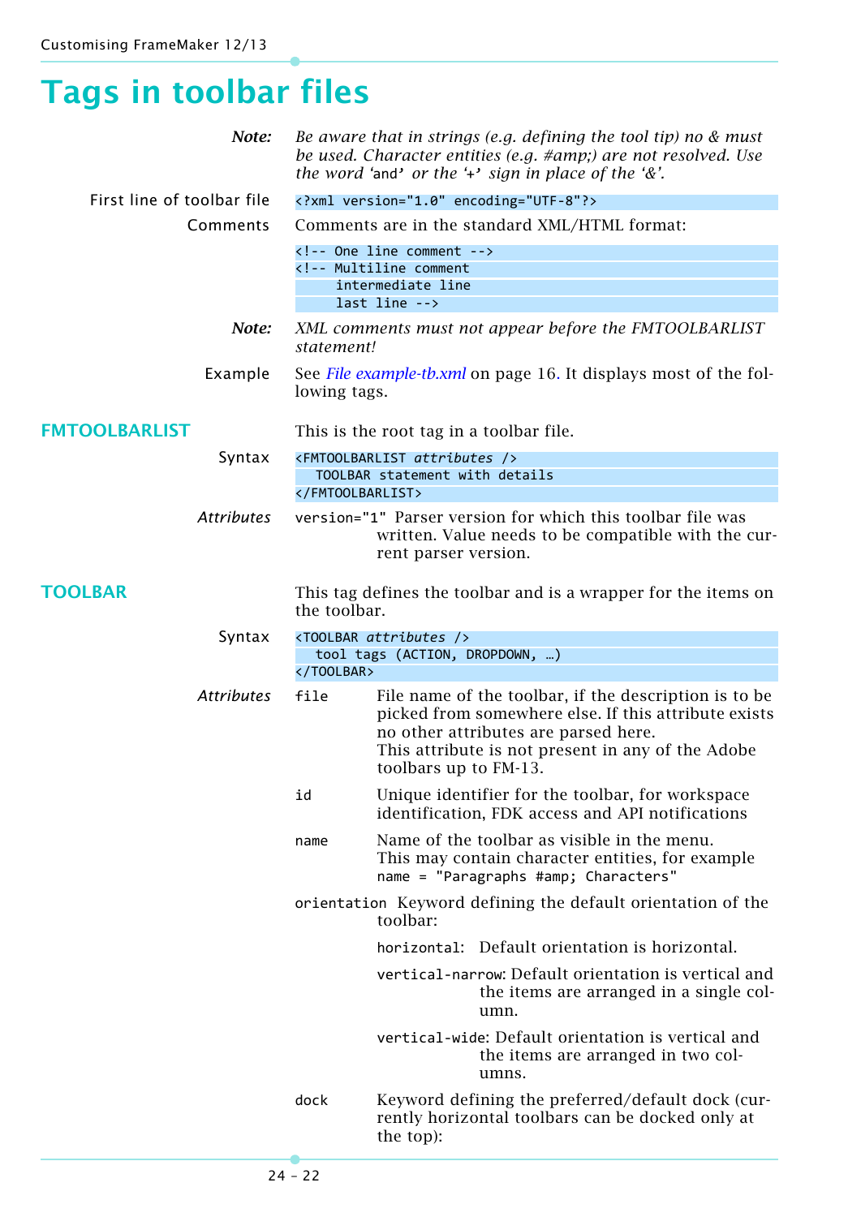# Tags in toolbar files

***Note:*** *Be aware that in strings (e.g. defining the tool tip) no & must be used. Character entities (e.g. #amp;) are not resolved. Use the word* 'and' *or the* '+' *sign in place of the* '&'.

First line of toolbar file

```
<?xml version="1.0" encoding="UTF-8"?>
```

Comments — Comments are in the standard XML/HTML format:

```
<!-- One line comment -->
<!-- Multiline comment
     intermediate line
     last line -->
```

***Note:*** *XML comments must not appear before the FMTOOLBARLIST statement!*

Example — See *File example-tb.xml* on page 16. It displays most of the following tags.

## FMTOOLBARLIST

This is the root tag in a toolbar file.

Syntax

```
<FMTOOLBARLIST attributes />
  TOOLBAR statement with details
</FMTOOLBARLIST>
```

*Attributes*

`version="1"` Parser version for which this toolbar file was written. Value needs to be compatible with the current parser version.

## TOOLBAR

This tag defines the toolbar and is a wrapper for the items on the toolbar.

Syntax

```
<TOOLBAR attributes />
  tool tags (ACTION, DROPDOWN, …)
</TOOLBAR>
```

*Attributes*

`file` File name of the toolbar, if the description is to be picked from somewhere else. If this attribute exists no other attributes are parsed here.
This attribute is not present in any of the Adobe toolbars up to FM-13.

`id` Unique identifier for the toolbar, for workspace identification, FDK access and API notifications

`name` Name of the toolbar as visible in the menu.
This may contain character entities, for example
`name = "Paragraphs #amp; Characters"`

`orientation` Keyword defining the default orientation of the toolbar:

- `horizontal`: Default orientation is horizontal.
- `vertical-narrow`: Default orientation is vertical and the items are arranged in a single column.
- `vertical-wide`: Default orientation is vertical and the items are arranged in two columns.

`dock` Keyword defining the preferred/default dock (currently horizontal toolbars can be docked only at the top):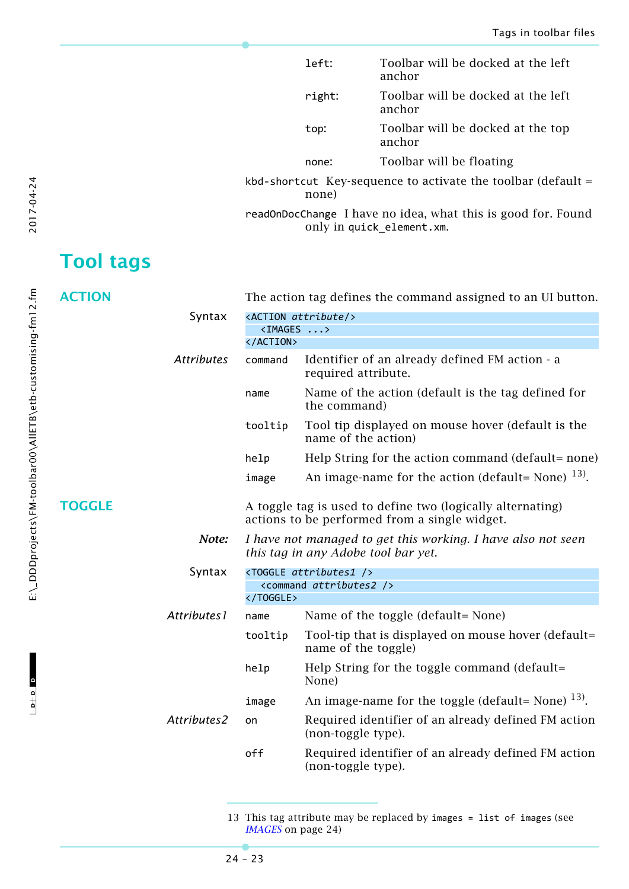| | |
|---|---|
| `left:` | Toolbar will be docked at the left anchor |
| `right:` | Toolbar will be docked at the left anchor |
| `top:` | Toolbar will be docked at the top anchor |
| `none:` | Toolbar will be floating |

`kbd-shortcut` Key-sequence to activate the toolbar (default = none)

`readOnDocChange` I have no idea, what this is good for. Found only in `quick_element.xm`.

# Tool tags

## ACTION

The action tag defines the command assigned to an UI button.

Syntax

```
<ACTION attribute/>
  <IMAGES ...>
</ACTION>
```

*Attributes*

| | |
|---|---|
| `command` | Identifier of an already defined FM action - a required attribute. |
| `name` | Name of the action (default is the tag defined for the command) |
| `tooltip` | Tool tip displayed on mouse hover (default is the name of the action) |
| `help` | Help String for the action command (default= none) |
| `image` | An image-name for the action (default= None) [13]. |

## TOGGLE

A toggle tag is used to define two (logically alternating) actions to be performed from a single widget.

***Note:*** *I have not managed to get this working. I have also not seen this tag in any Adobe tool bar yet.*

Syntax

```
<TOGGLE attributes1 />
  <command attributes2 />
</TOGGLE>
```

*Attributes1*

| | |
|---|---|
| `name` | Name of the toggle (default= None) |
| `tooltip` | Tool-tip that is displayed on mouse hover (default= name of the toggle) |
| `help` | Help String for the toggle command (default= None) |
| `image` | An image-name for the toggle (default= None) [13]. |

*Attributes2*

| | |
|---|---|
| `on` | Required identifier of an already defined FM action (non-toggle type). |
| `off` | Required identifier of an already defined FM action (non-toggle type). |

13 This tag attribute may be replaced by `images = list of images` (see *IMAGES* on page 24)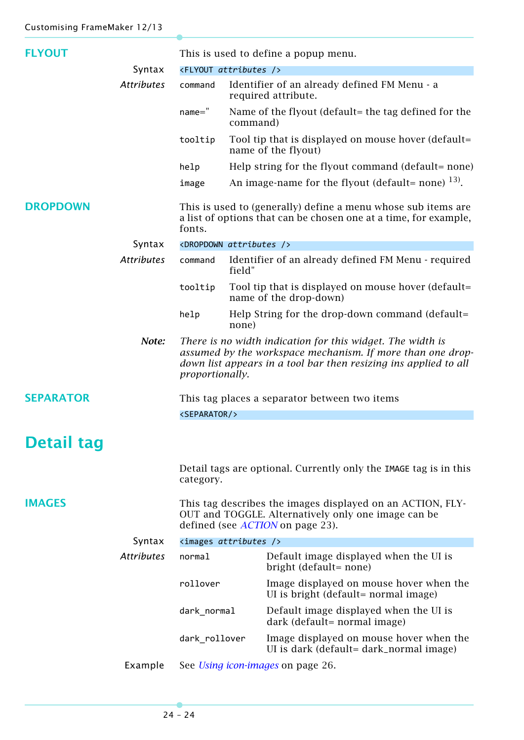### FLYOUT

This is used to define a popup menu.

Syntax

```
<FLYOUT attributes />
```

*Attributes*

| | |
|---|---|
| `command` | Identifier of an already defined FM Menu - a required attribute. |
| `name="` | Name of the flyout (default= the tag defined for the command) |
| `tooltip` | Tool tip that is displayed on mouse hover (default= name of the flyout) |
| `help` | Help string for the flyout command (default= none) |
| `image` | An image-name for the flyout (default= none) [13]. |

### DROPDOWN

This is used to (generally) define a menu whose sub items are a list of options that can be chosen one at a time, for example, fonts.

Syntax

```
<DROPDOWN attributes />
```

*Attributes*

| | |
|---|---|
| `command` | Identifier of an already defined FM Menu - required field" |
| `tooltip` | Tool tip that is displayed on mouse hover (default= name of the drop-down) |
| `help` | Help String for the drop-down command (default= none) |

***Note:*** *There is no width indication for this widget. The width is assumed by the workspace mechanism. If more than one drop-down list appears in a tool bar then resizing ins applied to all proportionally.*

### SEPARATOR

This tag places a separator between two items

```
<SEPARATOR/>
```

## Detail tag

Detail tags are optional. Currently only the `IMAGE` tag is in this category.

### IMAGES

This tag describes the images displayed on an ACTION, FLYOUT and TOGGLE. Alternatively only one image can be defined (see *ACTION* on page 23).

Syntax

```
<images attributes />
```

*Attributes*

| | |
|---|---|
| `normal` | Default image displayed when the UI is bright (default= none) |
| `rollover` | Image displayed on mouse hover when the UI is bright (default= normal image) |
| `dark_normal` | Default image displayed when the UI is dark (default= normal image) |
| `dark_rollover` | Image displayed on mouse hover when the UI is dark (default= dark_normal image) |

Example

See *Using icon-images* on page 26.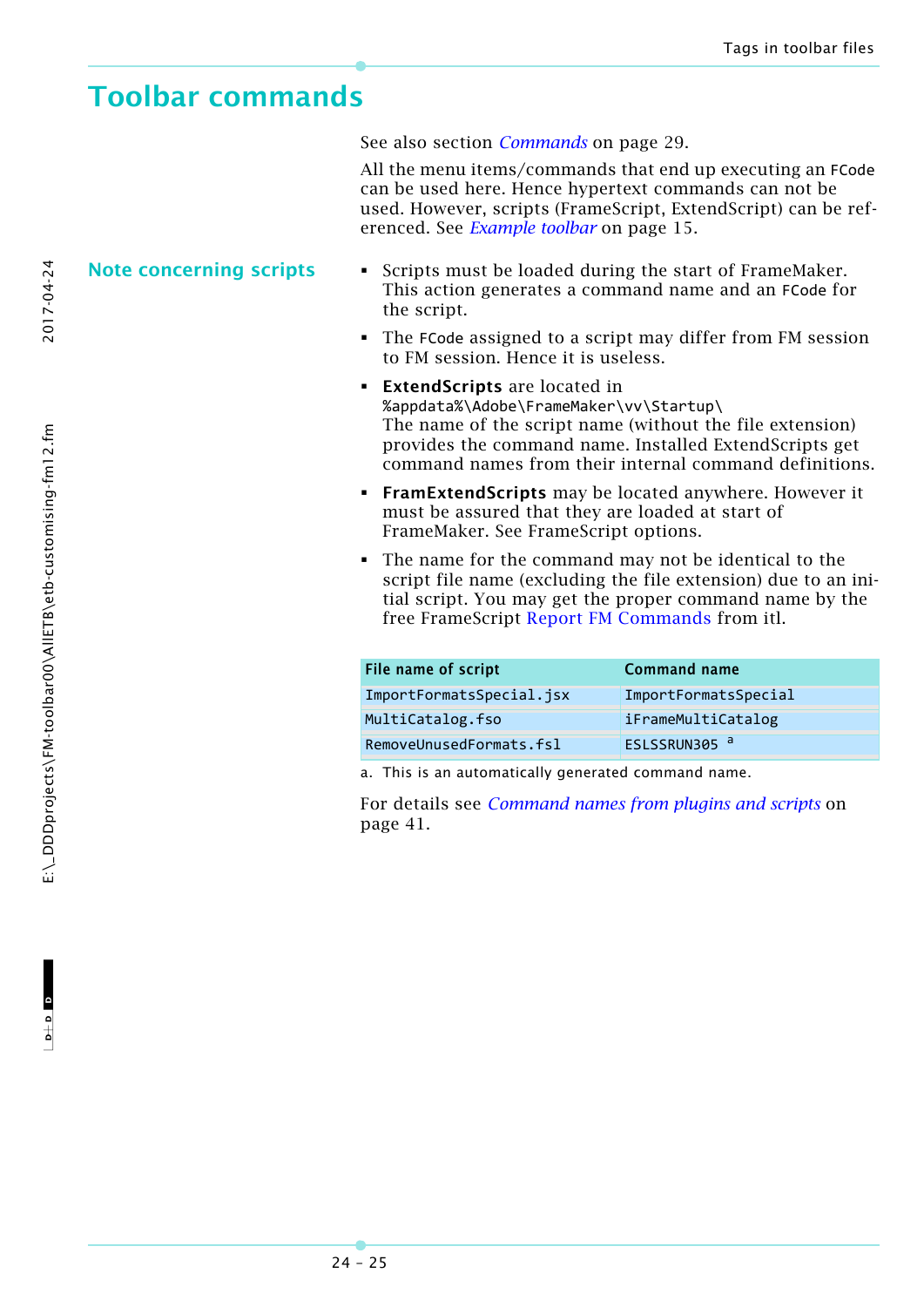# Toolbar commands

See also section *Commands* on page 29.

All the menu items/commands that end up executing an FCode can be used here. Hence hypertext commands can not be used. However, scripts (FrameScript, ExtendScript) can be referenced. See *Example toolbar* on page 15.

## Note concerning scripts

- Scripts must be loaded during the start of FrameMaker. This action generates a command name and an FCode for the script.
- The FCode assigned to a script may differ from FM session to FM session. Hence it is useless.
- **ExtendScripts** are located in %appdata%\Adobe\FrameMaker\vv\Startup\
  The name of the script name (without the file extension) provides the command name. Installed ExtendScripts get command names from their internal command definitions.
- **FramExtendScripts** may be located anywhere. However it must be assured that they are loaded at start of FrameMaker. See FrameScript options.
- The name for the command may not be identical to the script file name (excluding the file extension) due to an initial script. You may get the proper command name by the free FrameScript Report FM Commands from itl.

| File name of script | Command name |
|---|---|
| ImportFormatsSpecial.jsx | ImportFormatsSpecial |
| MultiCatalog.fso | iFrameMultiCatalog |
| RemoveUnusedFormats.fsl | ESLSSRUN305 [a] |

a. This is an automatically generated command name.

For details see *Command names from plugins and scripts* on page 41.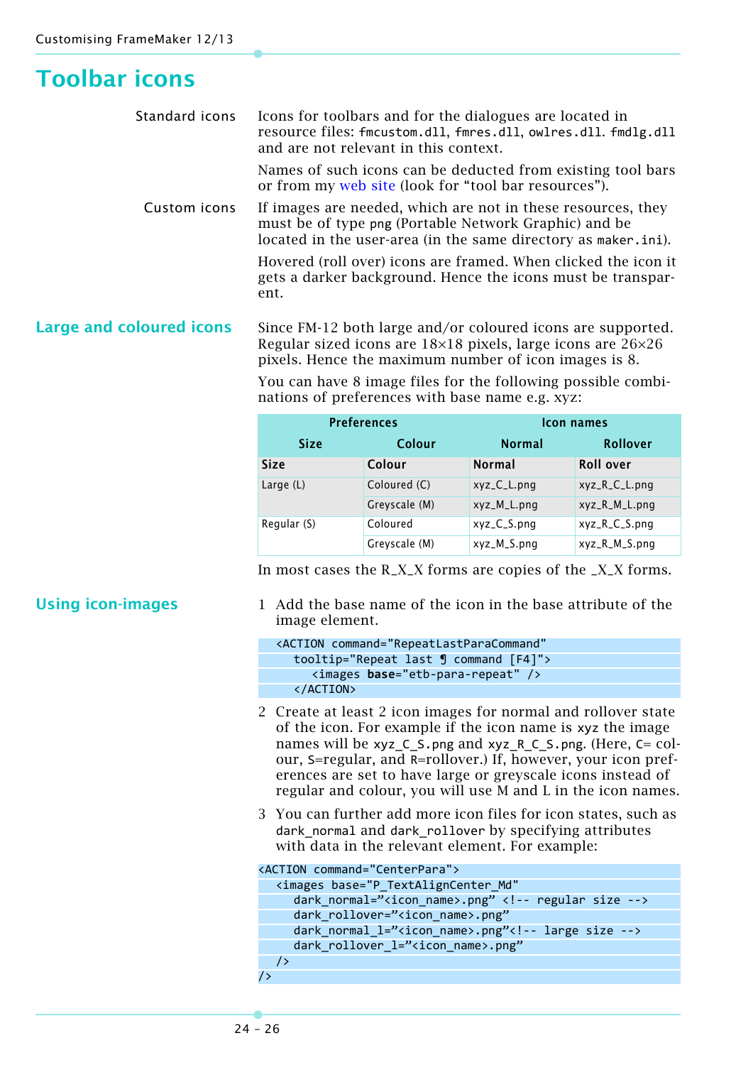# Toolbar icons

**Standard icons**

Icons for toolbars and for the dialogues are located in resource files: `fmcustom.dll`, `fmres.dll`, `owlres.dll`. `fmdlg.dll` and are not relevant in this context.

Names of such icons can be deducted from existing tool bars or from my web site (look for “tool bar resources”).

**Custom icons**

If images are needed, which are not in these resources, they must be of type `png` (Portable Network Graphic) and be located in the user-area (in the same directory as `maker.ini`).

Hovered (roll over) icons are framed. When clicked the icon it gets a darker background. Hence the icons must be transparent.

## Large and coloured icons

Since FM-12 both large and/or coloured icons are supported. Regular sized icons are 18×18 pixels, large icons are 26×26 pixels. Hence the maximum number of icon images is 8.

You can have 8 image files for the following possible combinations of preferences with base name e.g. xyz:

| Preferences | | Icon names | |
|---|---|---|---|
| **Size** | **Colour** | **Normal** | **Rollover** |
| **Size** | **Colour** | **Normal** | **Roll over** |
| Large (L) | Coloured (C) | xyz_C_L.png | xyz_R_C_L.png |
| | Greyscale (M) | xyz_M_L.png | xyz_R_M_L.png |
| Regular (S) | Coloured | xyz_C_S.png | xyz_R_C_S.png |
| | Greyscale (M) | xyz_M_S.png | xyz_R_M_S.png |

In most cases the R_X_X forms are copies of the _X_X forms.

## Using icon-images

1 Add the base name of the icon in the base attribute of the image element.

```
<ACTION command="RepeatLastParaCommand"
  tooltip="Repeat last ¶ command [F4]">
    <images base="etb-para-repeat" />
  </ACTION>
```

2 Create at least 2 icon images for normal and rollover state of the icon. For example if the icon name is `xyz` the image names will be `xyz_C_S.png` and `xyz_R_C_S.png`. (Here, `C`= colour, `S`=regular, and `R`=rollover.) If, however, your icon preferences are set to have large or greyscale icons instead of regular and colour, you will use M and L in the icon names.

3 You can further add more icon files for icon states, such as `dark_normal` and `dark_rollover` by specifying attributes with data in the relevant element. For example:

```
<ACTION command="CenterPara">
  <images base="P_TextAlignCenter_Md"
    dark_normal=”<icon_name>.png” <!-- regular size -->
    dark_rollover=”<icon_name>.png”
    dark_normal_l=”<icon_name>.png”<!-- large size -->
    dark_rollover_l=”<icon_name>.png”
  />
/>
```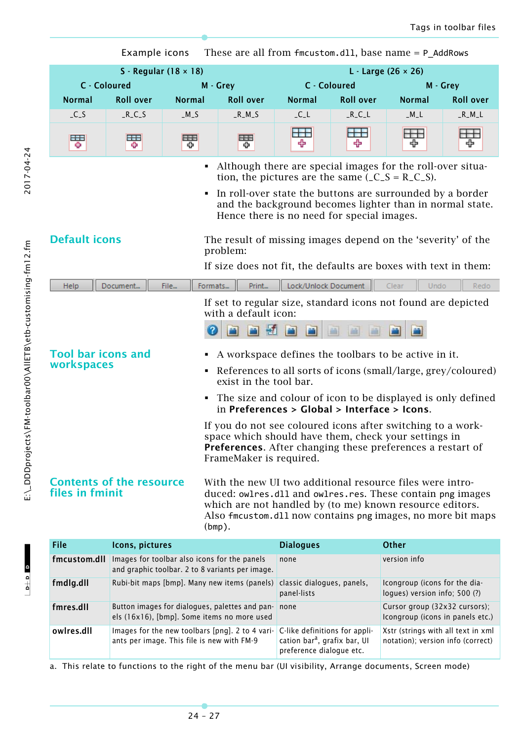Example icons These are all from fmcustom.dll, base name = P_AddRows

| S - Regular (18 × 18) | | | | L - Large (26 × 26) | | | |
|---|---|---|---|---|---|---|---|
| C - Coloured | | M - Grey | | C - Coloured | | M - Grey | |
| Normal | Roll over | Normal | Roll over | Normal | Roll over | Normal | Roll over |
| _C_S | _R_C_S | _M_S | _R_M_S | _C_L | _R_C_L | _M_L | _R_M_L |

- Although there are special images for the roll-over situation, the pictures are the same (_C_S = R_C_S).
- In roll-over state the buttons are surrounded by a border and the background becomes lighter than in normal state. Hence there is no need for special images.

## Default icons

The result of missing images depend on the 'severity' of the problem:

If size does not fit, the defaults are boxes with text in them:

Help | Document... | File... | Formats... | Print... | Lock/Unlock Document | Clear | Undo | Redo

If set to regular size, standard icons not found are depicted with a default icon:

## Tool bar icons and workspaces

- A workspace defines the toolbars to be active in it.
- References to all sorts of icons (small/large, grey/coloured) exist in the tool bar.
- The size and colour of icon to be displayed is only defined in **Preferences > Global > Interface > Icons**.

If you do not see coloured icons after switching to a workspace which should have them, check your settings in **Preferences**. After changing these preferences a restart of FrameMaker is required.

## Contents of the resource files in fminit

With the new UI two additional resource files were introduced: owlres.dll and owlres.res. These contain png images which are not handled by (to me) known resource editors. Also fmcustom.dll now contains png images, no more bit maps (bmp).

| File | Icons, pictures | Dialogues | Other |
|---|---|---|---|
| **fmcustom.dll** | Images for toolbar also icons for the panels and graphic toolbar. 2 to 8 variants per image. | none | version info |
| **fmdlg.dll** | Rubi-bit maps [bmp]. Many new items (panels) | classic dialogues, panels, panel-lists | Icongroup (icons for the dialogues) version info; 500 (?) |
| **fmres.dll** | Button images for dialogues, palettes and panels (16x16), [bmp]. Some items no more used | none | Cursor group (32x32 cursors); Icongroup (icons in panels etc.) |
| **owlres.dll** | Images for the new toolbars [png]. 2 to 4 variants per image. This file is new with FM-9 | C-like definitions for application bar[a], grafix bar, UI preference dialogue etc. | Xstr (strings with all text in xml notation); version info (correct) |

a. This relate to functions to the right of the menu bar (UI visibility, Arrange documents, Screen mode)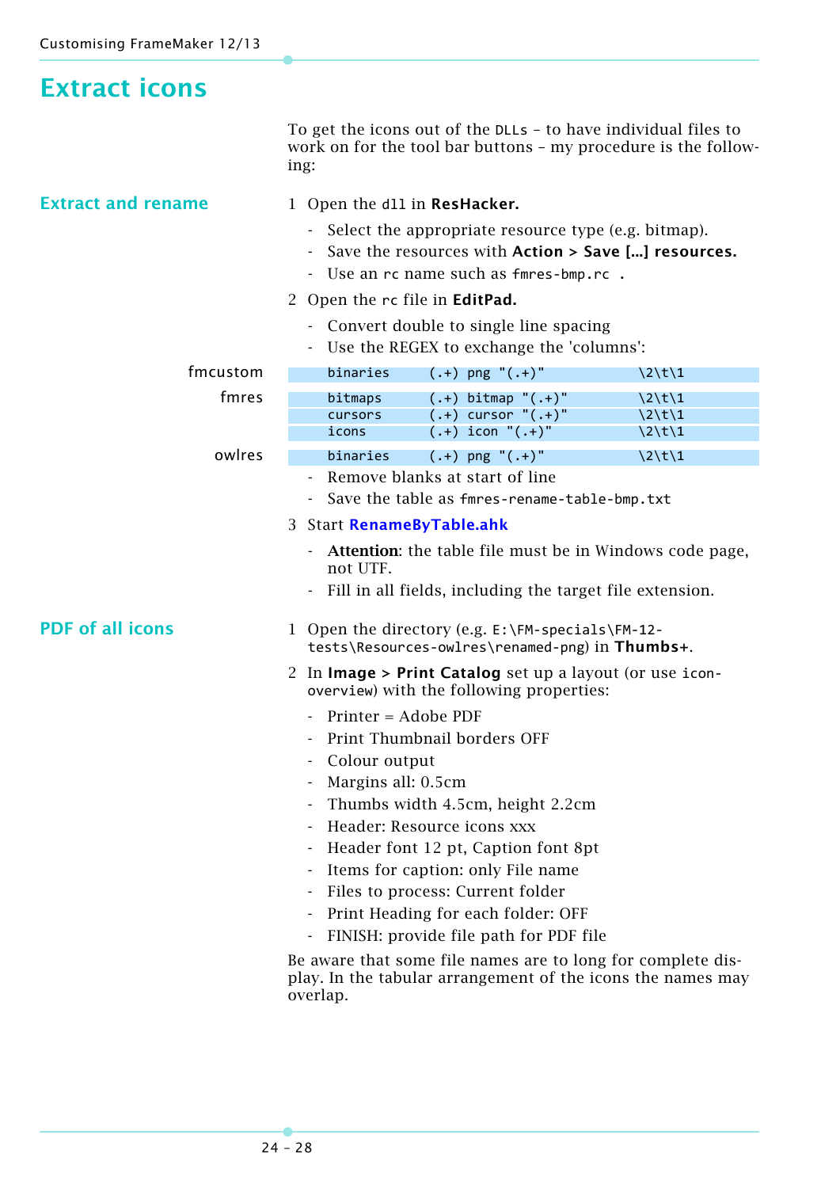# Extract icons

To get the icons out of the `DLLs` – to have individual files to work on for the tool bar buttons – my procedure is the following:

## Extract and rename

1 Open the `dll` in **ResHacker.**

- Select the appropriate resource type (e.g. bitmap).
- Save the resources with **Action > Save [...] resources.**
- Use an `rc` name such as `fmres-bmp.rc` .

2 Open the `rc` file in **EditPad.**

- Convert double to single line spacing
- Use the REGEX to exchange the 'columns':

| | | | |
|---|---|---|---|
| fmcustom | binaries | `(.+) png "(.+)"` | `\2\t\1` |
| fmres | bitmaps | `(.+) bitmap "(.+)"` | `\2\t\1` |
| | cursors | `(.+) cursor "(.+)"` | `\2\t\1` |
| | icons | `(.+) icon "(.+)"` | `\2\t\1` |
| owlres | binaries | `(.+) png "(.+)"` | `\2\t\1` |

- Remove blanks at start of line
- Save the table as `fmres-rename-table-bmp.txt`

3 Start **RenameByTable.ahk**

- **Attention**: the table file must be in Windows code page, not UTF.
- Fill in all fields, including the target file extension.

## PDF of all icons

1 Open the directory (e.g. `E:\FM-specials\FM-12-tests\Resources-owlres\renamed-png`) in **Thumbs+**.

2 In **Image > Print Catalog** set up a layout (or use `icon-overview`) with the following properties:

- Printer = Adobe PDF
- Print Thumbnail borders OFF
- Colour output
- Margins all: 0.5cm
- Thumbs width 4.5cm, height 2.2cm
- Header: Resource icons xxx
- Header font 12 pt, Caption font 8pt
- Items for caption: only File name
- Files to process: Current folder
- Print Heading for each folder: OFF
- FINISH: provide file path for PDF file

Be aware that some file names are to long for complete display. In the tabular arrangement of the icons the names may overlap.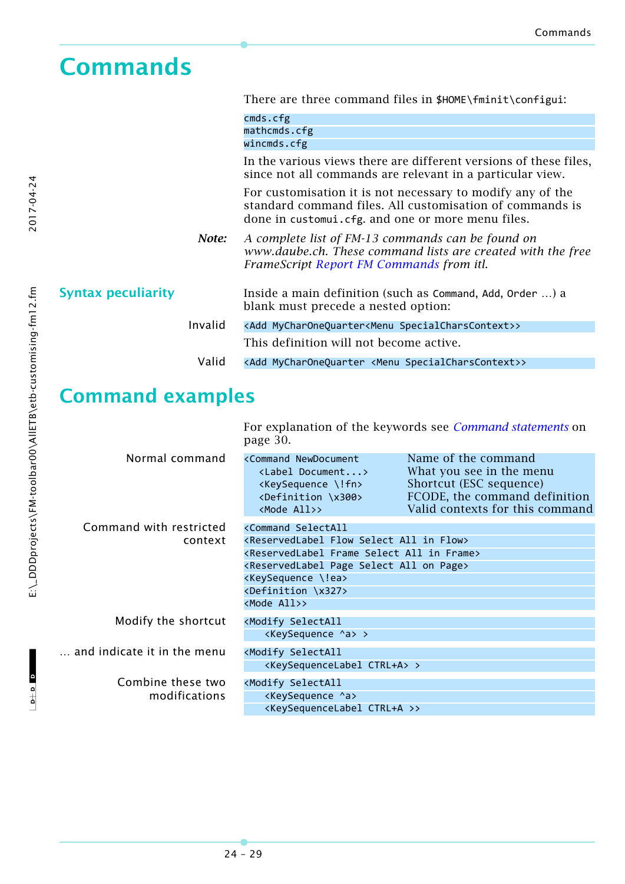# Commands

There are three command files in `$HOME\fminit\configui`:

```
cmds.cfg
mathcmds.cfg
wincmds.cfg
```

In the various views there are different versions of these files, since not all commands are relevant in a particular view.

For customisation it is not necessary to modify any of the standard command files. All customisation of commands is done in `customui.cfg`. and one or more menu files.

***Note:*** *A complete list of FM-13 commands can be found on www.daube.ch. These command lists are created with the free FrameScript Report FM Commands from itl.*

## Syntax peculiarity

Inside a main definition (such as `Command`, `Add`, `Order` …) a blank must precede a nested option:

Invalid

```
<Add MyCharOneQuarter<Menu SpecialCharsContext>>
```

This definition will not become active.

Valid

```
<Add MyCharOneQuarter <Menu SpecialCharsContext>>
```

# Command examples

For explanation of the keywords see *Command statements* on page 30.

Normal command

| | |
|---|---|
| `<Command NewDocument` | Name of the command |
| `<Label Document...>` | What you see in the menu |
| `<KeySequence \!fn>` | Shortcut (ESC sequence) |
| `<Definition \x300>` | FCODE, the command definition |
| `<Mode All>>` | Valid contexts for this command |

Command with restricted context

```
<Command SelectAll
<ReservedLabel Flow Select All in Flow>
<ReservedLabel Frame Select All in Frame>
<ReservedLabel Page Select All on Page>
<KeySequence \!ea>
<Definition \x327>
<Mode All>>
```

Modify the shortcut

```
<Modify SelectAll
   <KeySequence ^a> >
```

… and indicate it in the menu

```
<Modify SelectAll
   <KeySequenceLabel CTRL+A> >
```

Combine these two modifications

```
<Modify SelectAll
   <KeySequence ^a>
   <KeySequenceLabel CTRL+A >>
```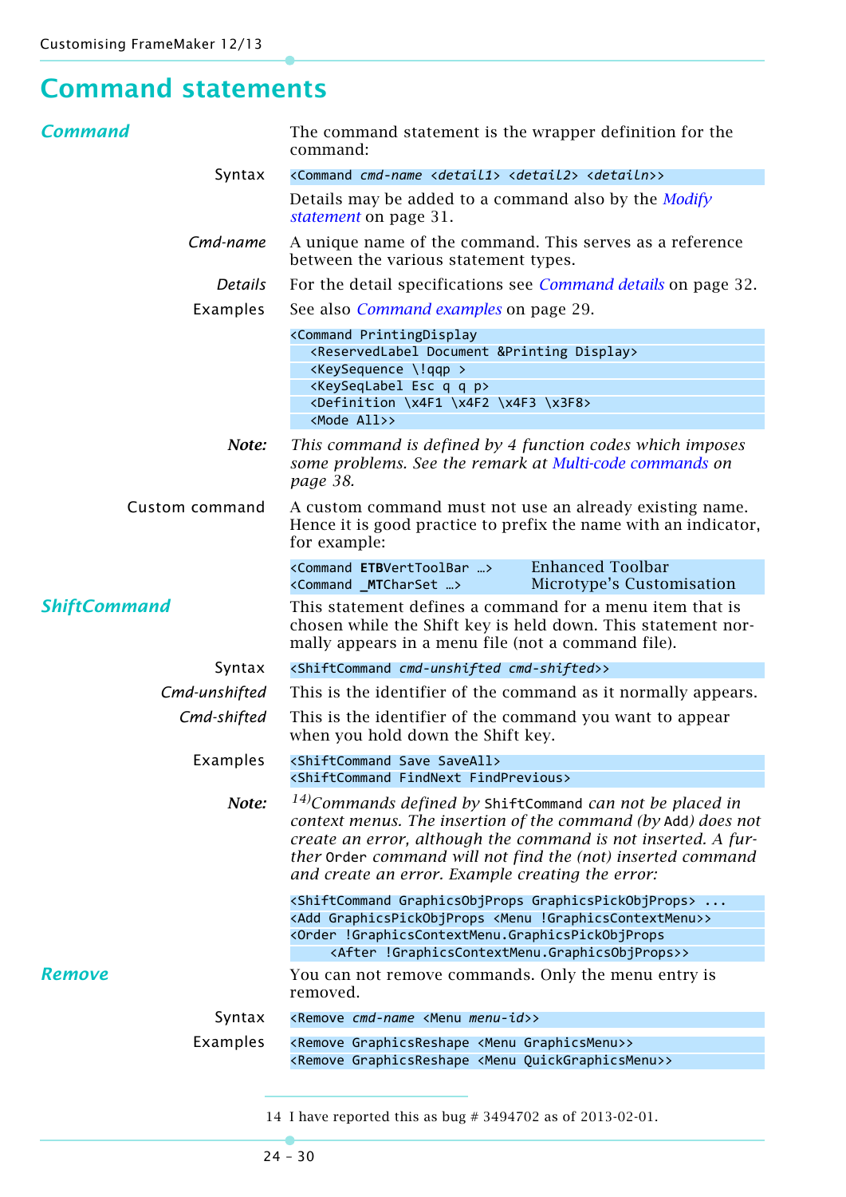# Command statements

## Command

The command statement is the wrapper definition for the command:

Syntax

```
<Command cmd-name <detail1> <detail2> <detailn>>
```

Details may be added to a command also by the *Modify statement* on page 31.

*Cmd-name* A unique name of the command. This serves as a reference between the various statement types.

*Details* For the detail specifications see *Command details* on page 32.

Examples See also *Command examples* on page 29.

```
<Command PrintingDisplay
   <ReservedLabel Document &Printing Display>
   <KeySequence \!qqp >
   <KeySeqLabel Esc q q p>
   <Definition \x4F1 \x4F2 \x4F3 \x3F8>
   <Mode All>>
```

***Note:*** *This command is defined by 4 function codes which imposes some problems. See the remark at Multi-code commands on page 38.*

Custom command A custom command must not use an already existing name. Hence it is good practice to prefix the name with an indicator, for example:

| | |
|---|---|
| `<Command **ETB**VertToolBar …>` | Enhanced Toolbar |
| `<Command **_MT**CharSet …>` | Microtype's Customisation |

## ShiftCommand

This statement defines a command for a menu item that is chosen while the Shift key is held down. This statement normally appears in a menu file (not a command file).

Syntax

```
<ShiftCommand cmd-unshifted cmd-shifted>>
```

*Cmd-unshifted* This is the identifier of the command as it normally appears.

*Cmd-shifted* This is the identifier of the command you want to appear when you hold down the Shift key.

Examples

```
<ShiftCommand Save SaveAll>
<ShiftCommand FindNext FindPrevious>
```

***Note:*** [14]*Commands defined by* `ShiftCommand` *can not be placed in context menus. The insertion of the command (by* `Add`*) does not create an error, although the command is not inserted. A further* `Order` *command will not find the (not) inserted command and create an error. Example creating the error:*

```
<ShiftCommand GraphicsObjProps GraphicsPickObjProps> ...
<Add GraphicsPickObjProps <Menu !GraphicsContextMenu>>
<Order !GraphicsContextMenu.GraphicsPickObjProps
     <After !GraphicsContextMenu.GraphicsObjProps>>
```

## Remove

You can not remove commands. Only the menu entry is removed.

Syntax

```
<Remove cmd-name <Menu menu-id>>
```

Examples

```
<Remove GraphicsReshape <Menu GraphicsMenu>>
<Remove GraphicsReshape <Menu QuickGraphicsMenu>>
```

14 I have reported this as bug # 3494702 as of 2013-02-01.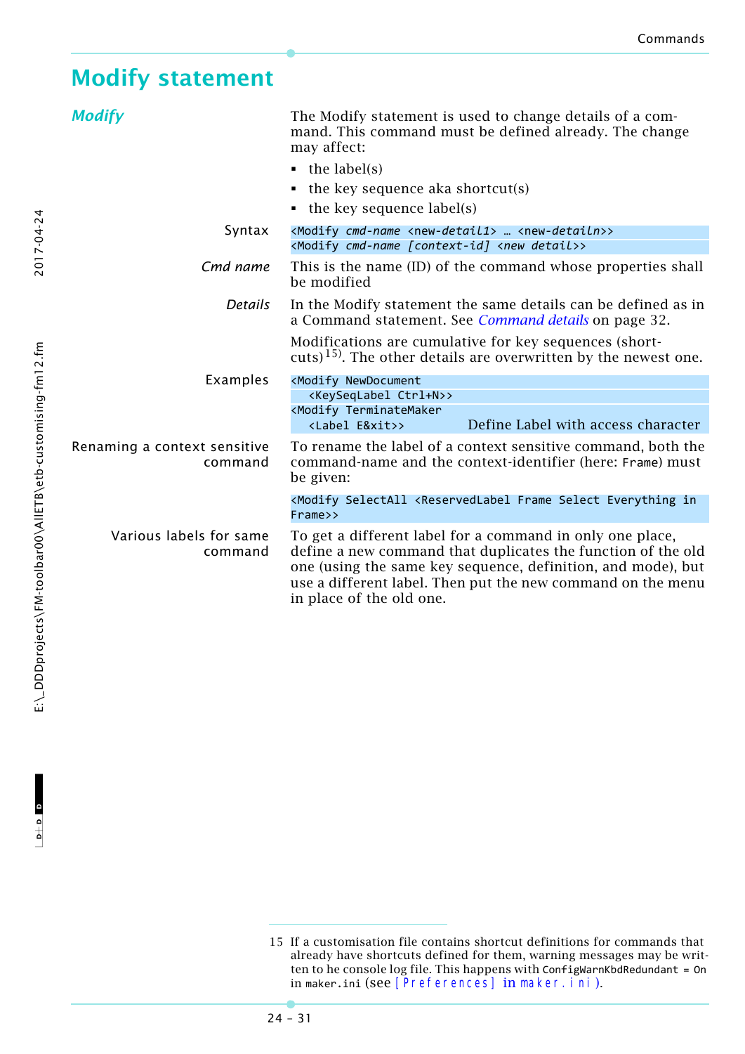# Modify statement

## *Modify*

The Modify statement is used to change details of a command. This command must be defined already. The change may affect:

- the label(s)
- the key sequence aka shortcut(s)
- the key sequence label(s)

**Syntax**

```
<Modify cmd-name <new-detail1> … <new-detailn>>
<Modify cmd-name [context-id] <new detail>>
```

***Cmd name*** This is the name (ID) of the command whose properties shall be modified

***Details*** In the Modify statement the same details can be defined as in a Command statement. See *Command details* on page 32.

Modifications are cumulative for key sequences (shortcuts)[15]. The other details are overwritten by the newest one.

**Examples**

```
<Modify NewDocument
  <KeySeqLabel Ctrl+N>>
<Modify TerminateMaker
  <Label E&xit>>          Define Label with access character
```

**Renaming a context sensitive command**

To rename the label of a context sensitive command, both the command-name and the context-identifier (here: `Frame`) must be given:

```
<Modify SelectAll <ReservedLabel Frame Select Everything in Frame>>
```

**Various labels for same command**

To get a different label for a command in only one place, define a new command that duplicates the function of the old one (using the same key sequence, definition, and mode), but use a different label. Then put the new command on the menu in place of the old one.

---

15 If a customisation file contains shortcut definitions for commands that already have shortcuts defined for them, warning messages may be written to he console log file. This happens with `ConfigWarnKbdRedundant = On` in `maker.ini` (see [Preferences] in maker.ini).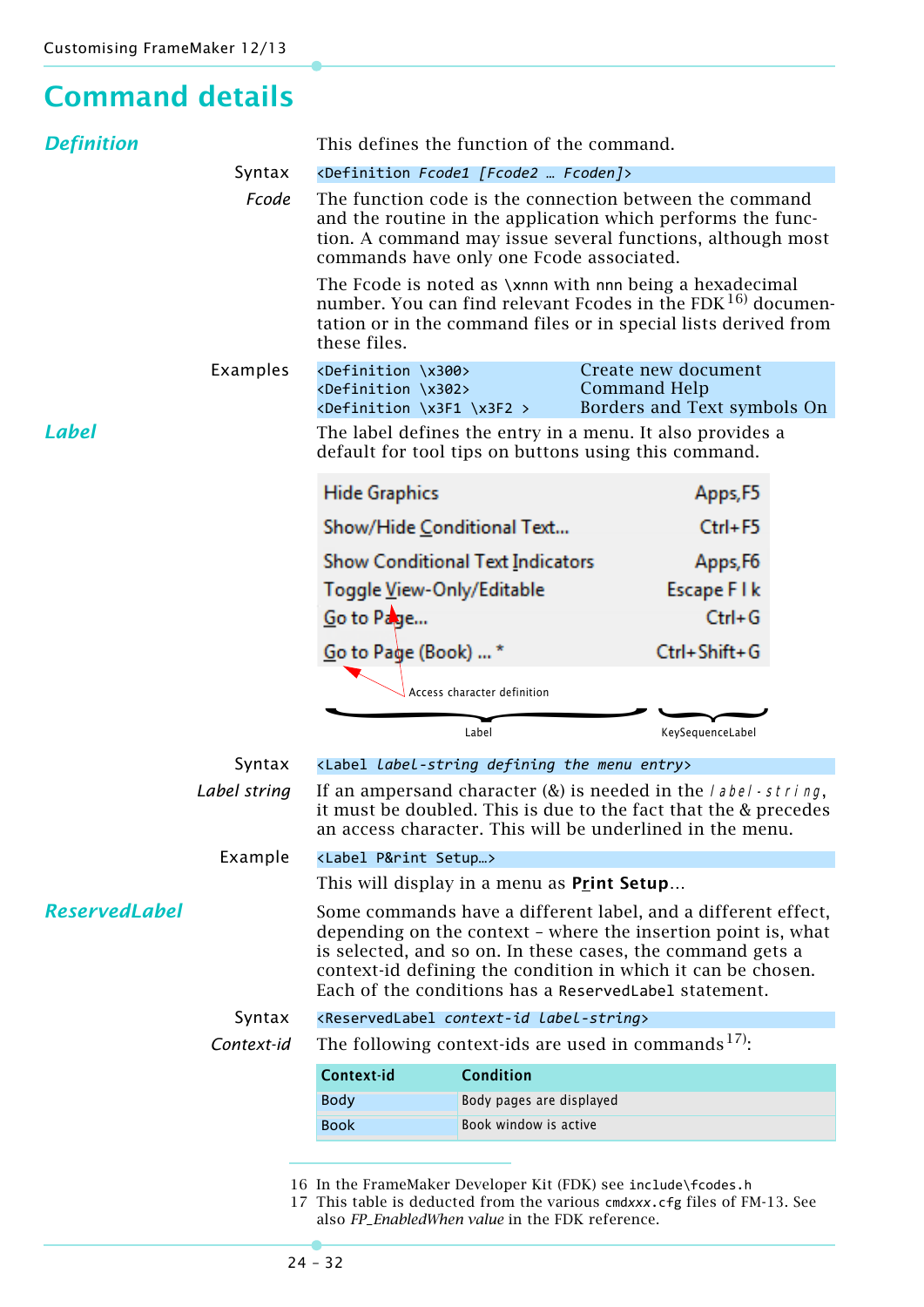# Command details

## *Definition*

This defines the function of the command.

Syntax `<Definition Fcode1 [Fcode2 … Fcoden]>`

*Fcode* The function code is the connection between the command and the routine in the application which performs the function. A command may issue several functions, although most commands have only one Fcode associated.

The Fcode is noted as `\xnnn` with `nnn` being a hexadecimal number. You can find relevant Fcodes in the FDK [16] documentation or in the command files or in special lists derived from these files.

Examples

| | |
|---|---|
| `<Definition \x300>` | Create new document |
| `<Definition \x302>` | Command Help |
| `<Definition \x3F1 \x3F2 >` | Borders and Text symbols On |

## *Label*

The label defines the entry in a menu. It also provides a default for tool tips on buttons using this command.

| | |
|---|---|
| Hide Graphics | Apps,F5 |
| Show/Hide Conditional Text... | Ctrl+F5 |
| Show Conditional Text Indicators | Apps,F6 |
| Toggle View-Only/Editable | Escape F l k |
| Go to Page... | Ctrl+G |
| Go to Page (Book) ... * | Ctrl+Shift+G |

Access character definition

Label

KeySequenceLabel

Syntax `<Label label-string defining the menu entry>`

*Label string* If an ampersand character (&) is needed in the *label-string*, it must be doubled. This is due to the fact that the & precedes an access character. This will be underlined in the menu.

Example `<Label P&rint Setup…>`

This will display in a menu as **Print Setup**…

## *ReservedLabel*

Some commands have a different label, and a different effect, depending on the context – where the insertion point is, what is selected, and so on. In these cases, the command gets a context-id defining the condition in which it can be chosen. Each of the conditions has a `ReservedLabel` statement.

Syntax `<ReservedLabel context-id label-string>`

*Context-id* The following context-ids are used in commands [17]:

| Context-id | Condition |
|---|---|
| Body | Body pages are displayed |
| Book | Book window is active |

16 In the FrameMaker Developer Kit (FDK) see `include\fcodes.h`

17 This table is deducted from the various `cmdxxx.cfg` files of FM-13. See also *FP_EnabledWhen value* in the FDK reference.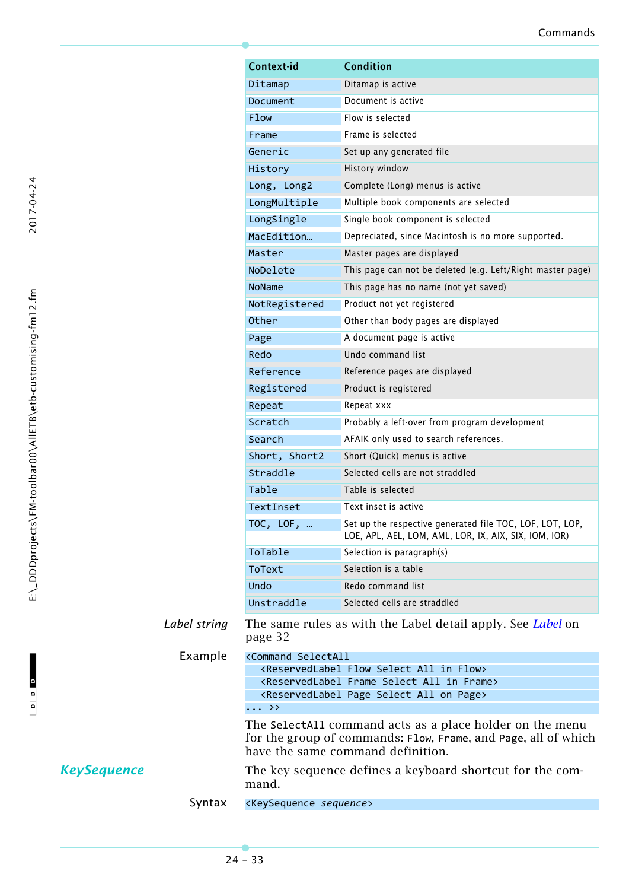| Context-id | Condition |
|---|---|
| Ditamap | Ditamap is active |
| Document | Document is active |
| Flow | Flow is selected |
| Frame | Frame is selected |
| Generic | Set up any generated file |
| History | History window |
| Long, Long2 | Complete (Long) menus is active |
| LongMultiple | Multiple book components are selected |
| LongSingle | Single book component is selected |
| MacEdition… | Depreciated, since Macintosh is no more supported. |
| Master | Master pages are displayed |
| NoDelete | This page can not be deleted (e.g. Left/Right master page) |
| NoName | This page has no name (not yet saved) |
| NotRegistered | Product not yet registered |
| Other | Other than body pages are displayed |
| Page | A document page is active |
| Redo | Undo command list |
| Reference | Reference pages are displayed |
| Registered | Product is registered |
| Repeat | Repeat xxx |
| Scratch | Probably a left-over from program development |
| Search | AFAIK only used to search references. |
| Short, Short2 | Short (Quick) menus is active |
| Straddle | Selected cells are not straddled |
| Table | Table is selected |
| TextInset | Text inset is active |
| TOC, LOF, … | Set up the respective generated file TOC, LOF, LOT, LOP, LOE, APL, AEL, LOM, AML, LOR, IX, AIX, SIX, IOM, IOR) |
| ToTable | Selection is paragraph(s) |
| ToText | Selection is a table |
| Undo | Redo command list |
| Unstraddle | Selected cells are straddled |

*Label string* The same rules as with the Label detail apply. See *Label* on page 32

Example

```
<Command SelectAll
   <ReservedLabel Flow Select All in Flow>
   <ReservedLabel Frame Select All in Frame>
   <ReservedLabel Page Select All on Page>
... >>
```

The `SelectAll` command acts as a place holder on the menu for the group of commands: `Flow`, `Frame`, and `Page`, all of which have the same command definition.

## KeySequence

The key sequence defines a keyboard shortcut for the command.

Syntax

```
<KeySequence sequence>
```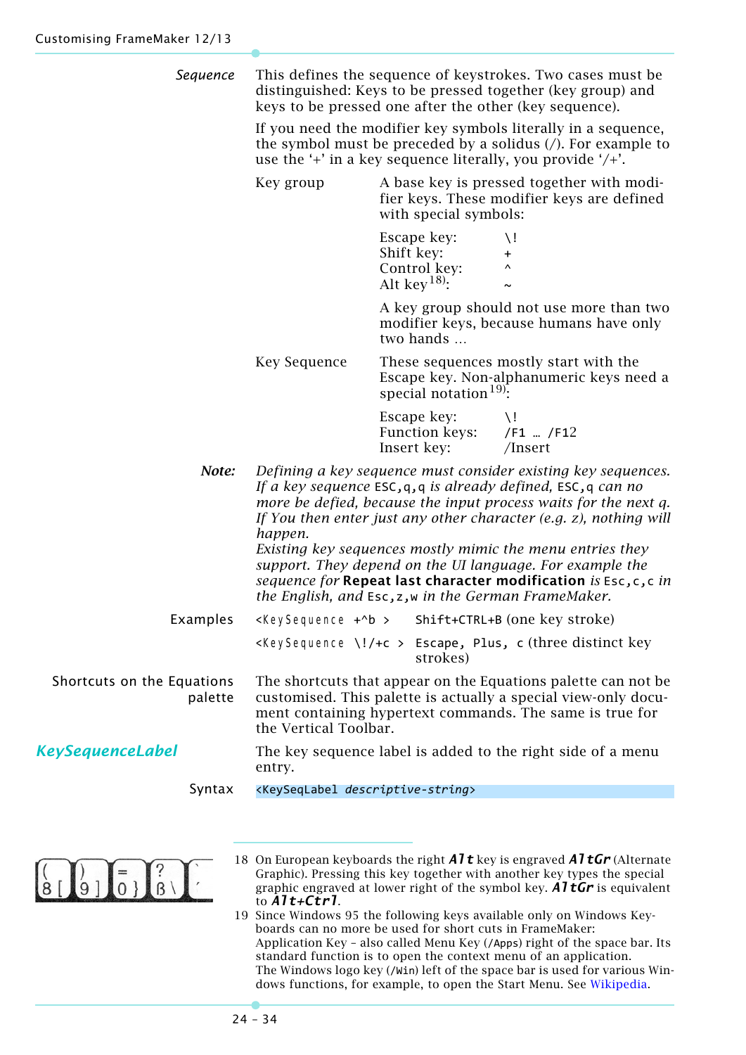*Sequence* This defines the sequence of keystrokes. Two cases must be distinguished: Keys to be pressed together (key group) and keys to be pressed one after the other (key sequence).

If you need the modifier key symbols literally in a sequence, the symbol must be preceded by a solidus (/). For example to use the '+' in a key sequence literally, you provide '/+'.

Key group — A base key is pressed together with modifier keys. These modifier keys are defined with special symbols:

| | |
|---|---|
| Escape key: | \! |
| Shift key: | + |
| Control key: | ^ |
| Alt key[18]: | ~ |

A key group should not use more than two modifier keys, because humans have only two hands …

Key Sequence — These sequences mostly start with the Escape key. Non-alphanumeric keys need a special notation[19]:

| | |
|---|---|
| Escape key: | \! |
| Function keys: | /F1 … /F12 |
| Insert key: | /Insert |

***Note:*** *Defining a key sequence must consider existing key sequences. If a key sequence* `ESC,q,q` *is already defined,* `ESC,q` *can no more be defied, because the input process waits for the next q. If You then enter just any other character (e.g. z), nothing will happen.*
*Existing key sequences mostly mimic the menu entries they support. They depend on the UI language. For example the sequence for* **Repeat last character modification** *is* `Esc,c,c` *in the English, and* `Esc,z,w` *in the German FrameMaker.*

Examples

`<KeySequence +^b >` Shift+CTRL+B (one key stroke)

`<KeySequence \!/+c >` Escape, Plus, c (three distinct key strokes)

Shortcuts on the Equations palette — The shortcuts that appear on the Equations palette can not be customised. This palette is actually a special view-only document containing hypertext commands. The same is true for the Vertical Toolbar.

## *KeySequenceLabel*

The key sequence label is added to the right side of a menu entry.

Syntax

`<KeySeqLabel descriptive-string>`

18 On European keyboards the right ***Alt*** key is engraved ***AltGr*** (Alternate Graphic). Pressing this key together with another key types the special graphic engraved at lower right of the symbol key. ***AltGr*** is equivalent to ***Alt+Ctrl***.

19 Since Windows 95 the following keys available only on Windows Keyboards can no more be used for short cuts in FrameMaker:
Application Key – also called Menu Key (`/Apps`) right of the space bar. Its standard function is to open the context menu of an application.
The Windows logo key (`/Win`) left of the space bar is used for various Windows functions, for example, to open the Start Menu. See Wikipedia.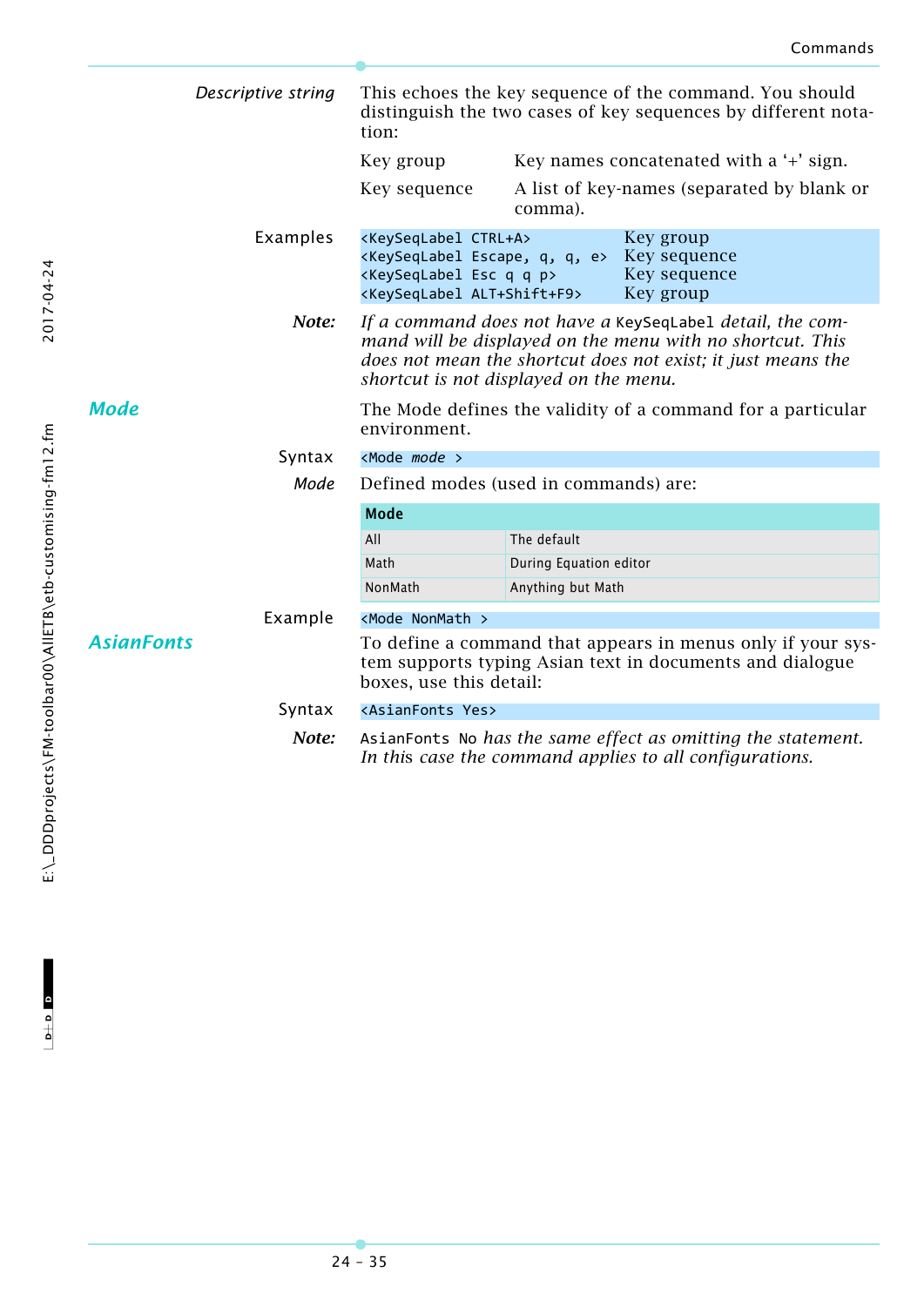*Descriptive string*

This echoes the key sequence of the command. You should distinguish the two cases of key sequences by different notation:

| | |
|---|---|
| Key group | Key names concatenated with a ‘+’ sign. |
| Key sequence | A list of key-names (separated by blank or comma). |

Examples

| | |
|---|---|
| `<KeySeqLabel CTRL+A>` | Key group |
| `<KeySeqLabel Escape, q, q, e>` | Key sequence |
| `<KeySeqLabel Esc q q p>` | Key sequence |
| `<KeySeqLabel ALT+Shift+F9>` | Key group |

***Note:*** *If a command does not have a* `KeySeqLabel` *detail, the command will be displayed on the menu with no shortcut. This does not mean the shortcut does not exist; it just means the shortcut is not displayed on the menu.*

## Mode

The Mode defines the validity of a command for a particular environment.

Syntax

```
<Mode mode >
```

*Mode* Defined modes (used in commands) are:

| Mode | |
|---|---|
| All | The default |
| Math | During Equation editor |
| NonMath | Anything but Math |

Example

```
<Mode NonMath >
```

## AsianFonts

To define a command that appears in menus only if your system supports typing Asian text in documents and dialogue boxes, use this detail:

Syntax

```
<AsianFonts Yes>
```

***Note:*** `AsianFonts No` *has the same effect as omitting the statement. In this case the command applies to all configurations.*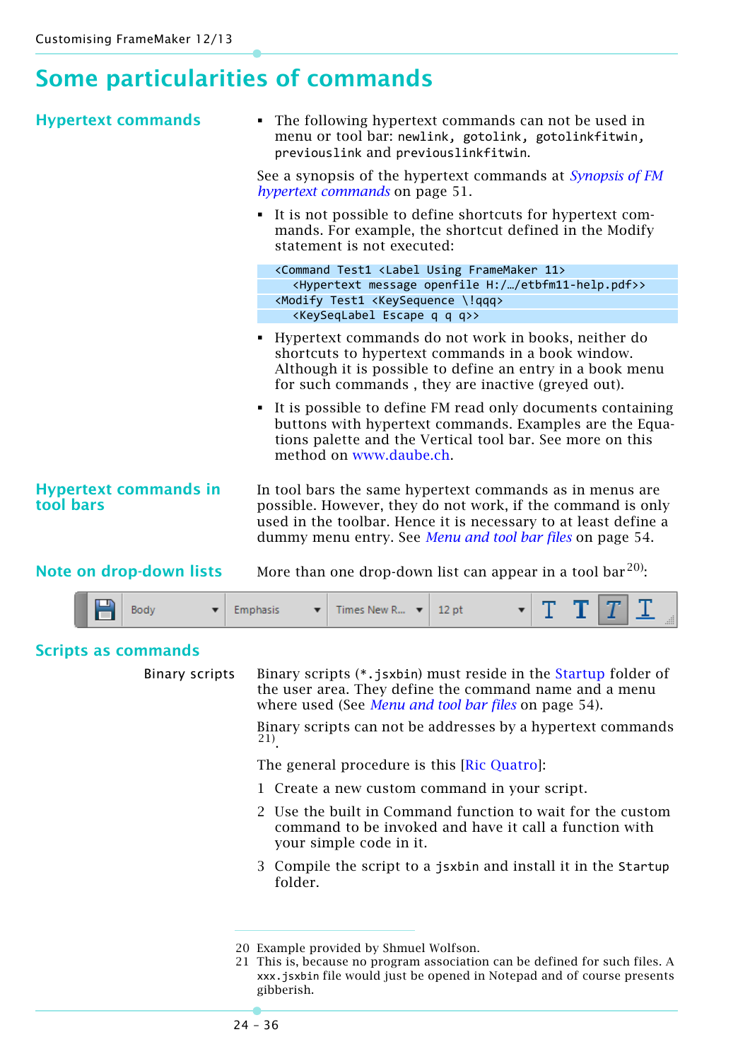# Some particularities of commands

## Hypertext commands

- The following hypertext commands can not be used in menu or tool bar: `newlink`, `gotolink`, `gotolinkfitwin`, `previouslink` and `previouslinkfitwin`.

See a synopsis of the hypertext commands at *Synopsis of FM hypertext commands* on page 51.

- It is not possible to define shortcuts for hypertext commands. For example, the shortcut defined in the Modify statement is not executed:

```
<Command Test1 <Label Using FrameMaker 11>
  <Hypertext message openfile H:/…/etbfm11-help.pdf>>
<Modify Test1 <KeySequence \!qqq>
  <KeySeqLabel Escape q q q>>
```

- Hypertext commands do not work in books, neither do shortcuts to hypertext commands in a book window. Although it is possible to define an entry in a book menu for such commands , they are inactive (greyed out).

- It is possible to define FM read only documents containing buttons with hypertext commands. Examples are the Equations palette and the Vertical tool bar. See more on this method on www.daube.ch.

## Hypertext commands in tool bars

In tool bars the same hypertext commands as in menus are possible. However, they do not work, if the command is only used in the toolbar. Hence it is necessary to at least define a dummy menu entry. See *Menu and tool bar files* on page 54.

## Note on drop-down lists

More than one drop-down list can appear in a tool bar[20]:

Body | Emphasis | Times New R... | 12 pt

## Scripts as commands

**Binary scripts**

Binary scripts (`*.jsxbin`) must reside in the Startup folder of the user area. They define the command name and a menu where used (See *Menu and tool bar files* on page 54).

Binary scripts can not be addresses by a hypertext commands [21].

The general procedure is this [Ric Quatro]:

1. Create a new custom command in your script.
2. Use the built in Command function to wait for the custom command to be invoked and have it call a function with your simple code in it.
3. Compile the script to a `jsxbin` and install it in the `Startup` folder.

---

20 Example provided by Shmuel Wolfson.

21 This is, because no program association can be defined for such files. A `xxx.jsxbin` file would just be opened in Notepad and of course presents gibberish.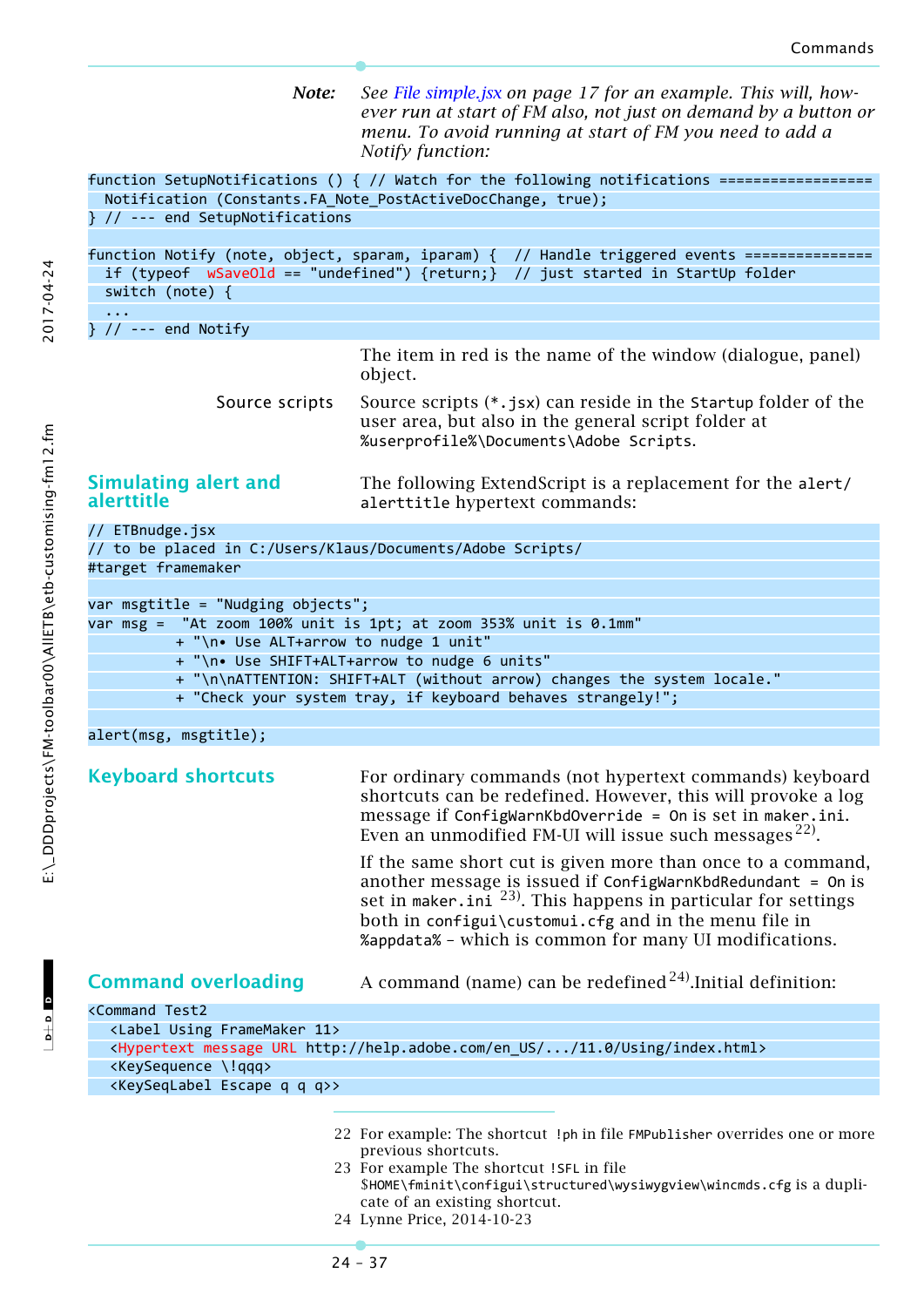***Note:*** *See File simple.jsx on page 17 for an example. This will, however run at start of FM also, not just on demand by a button or menu. To avoid running at start of FM you need to add a Notify function:*

```
function SetupNotifications () { // Watch for the following notifications ==================
  Notification (Constants.FA_Note_PostActiveDocChange, true);
} // --- end SetupNotifications

function Notify (note, object, sparam, iparam) {  // Handle triggered events ===============
  if (typeof  wSaveOld == "undefined") {return;}  // just started in StartUp folder
  switch (note) {
  ...
} // --- end Notify
```

The item in red is the name of the window (dialogue, panel) object.

Source scripts

Source scripts (`*.jsx`) can reside in the `Startup` folder of the user area, but also in the general script folder at `%userprofile%\Documents\Adobe Scripts`.

## Simulating alert and alerttitle

The following ExtendScript is a replacement for the `alert/alerttitle` hypertext commands:

```
// ETBnudge.jsx
// to be placed in C:/Users/Klaus/Documents/Adobe Scripts/
#target framemaker

var msgtitle = "Nudging objects";
var msg =  "At zoom 100% unit is 1pt; at zoom 353% unit is 0.1mm"
         + "\n• Use ALT+arrow to nudge 1 unit"
         + "\n• Use SHIFT+ALT+arrow to nudge 6 units"
         + "\n\nATTENTION: SHIFT+ALT (without arrow) changes the system locale."
         + "Check your system tray, if keyboard behaves strangely!";

alert(msg, msgtitle);
```

## Keyboard shortcuts

For ordinary commands (not hypertext commands) keyboard shortcuts can be redefined. However, this will provoke a log message if `ConfigWarnKbdOverride = On` is set in `maker.ini`. Even an unmodified FM-UI will issue such messages[22].

If the same short cut is given more than once to a command, another message is issued if `ConfigWarnKbdRedundant = On` is set in `maker.ini` [23]. This happens in particular for settings both in `configui\customui.cfg` and in the menu file in `%appdata%` – which is common for many UI modifications.

## Command overloading

A command (name) can be redefined[24].Initial definition:

```
<Command Test2
   <Label Using FrameMaker 11>
   <Hypertext message URL http://help.adobe.com/en_US/.../11.0/Using/index.html>
   <KeySequence \!qqq>
   <KeySeqLabel Escape q q q>>
```

22 For example: The shortcut `!ph` in file `FMPublisher` overrides one or more previous shortcuts.

23 For example The shortcut `!SFL` in file `$HOME\fminit\configui\structured\wysiwygview\wincmds.cfg` is a duplicate of an existing shortcut.

24 Lynne Price, 2014-10-23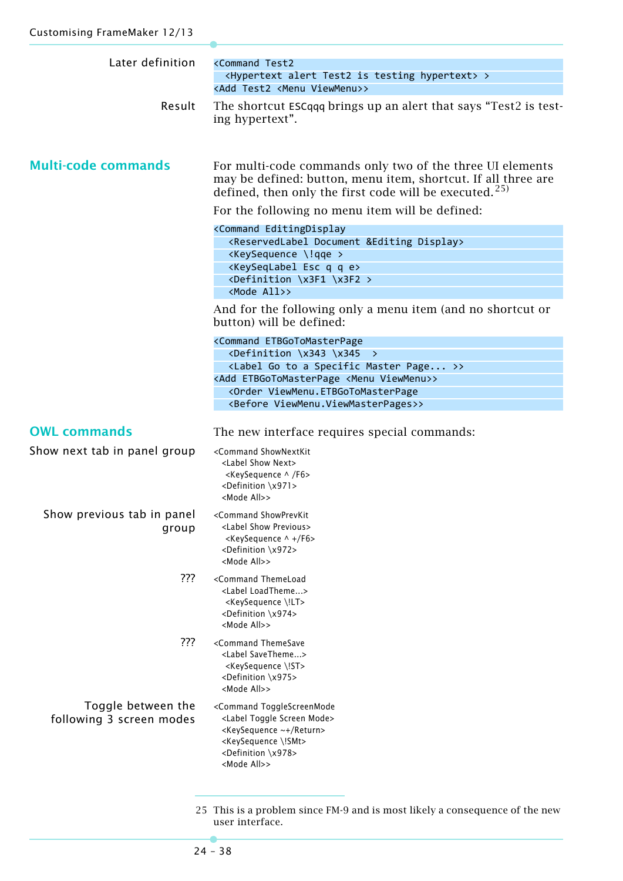Later definition

```
<Command Test2
  <Hypertext alert Test2 is testing hypertext> >
<Add Test2 <Menu ViewMenu>>
```

Result

The shortcut ESCqqq brings up an alert that says “Test2 is testing hypertext”.

## Multi-code commands

For multi-code commands only two of the three UI elements may be defined: button, menu item, shortcut. If all three are defined, then only the first code will be executed.[25]

For the following no menu item will be defined:

```
<Command EditingDisplay
   <ReservedLabel Document &Editing Display>
   <KeySequence \!qqe >
   <KeySeqLabel Esc q q e>
   <Definition \x3F1 \x3F2 >
   <Mode All>>
```

And for the following only a menu item (and no shortcut or button) will be defined:

```
<Command ETBGoToMasterPage
   <Definition \x343 \x345  >
   <Label Go to a Specific Master Page... >>
<Add ETBGoToMasterPage <Menu ViewMenu>>
   <Order ViewMenu.ETBGoToMasterPage
   <Before ViewMenu.ViewMasterPages>>
```

## OWL commands

The new interface requires special commands:

Show next tab in panel group

```
<Command ShowNextKit
  <Label Show Next>
   <KeySequence ^ /F6>
  <Definition \x971>
  <Mode All>>
```

Show previous tab in panel group

```
<Command ShowPrevKit
  <Label Show Previous>
   <KeySequence ^ +/F6>
  <Definition \x972>
  <Mode All>>
```

???

```
<Command ThemeLoad
  <Label LoadTheme...>
   <KeySequence \!LT>
  <Definition \x974>
  <Mode All>>
```

???

```
<Command ThemeSave
  <Label SaveTheme...>
   <KeySequence \!ST>
  <Definition \x975>
  <Mode All>>
```

Toggle between the following 3 screen modes

```
<Command ToggleScreenMode
  <Label Toggle Screen Mode>
  <KeySequence ~+/Return>
  <KeySequence \!SMt>
  <Definition \x978>
  <Mode All>>
```

---

25 This is a problem since FM-9 and is most likely a consequence of the new user interface.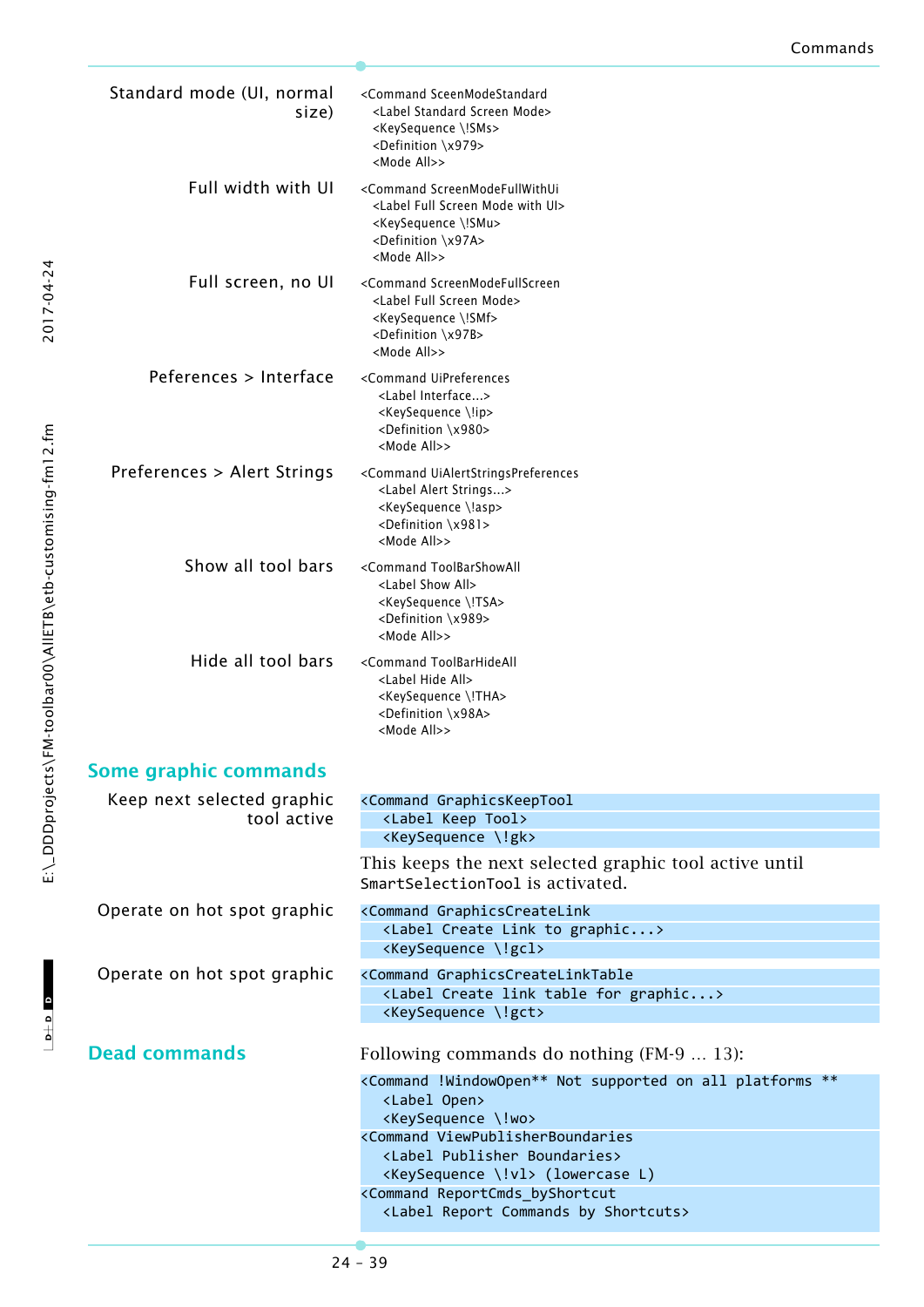Standard mode (UI, normal size)

```
<Command SceenModeStandard
  <Label Standard Screen Mode>
  <KeySequence \!SMs>
  <Definition \x979>
  <Mode All>>
```

Full width with UI

```
<Command ScreenModeFullWithUi
  <Label Full Screen Mode with UI>
  <KeySequence \!SMu>
  <Definition \x97A>
  <Mode All>>
```

Full screen, no UI

```
<Command ScreenModeFullScreen
  <Label Full Screen Mode>
  <KeySequence \!SMf>
  <Definition \x97B>
  <Mode All>>
```

Peferences > Interface

```
<Command UiPreferences
  <Label Interface...>
  <KeySequence \!ip>
  <Definition \x980>
  <Mode All>>
```

Preferences > Alert Strings

```
<Command UiAlertStringsPreferences
  <Label Alert Strings...>
  <KeySequence \!asp>
  <Definition \x981>
  <Mode All>>
```

Show all tool bars

```
<Command ToolBarShowAll
  <Label Show All>
  <KeySequence \!TSA>
  <Definition \x989>
  <Mode All>>
```

Hide all tool bars

```
<Command ToolBarHideAll
  <Label Hide All>
  <KeySequence \!THA>
  <Definition \x98A>
  <Mode All>>
```

## Some graphic commands

Keep next selected graphic tool active

```
<Command GraphicsKeepTool
  <Label Keep Tool>
  <KeySequence \!gk>
```

This keeps the next selected graphic tool active until `SmartSelectionTool` is activated.

Operate on hot spot graphic

```
<Command GraphicsCreateLink
  <Label Create Link to graphic...>
  <KeySequence \!gcl>
```

Operate on hot spot graphic

```
<Command GraphicsCreateLinkTable
  <Label Create link table for graphic...>
  <KeySequence \!gct>
```

## Dead commands

Following commands do nothing (FM-9 … 13):

```
<Command !WindowOpen** Not supported on all platforms **
  <Label Open>
  <KeySequence \!wo>
<Command ViewPublisherBoundaries
  <Label Publisher Boundaries>
  <KeySequence \!vl> (lowercase L)
<Command ReportCmds_byShortcut
  <Label Report Commands by Shortcuts>
```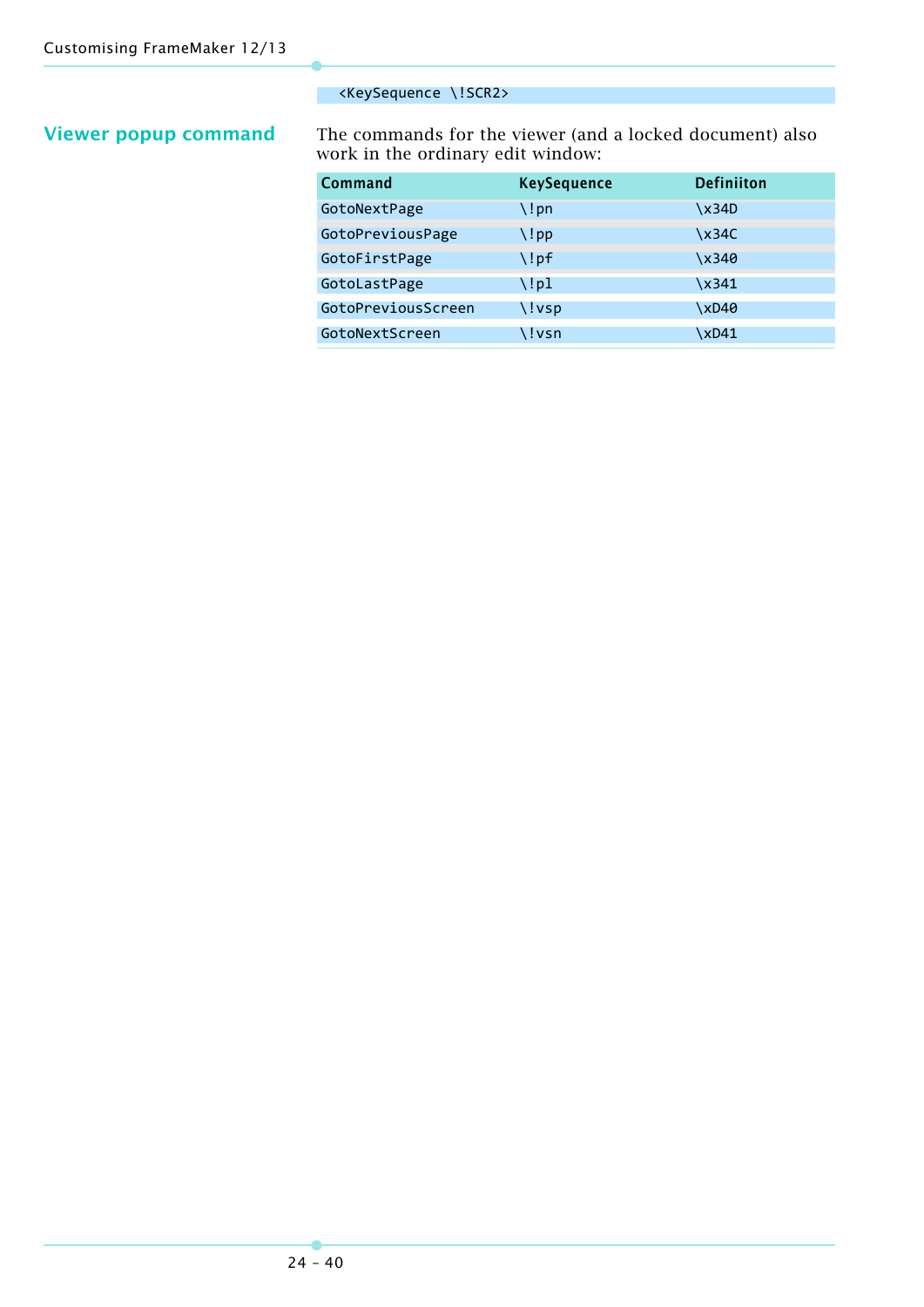```
<KeySequence \!SCR2>
```

## Viewer popup command

The commands for the viewer (and a locked document) also work in the ordinary edit window:

| Command | KeySequence | Definiiton |
|---|---|---|
| GotoNextPage | \!pn | \x34D |
| GotoPreviousPage | \!pp | \x34C |
| GotoFirstPage | \!pf | \x340 |
| GotoLastPage | \!pl | \x341 |
| GotoPreviousScreen | \!vsp | \xD40 |
| GotoNextScreen | \!vsn | \xD41 |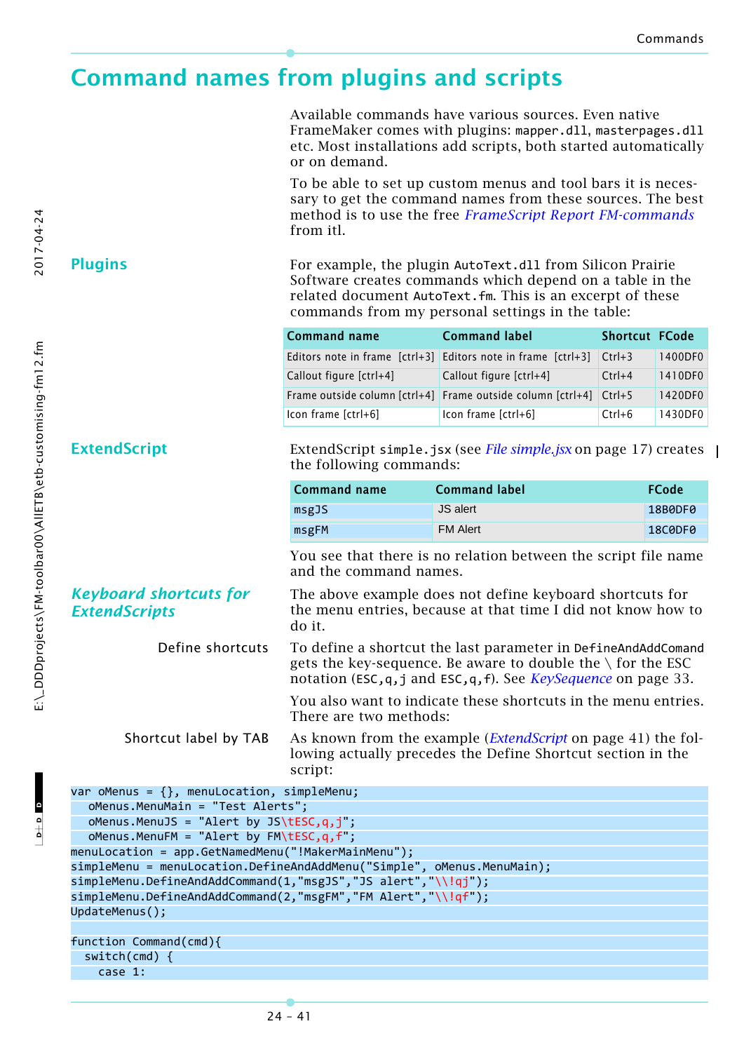# Command names from plugins and scripts

Available commands have various sources. Even native FrameMaker comes with plugins: mapper.dll, masterpages.dll etc. Most installations add scripts, both started automatically or on demand.

To be able to set up custom menus and tool bars it is necessary to get the command names from these sources. The best method is to use the free *FrameScript Report FM-commands* from itl.

## Plugins

For example, the plugin AutoText.dll from Silicon Prairie Software creates commands which depend on a table in the related document AutoText.fm. This is an excerpt of these commands from my personal settings in the table:

| Command name | Command label | Shortcut | FCode |
|---|---|---|---|
| Editors note in frame [ctrl+3] | Editors note in frame [ctrl+3] | Ctrl+3 | 1400DF0 |
| Callout figure [ctrl+4] | Callout figure [ctrl+4] | Ctrl+4 | 1410DF0 |
| Frame outside column [ctrl+4] | Frame outside column [ctrl+4] | Ctrl+5 | 1420DF0 |
| Icon frame [ctrl+6] | Icon frame [ctrl+6] | Ctrl+6 | 1430DF0 |

## ExtendScript

ExtendScript simple.jsx (see *File simple.jsx* on page 17) creates the following commands:

| Command name | Command label | FCode |
|---|---|---|
| msgJS | JS alert | 18B0DF0 |
| msgFM | FM Alert | 18C0DF0 |

You see that there is no relation between the script file name and the command names.

## *Keyboard shortcuts for ExtendScripts*

The above example does not define keyboard shortcuts for the menu entries, because at that time I did not know how to do it.

**Define shortcuts**

To define a shortcut the last parameter in DefineAndAddComand gets the key-sequence. Be aware to double the \ for the ESC notation (ESC,q,j and ESC,q,f). See *KeySequence* on page 33.

You also want to indicate these shortcuts in the menu entries. There are two methods:

**Shortcut label by TAB**

As known from the example (*ExtendScript* on page 41) the following actually precedes the Define Shortcut section in the script:

```
var oMenus = {}, menuLocation, simpleMenu;
   oMenus.MenuMain = "Test Alerts";
   oMenus.MenuJS = "Alert by JS\tESC,q,j";
   oMenus.MenuFM = "Alert by FM\tESC,q,f";
menuLocation = app.GetNamedMenu("!MakerMainMenu");
simpleMenu = menuLocation.DefineAndAddMenu("Simple", oMenus.MenuMain);
simpleMenu.DefineAndAddCommand(1,"msgJS","JS alert","\\!qj");
simpleMenu.DefineAndAddCommand(2,"msgFM","FM Alert","\\!qf");
UpdateMenus();

function Command(cmd){
  switch(cmd) {
    case 1:
```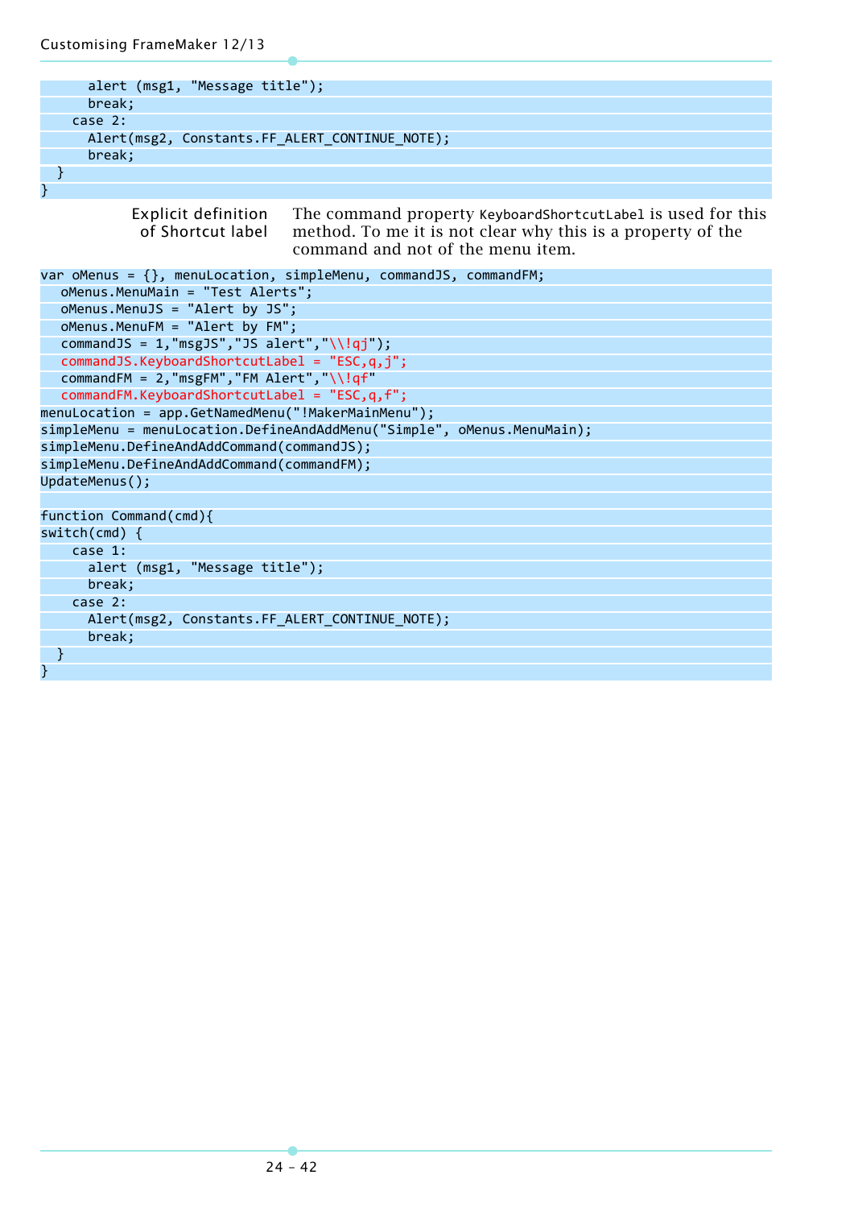```
      alert (msg1, "Message title");
      break;
    case 2:
      Alert(msg2, Constants.FF_ALERT_CONTINUE_NOTE);
      break;
  }
}
```

**Explicit definition of Shortcut label** The command property `KeyboardShortcutLabel` is used for this method. To me it is not clear why this is a property of the command and not of the menu item.

```
var oMenus = {}, menuLocation, simpleMenu, commandJS, commandFM;
  oMenus.MenuMain = "Test Alerts";
  oMenus.MenuJS = "Alert by JS";
  oMenus.MenuFM = "Alert by FM";
  commandJS = 1,"msgJS","JS alert","\\!qj");
  commandJS.KeyboardShortcutLabel = "ESC,q,j";
  commandFM = 2,"msgFM","FM Alert","\\!qf"
  commandFM.KeyboardShortcutLabel = "ESC,q,f";
menuLocation = app.GetNamedMenu("!MakerMainMenu");
simpleMenu = menuLocation.DefineAndAddMenu("Simple", oMenus.MenuMain);
simpleMenu.DefineAndAddCommand(commandJS);
simpleMenu.DefineAndAddCommand(commandFM);
UpdateMenus();

function Command(cmd){
switch(cmd) {
    case 1:
      alert (msg1, "Message title");
      break;
    case 2:
      Alert(msg2, Constants.FF_ALERT_CONTINUE_NOTE);
      break;
  }
}
```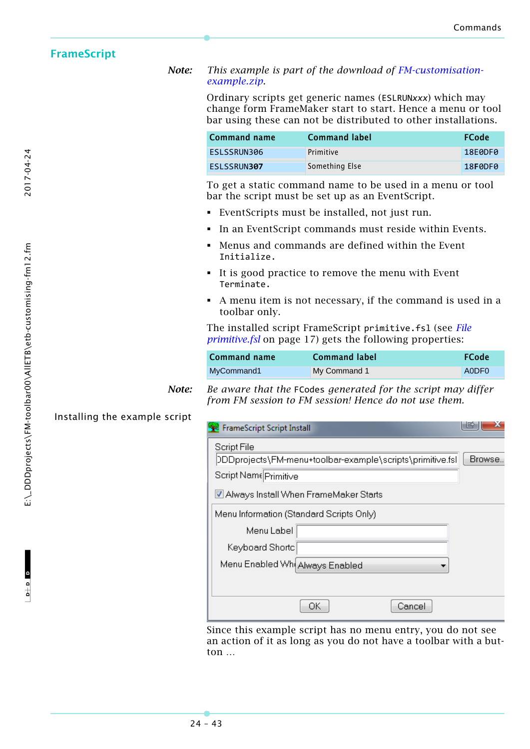## FrameScript

**Note:** *This example is part of the download of FM-customisation-example.zip.*

Ordinary scripts get generic names (ESLRUN*xxx*) which may change form FrameMaker start to start. Hence a menu or tool bar using these can not be distributed to other installations.

| Command name | Command label | FCode |
|---|---|---|
| ESLSSRUN306 | Primitive | 18E0DF0 |
| ESLSSRUN307 | Something Else | 18F0DF0 |

To get a static command name to be used in a menu or tool bar the script must be set up as an EventScript.

- EventScripts must be installed, not just run.
- In an EventScript commands must reside within Events.
- Menus and commands are defined within the Event `Initialize`.
- It is good practice to remove the menu with Event `Terminate`.
- A menu item is not necessary, if the command is used in a toolbar only.

The installed script FrameScript `primitive.fsl` (see *File primitive.fsl* on page 17) gets the following properties:

| Command name | Command label | FCode |
|---|---|---|
| MyCommand1 | My Command 1 | A0DF0 |

**Note:** *Be aware that the* `FCodes` *generated for the script may differ from FM session to FM session! Hence do not use them.*

Installing the example script

FrameScript Script Install

Script File: DDDprojects\FM-menu+toolbar-example\scripts\primitive.fsl  Browse...
Script Name: Primitive
☑ Always Install When FrameMaker Starts
Menu Information (Standard Scripts Only)
Menu Label
Keyboard Shortc
Menu Enabled Wh: Always Enabled
OK  Cancel

Since this example script has no menu entry, you do not see an action of it as long as you do not have a toolbar with a button ...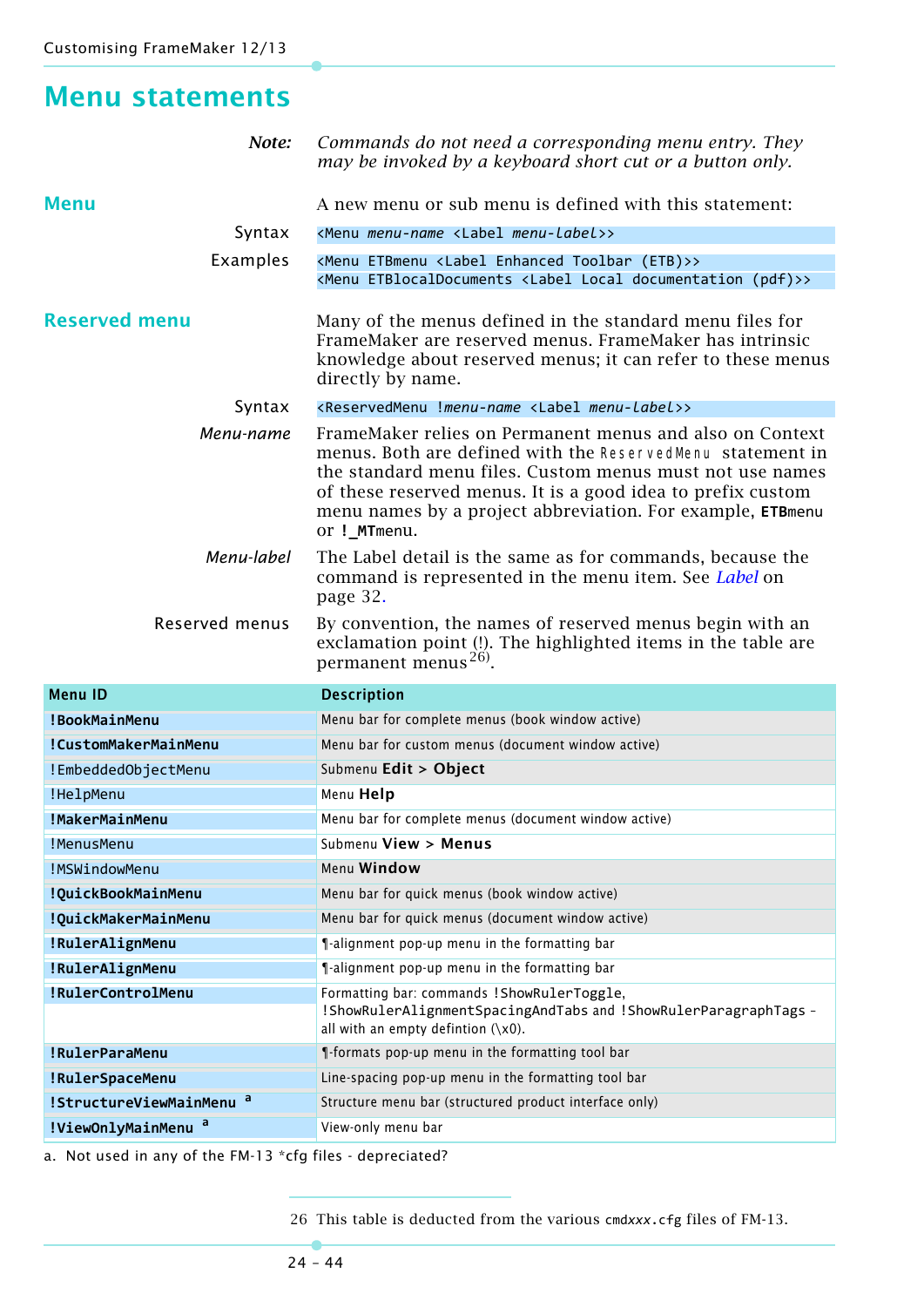# Menu statements

*Note:* *Commands do not need a corresponding menu entry. They may be invoked by a keyboard short cut or a button only.*

## Menu

A new menu or sub menu is defined with this statement:

Syntax

```
<Menu menu-name <Label menu-label>>
```

Examples

```
<Menu ETBmenu <Label Enhanced Toolbar (ETB)>>
<Menu ETBlocalDocuments <Label Local documentation (pdf)>>
```

## Reserved menu

Many of the menus defined in the standard menu files for FrameMaker are reserved menus. FrameMaker has intrinsic knowledge about reserved menus; it can refer to these menus directly by name.

Syntax

```
<ReservedMenu !menu-name <Label menu-label>>
```

*Menu-name* FrameMaker relies on Permanent menus and also on Context menus. Both are defined with the ReservedMenu statement in the standard menu files. Custom menus must not use names of these reserved menus. It is a good idea to prefix custom menu names by a project abbreviation. For example, **ETB**menu or **!_MT**menu.

*Menu-label* The Label detail is the same as for commands, because the command is represented in the menu item. See *Label* on page 32.

Reserved menus By convention, the names of reserved menus begin with an exclamation point (!). The highlighted items in the table are permanent menus[26].

| Menu ID | Description |
|---|---|
| **!BookMainMenu** | Menu bar for complete menus (book window active) |
| **!CustomMakerMainMenu** | Menu bar for custom menus (document window active) |
| !EmbeddedObjectMenu | Submenu **Edit > Object** |
| !HelpMenu | Menu **Help** |
| **!MakerMainMenu** | Menu bar for complete menus (document window active) |
| !MenusMenu | Submenu **View > Menus** |
| !MSWindowMenu | Menu **Window** |
| **!QuickBookMainMenu** | Menu bar for quick menus (book window active) |
| **!QuickMakerMainMenu** | Menu bar for quick menus (document window active) |
| **!RulerAlignMenu** | ¶-alignment pop-up menu in the formatting bar |
| **!RulerAlignMenu** | ¶-alignment pop-up menu in the formatting bar |
| **!RulerControlMenu** | Formatting bar: commands !ShowRulerToggle, !ShowRulerAlignmentSpacingAndTabs and !ShowRulerParagraphTags - all with an empty defintion (\x0). |
| **!RulerParaMenu** | ¶-formats pop-up menu in the formatting tool bar |
| **!RulerSpaceMenu** | Line-spacing pop-up menu in the formatting tool bar |
| **!StructureViewMainMenu** [a] | Structure menu bar (structured product interface only) |
| **!ViewOnlyMainMenu** [a] | View-only menu bar |

a. Not used in any of the FM-13 *cfg files - depreciated?

26 This table is deducted from the various cmdxxx.cfg files of FM-13.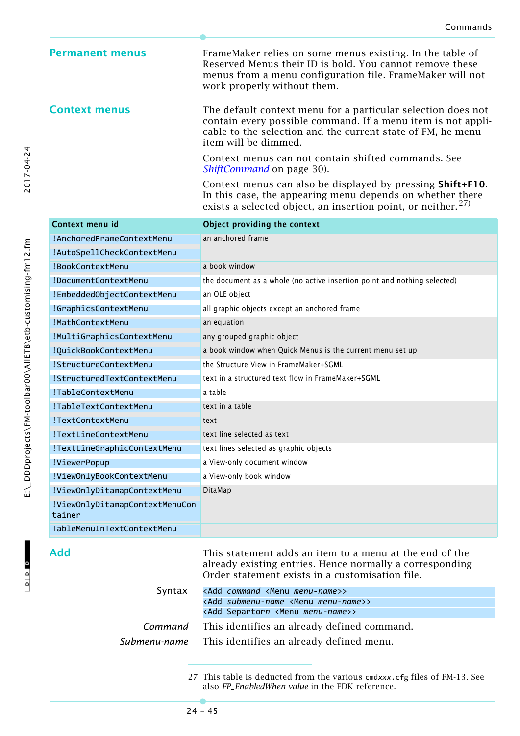## Permanent menus

FrameMaker relies on some menus existing. In the table of Reserved Menus their ID is bold. You cannot remove these menus from a menu configuration file. FrameMaker will not work properly without them.

## Context menus

The default context menu for a particular selection does not contain every possible command. If a menu item is not applicable to the selection and the current state of FM, he menu item will be dimmed.

Context menus can not contain shifted commands. See *ShiftCommand* on page 30).

Context menus can also be displayed by pressing **Shift+F10**. In this case, the appearing menu depends on whether there exists a selected object, an insertion point, or neither.[27)]

| Context menu id | Object providing the context |
|---|---|
| !AnchoredFrameContextMenu | an anchored frame |
| !AutoSpellCheckContextMenu | |
| !BookContextMenu | a book window |
| !DocumentContextMenu | the document as a whole (no active insertion point and nothing selected) |
| !EmbeddedObjectContextMenu | an OLE object |
| !GraphicsContextMenu | all graphic objects except an anchored frame |
| !MathContextMenu | an equation |
| !MultiGraphicsContextMenu | any grouped graphic object |
| !QuickBookContextMenu | a book window when Quick Menus is the current menu set up |
| !StructureContextMenu | the Structure View in FrameMaker+SGML |
| !StructuredTextContextMenu | text in a structured text flow in FrameMaker+SGML |
| !TableContextMenu | a table |
| !TableTextContextMenu | text in a table |
| !TextContextMenu | text |
| !TextLineContextMenu | text line selected as text |
| !TextLineGraphicContextMenu | text lines selected as graphic objects |
| !ViewerPopup | a View-only document window |
| !ViewOnlyBookContextMenu | a View-only book window |
| !ViewOnlyDitamapContextMenu | DitaMap |
| !ViewOnlyDitamapContextMenuContainer | |
| TableMenuInTextContextMenu | |

## Add

This statement adds an item to a menu at the end of the already existing entries. Hence normally a corresponding Order statement exists in a customisation file.

Syntax

```
<Add command <Menu menu-name>>
<Add submenu-name <Menu menu-name>>
<Add Separtorn <Menu menu-name>>
```

*Command* This identifies an already defined command.

*Submenu-name* This identifies an already defined menu.

27 This table is deducted from the various cmdxxx.cfg files of FM-13. See also *FP_EnabledWhen value* in the FDK reference.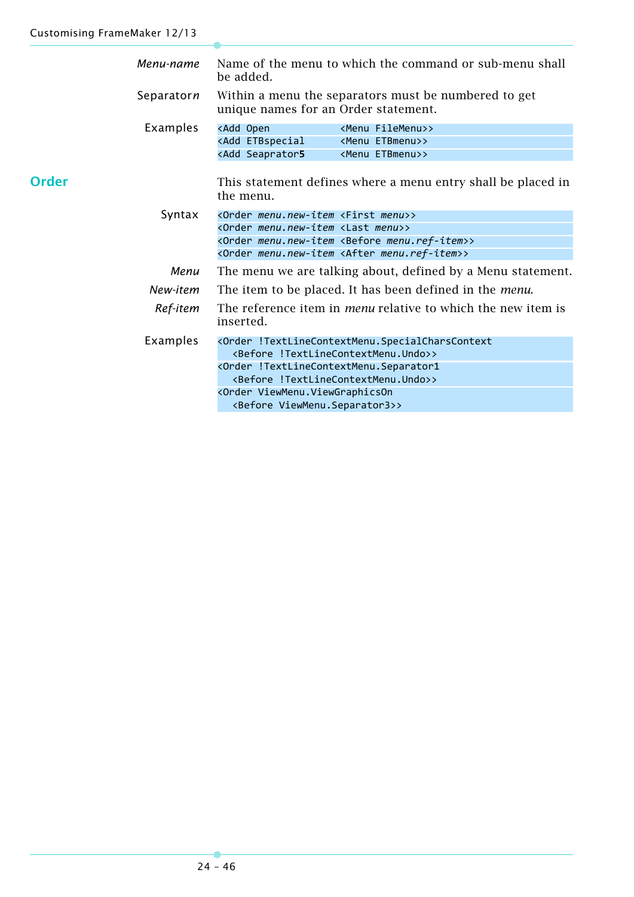*Menu-name*
Name of the menu to which the command or sub-menu shall be added.

Separator*n*
Within a menu the separators must be numbered to get unique names for an Order statement.

Examples

```
<Add Open              <Menu FileMenu>>
<Add ETBspecial        <Menu ETBmenu>>
<Add Seaprator5        <Menu ETBmenu>>
```

## Order

This statement defines where a menu entry shall be placed in the menu.

Syntax

```
<Order menu.new-item <First menu>>
<Order menu.new-item <Last menu>>
<Order menu.new-item <Before menu.ref-item>>
<Order menu.new-item <After menu.ref-item>>
```

*Menu*
The menu we are talking about, defined by a Menu statement.

*New-item*
The item to be placed. It has been defined in the *menu*.

*Ref-item*
The reference item in *menu* relative to which the new item is inserted.

Examples

```
<Order !TextLineContextMenu.SpecialCharsContext
  <Before !TextLineContextMenu.Undo>>
<Order !TextLineContextMenu.Separator1
  <Before !TextLineContextMenu.Undo>>
<Order ViewMenu.ViewGraphicsOn
  <Before ViewMenu.Separator3>>
```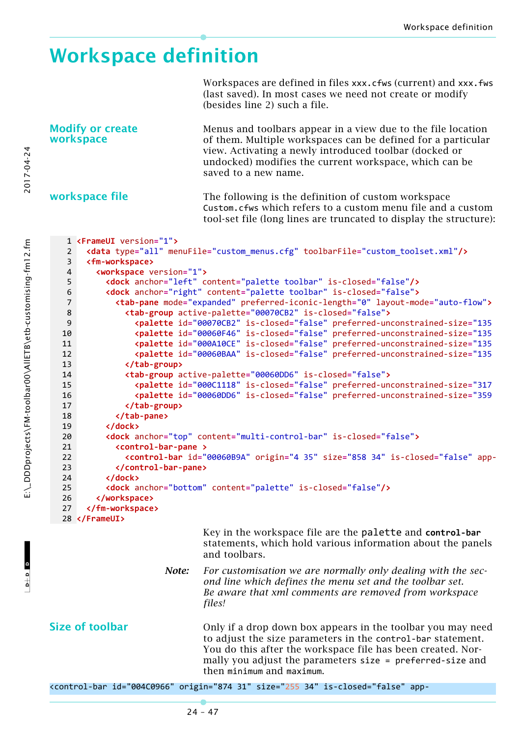# Workspace definition

Workspaces are defined in files xxx.cfws (current) and xxx.fws (last saved). In most cases we need not create or modify (besides line 2) such a file.

## Modify or create workspace

Menus and toolbars appear in a view due to the file location of them. Multiple workspaces can be defined for a particular view. Activating a newly introduced toolbar (docked or undocked) modifies the current workspace, which can be saved to a new name.

## workspace file

The following is the definition of custom workspace Custom.cfws which refers to a custom menu file and a custom tool-set file (long lines are truncated to display the structure):

```
 1 <FrameUI version="1">
 2   <data type="all" menuFile="custom_menus.cfg" toolbarFile="custom_toolset.xml"/>
 3   <fm-workspace>
 4     <workspace version="1">
 5       <dock anchor="left" content="palette toolbar" is-closed="false"/>
 6       <dock anchor="right" content="palette toolbar" is-closed="false">
 7         <tab-pane mode="expanded" preferred-iconic-length="0" layout-mode="auto-flow">
 8           <tab-group active-palette="00070CB2" is-closed="false">
 9             <palette id="00070CB2" is-closed="false" preferred-unconstrained-size="135
10             <palette id="00060F46" is-closed="false" preferred-unconstrained-size="135
11             <palette id="000A10CE" is-closed="false" preferred-unconstrained-size="135
12             <palette id="00060BAA" is-closed="false" preferred-unconstrained-size="135
13           </tab-group>
14           <tab-group active-palette="00060DD6" is-closed="false">
15             <palette id="000C1118" is-closed="false" preferred-unconstrained-size="317
16             <palette id="00060DD6" is-closed="false" preferred-unconstrained-size="359
17           </tab-group>
18         </tab-pane>
19       </dock>
20       <dock anchor="top" content="multi-control-bar" is-closed="false">
21         <control-bar-pane >
22           <control-bar id="00060B9A" origin="4 35" size="858 34" is-closed="false" app-
23         </control-bar-pane>
24       </dock>
25       <dock anchor="bottom" content="palette" is-closed="false"/>
26     </workspace>
27   </fm-workspace>
28 </FrameUI>
```

Key in the workspace file are the palette and **control-bar** statements, which hold various information about the panels and toolbars.

***Note:*** *For customisation we are normally only dealing with the second line which defines the menu set and the toolbar set. Be aware that xml comments are removed from workspace files!*

## Size of toolbar

Only if a drop down box appears in the toolbar you may need to adjust the size parameters in the control-bar statement. You do this after the workspace file has been created. Normally you adjust the parameters size = preferred-size and then minimum and maximum.

```
<control-bar id="004C0966" origin="874 31" size="255 34" is-closed="false" app-
```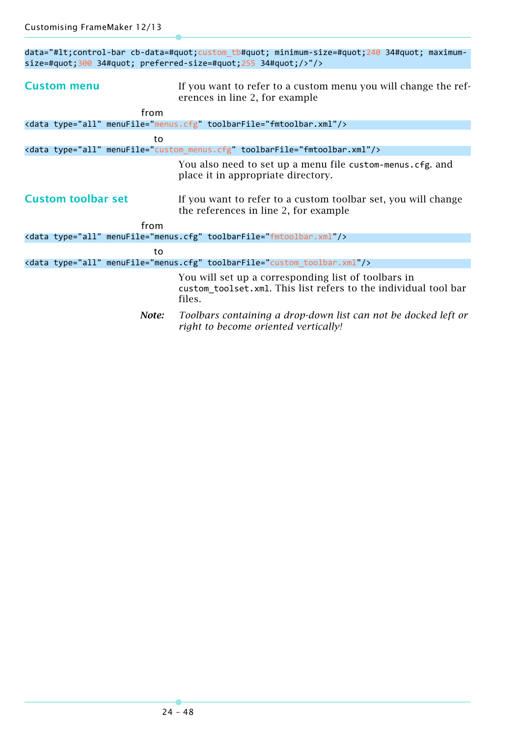```
data="#lt;control-bar cb-data=#quot;custom_tb#quot; minimum-size=#quot;240 34#quot; maximum-size=#quot;300 34#quot; preferred-size=#quot;255 34#quot;/>"/>
```

## Custom menu

If you want to refer to a custom menu you will change the references in line 2, for example

from

```
<data type="all" menuFile="menus.cfg" toolbarFile="fmtoolbar.xml"/>
```

to

```
<data type="all" menuFile="custom_menus.cfg" toolbarFile="fmtoolbar.xml"/>
```

You also need to set up a menu file `custom-menus.cfg`. and place it in appropriate directory.

## Custom toolbar set

If you want to refer to a custom toolbar set, you will change the references in line 2, for example

from

```
<data type="all" menuFile="menus.cfg" toolbarFile="fmtoolbar.xml"/>
```

to

```
<data type="all" menuFile="menus.cfg" toolbarFile="custom_toolbar.xml"/>
```

You will set up a corresponding list of toolbars in `custom_toolset.xml`. This list refers to the individual tool bar files.

***Note:*** *Toolbars containing a drop-down list can not be docked left or right to become oriented vertically!*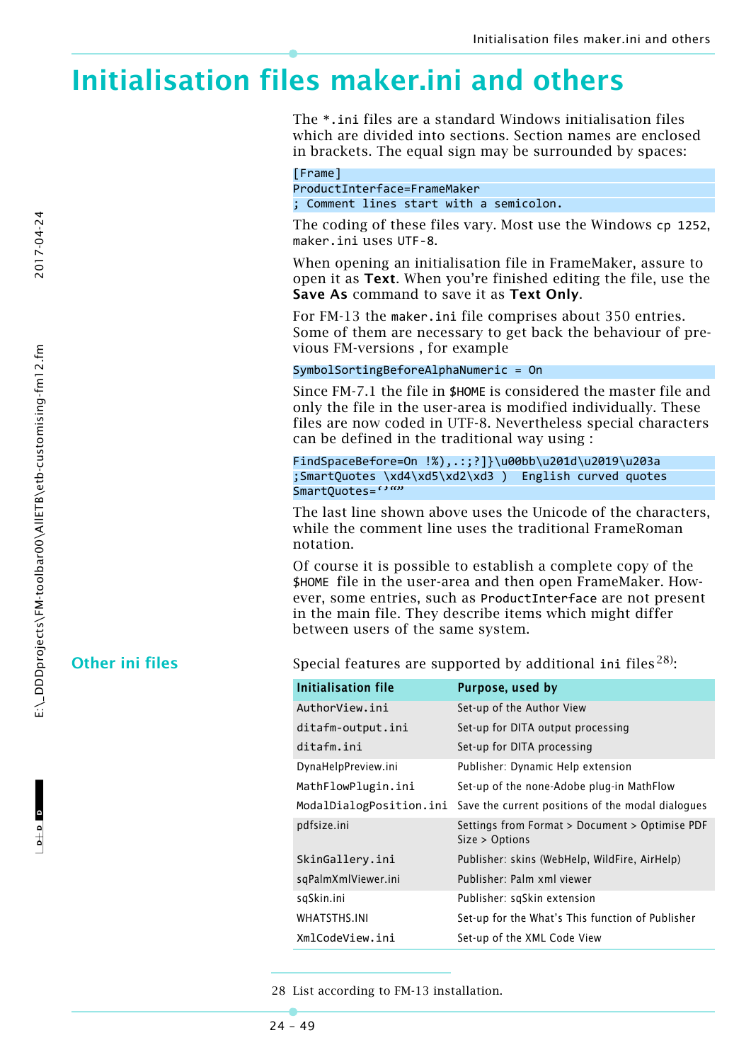# Initialisation files maker.ini and others

The `*.ini` files are a standard Windows initialisation files which are divided into sections. Section names are enclosed in brackets. The equal sign may be surrounded by spaces:

```
[Frame]
ProductInterface=FrameMaker
; Comment lines start with a semicolon.
```

The coding of these files vary. Most use the Windows `cp 1252`, `maker.ini` uses `UTF-8`.

When opening an initialisation file in FrameMaker, assure to open it as **Text**. When you're finished editing the file, use the **Save As** command to save it as **Text Only**.

For FM-13 the `maker.ini` file comprises about 350 entries. Some of them are necessary to get back the behaviour of previous FM-versions , for example

```
SymbolSortingBeforeAlphaNumeric = On
```

Since FM-7.1 the file in `$HOME` is considered the master file and only the file in the user-area is modified individually. These files are now coded in UTF-8. Nevertheless special characters can be defined in the traditional way using :

```
FindSpaceBefore=On !%),.:;?]}\u00bb\u201d\u2019\u203a
;SmartQuotes \xd4\xd5\xd2\xd3 )  English curved quotes
SmartQuotes=‘’“”
```

The last line shown above uses the Unicode of the characters, while the comment line uses the traditional FrameRoman notation.

Of course it is possible to establish a complete copy of the `$HOME` file in the user-area and then open FrameMaker. However, some entries, such as `ProductInterface` are not present in the main file. They describe items which might differ between users of the same system.

## Other ini files

Special features are supported by additional `ini` files[28]:

| Initialisation file | Purpose, used by |
|---|---|
| AuthorView.ini | Set-up of the Author View |
| ditafm-output.ini | Set-up for DITA output processing |
| ditafm.ini | Set-up for DITA processing |
| DynaHelpPreview.ini | Publisher: Dynamic Help extension |
| MathFlowPlugin.ini | Set-up of the none-Adobe plug-in MathFlow |
| ModalDialogPosition.ini | Save the current positions of the modal dialogues |
| pdfsize.ini | Settings from Format > Document > Optimise PDF Size > Options |
| SkinGallery.ini | Publisher: skins (WebHelp, WildFire, AirHelp) |
| sqPalmXmlViewer.ini | Publisher: Palm xml viewer |
| sqSkin.ini | Publisher: sqSkin extension |
| WHATSTHS.INI | Set-up for the What's This function of Publisher |
| XmlCodeView.ini | Set-up of the XML Code View |

28 List according to FM-13 installation.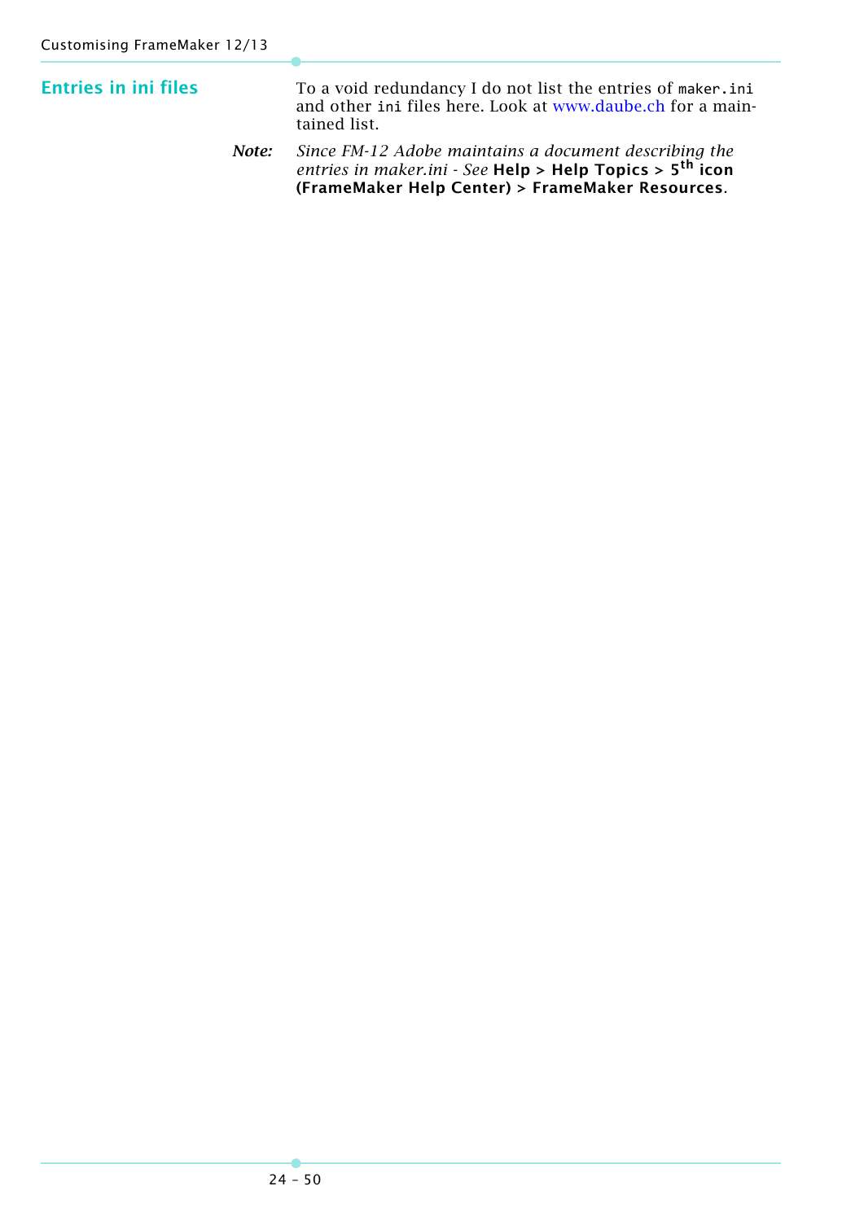## Entries in ini files

To a void redundancy I do not list the entries of `maker.ini` and other `ini` files here. Look at www.daube.ch for a maintained list.

***Note:*** *Since FM-12 Adobe maintains a document describing the entries in maker.ini - See* **Help > Help Topics > 5$^{th}$ icon (FrameMaker Help Center) > FrameMaker Resources**.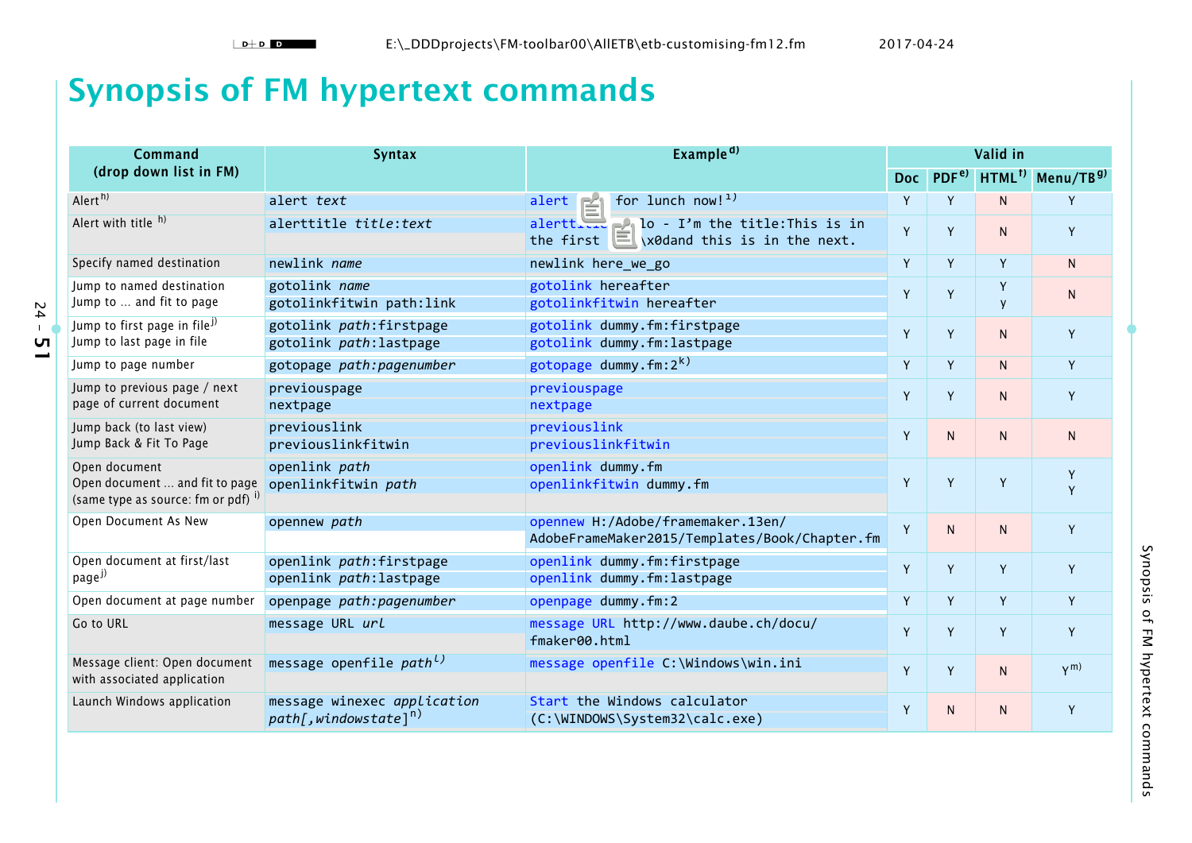# Synopsis of FM hypertext commands

| Command (drop down list in FM) | Syntax | Example[d] | Valid in | | | |
|---|---|---|---|---|---|---|
| | | | Doc | PDF[e] | HTML[f] | Menu/TB[g] |
| Alert[h] | alert *text* | alert for lunch now![1] | Y | Y | N | Y |
| Alert with title [h] | alerttitle *title*:*text* | alerttitle lo - I'm the title:This is in the first \x0dand this is in the next. | Y | Y | N | Y |
| Specify named destination | newlink *name* | newlink here_we_go | Y | Y | Y | N |
| Jump to named destination<br>Jump to ... and fit to page | gotolink *name*<br>gotolinkfitwin path:link | gotolink hereafter<br>gotolinkfitwin hereafter | Y | Y | Y<br>y | N |
| Jump to first page in file[j]<br>Jump to last page in file | gotolink *path*:firstpage<br>gotolink *path*:lastpage | gotolink dummy.fm:firstpage<br>gotolink dummy.fm:lastpage | Y | Y | N | Y |
| Jump to page number | gotopage *path*:*pagenumber* | gotopage dummy.fm:2[k] | Y | Y | N | Y |
| Jump to previous page / next page of current document | previouspage<br>nextpage | previouspage<br>nextpage | Y | Y | N | Y |
| Jump back (to last view)<br>Jump Back & Fit To Page | previouslink<br>previouslinkfitwin | previouslink<br>previouslinkfitwin | Y | N | N | N |
| Open document<br>Open document ... and fit to page<br>(same type as source: fm or pdf) [i] | openlink *path*<br>openlinkfitwin *path* | openlink dummy.fm<br>openlinkfitwin dummy.fm | Y | Y | Y | Y<br>Y |
| Open Document As New | opennew *path* | opennew H:/Adobe/framemaker.13en/AdobeFrameMaker2015/Templates/Book/Chapter.fm | Y | N | N | Y |
| Open document at first/last page[j] | openlink *path*:firstpage<br>openlink *path*:lastpage | openlink dummy.fm:firstpage<br>openlink dummy.fm:lastpage | Y | Y | Y | Y |
| Open document at page number | openpage *path*:*pagenumber* | openpage dummy.fm:2 | Y | Y | Y | Y |
| Go to URL | message URL *url* | message URL http://www.daube.ch/docu/fmaker00.html | Y | Y | Y | Y |
| Message client: Open document with associated application | message openfile *path*[l] | message openfile C:\Windows\win.ini | Y | Y | N | Y[m] |
| Launch Windows application | message winexec *application path[,windowstate]*[n] | Start the Windows calculator (C:\WINDOWS\System32\calc.exe) | Y | N | N | Y |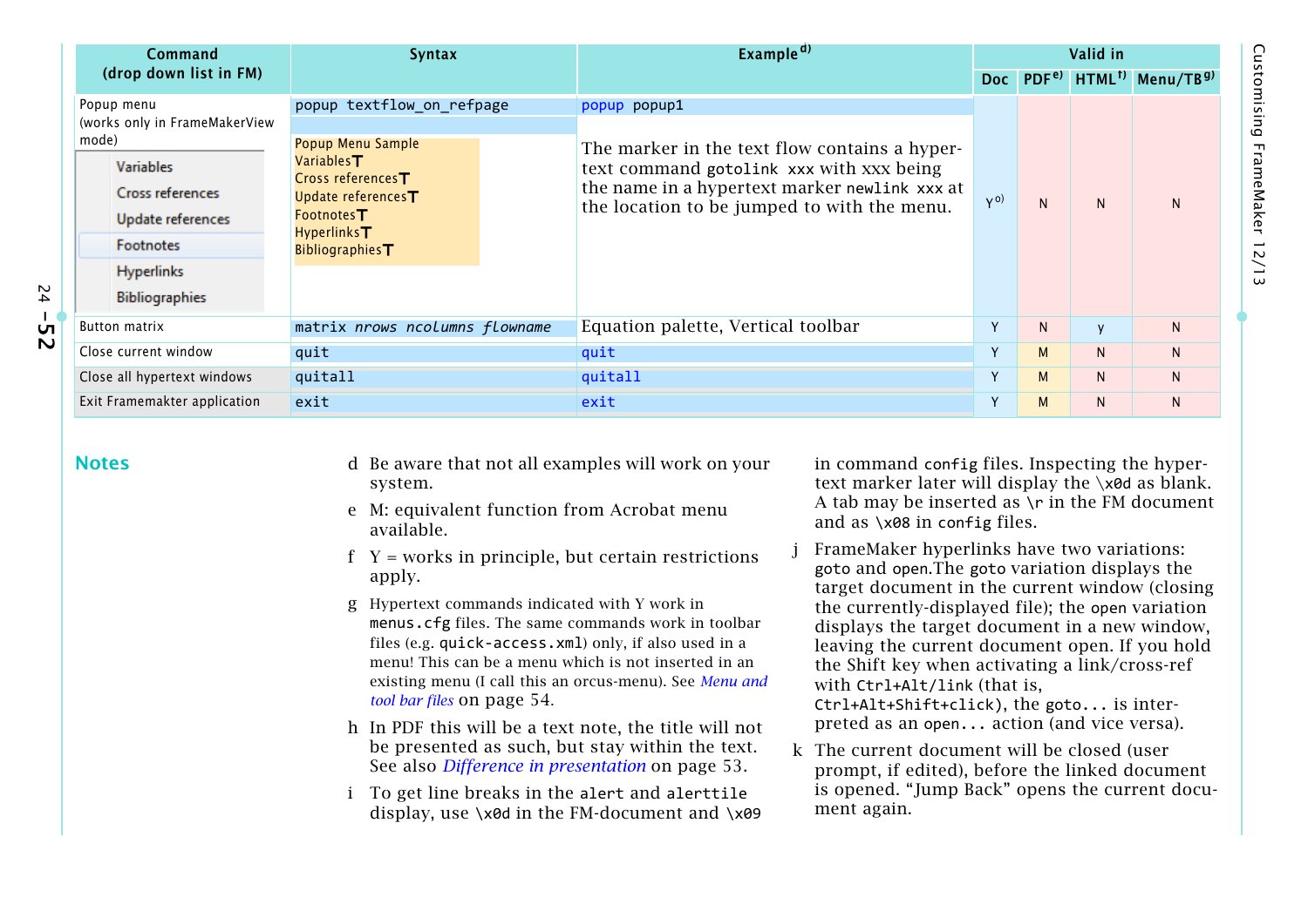| Command (drop down list in FM) | Syntax | Example [d] | Valid in | | | |
|---|---|---|---|---|---|---|
| | | | Doc | PDF [e] | HTML [f] | Menu/TB [g] |
| Popup menu (works only in FrameMakerView mode) Variables Cross references Update references Footnotes Hyperlinks Bibliographies | popup textflow_on_refpage Popup Menu Sample Variables Cross references Update references Footnotes Hyperlinks Bibliographies | popup popup1 The marker in the text flow contains a hypertext command gotolink xxx with xxx being the name in a hypertext marker newlink xxx at the location to be jumped to with the menu. | Y [o] | N | N | N |
| Button matrix | matrix *nrows ncolumns flowname* | Equation palette, Vertical toolbar | Y | N | y | N |
| Close current window | quit | quit | Y | M | N | N |
| Close all hypertext windows | quitall | quitall | Y | M | N | N |
| Exit Framemakter application | exit | exit | Y | M | N | N |

## Notes

d Be aware that not all examples will work on your system.

e M: equivalent function from Acrobat menu available.

f Y = works in principle, but certain restrictions apply.

g Hypertext commands indicated with Y work in menus.cfg files. The same commands work in toolbar files (e.g. quick-access.xml) only, if also used in a menu! This can be a menu which is not inserted in an existing menu (I call this an orcus-menu). See *Menu and tool bar files* on page 54.

h In PDF this will be a text note, the title will not be presented as such, but stay within the text. See also *Difference in presentation* on page 53.

i To get line breaks in the alert and alerttile display, use \x0d in the FM-document and \x09 in command config files. Inspecting the hypertext marker later will display the \x0d as blank. A tab may be inserted as \r in the FM document and as \x08 in config files.

j FrameMaker hyperlinks have two variations: goto and open.The goto variation displays the target document in the current window (closing the currently-displayed file); the open variation displays the target document in a new window, leaving the current document open. If you hold the Shift key when activating a link/cross-ref with Ctrl+Alt/link (that is, Ctrl+Alt+Shift+click), the goto... is interpreted as an open... action (and vice versa).

k The current document will be closed (user prompt, if edited), before the linked document is opened. “Jump Back” opens the current document again.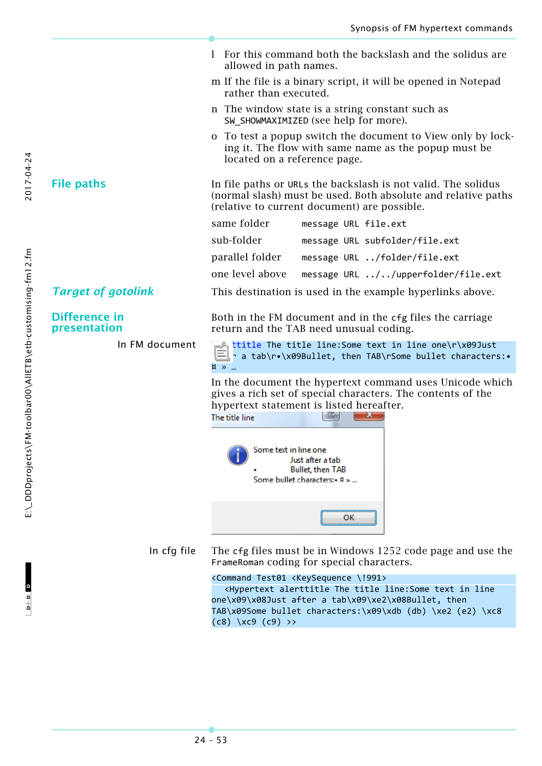l For this command both the backslash and the solidus are allowed in path names.

m If the file is a binary script, it will be opened in Notepad rather than executed.

n The window state is a string constant such as `SW_SHOWMAXIMIZED` (see help for more).

o To test a popup switch the document to View only by locking it. The flow with same name as the popup must be located on a reference page.

## File paths

In file paths or URLs the backslash is not valid. The solidus (normal slash) must be used. Both absolute and relative paths (relative to current document) are possible.

| | |
|---|---|
| same folder | `message URL file.ext` |
| sub-folder | `message URL subfolder/file.ext` |
| parallel folder | `message URL ../folder/file.ext` |
| one level above | `message URL ../../upperfolder/file.ext` |

## *Target of gotolink*

This destination is used in the example hyperlinks above.

## Difference in presentation

Both in the FM document and in the cfg files the carriage return and the TAB need unusual coding.

### In FM document

```
ttitle The title line:Some text in line one\r\x09Just
^ a tab\r•\x09Bullet, then TAB\rSome bullet characters:•
¤ » …
```

In the document the hypertext command uses Unicode which gives a rich set of special characters. The contents of the hypertext statement is listed hereafter.

The title line

Some text in line one
Just after a tab
• Bullet, then TAB
Some bullet characters:• ¤ » …

OK

### In cfg file

The cfg files must be in Windows 1252 code page and use the `FrameRoman` coding for special characters.

```
<Command Test01 <KeySequence \!991>
  <Hypertext alerttitle The title line:Some text in line
one\x09\x08Just after a tab\x09\xe2\x08Bullet, then
TAB\x09Some bullet characters:\x09\xdb (db) \xe2 (e2) \xc8
(c8) \xc9 (c9) >>
```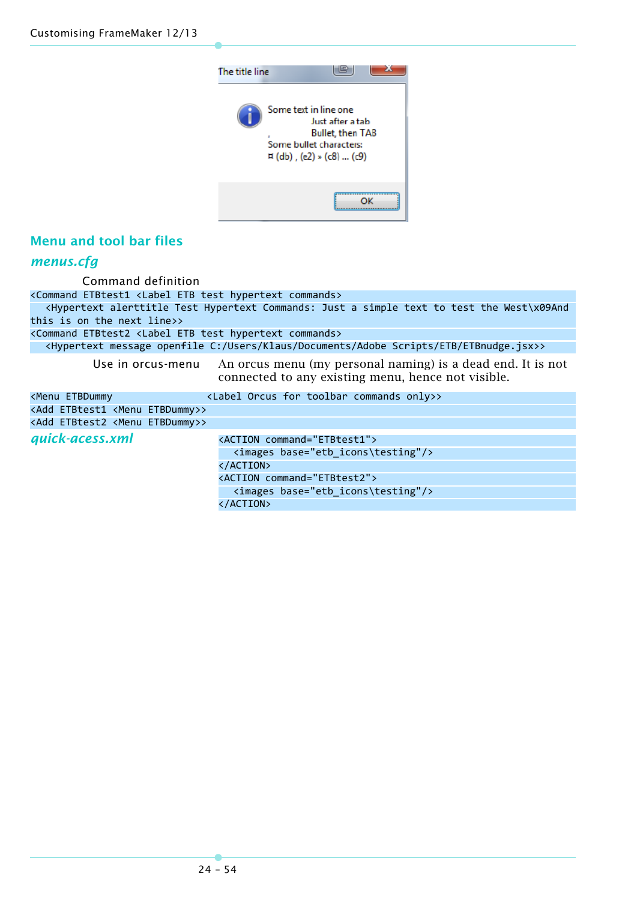## Menu and tool bar files

### *menus.cfg*

Command definition

```
<Command ETBtest1 <Label ETB test hypertext commands>
   <Hypertext alerttitle Test Hypertext Commands: Just a simple text to test the West\x09And
this is on the next line>>
<Command ETBtest2 <Label ETB test hypertext commands>
   <Hypertext message openfile C:/Users/Klaus/Documents/Adobe Scripts/ETB/ETBnudge.jsx>>
```

Use in orcus-menu

An orcus menu (my personal naming) is a dead end. It is not connected to any existing menu, hence not visible.

```
<Menu ETBDummy                <Label Orcus for toolbar commands only>>
<Add ETBtest1 <Menu ETBDummy>>
<Add ETBtest2 <Menu ETBDummy>>
```

### *quick-acess.xml*

```
<ACTION command="ETBtest1">
   <images base="etb_icons\testing"/>
</ACTION>
<ACTION command="ETBtest2">
   <images base="etb_icons\testing"/>
</ACTION>
```